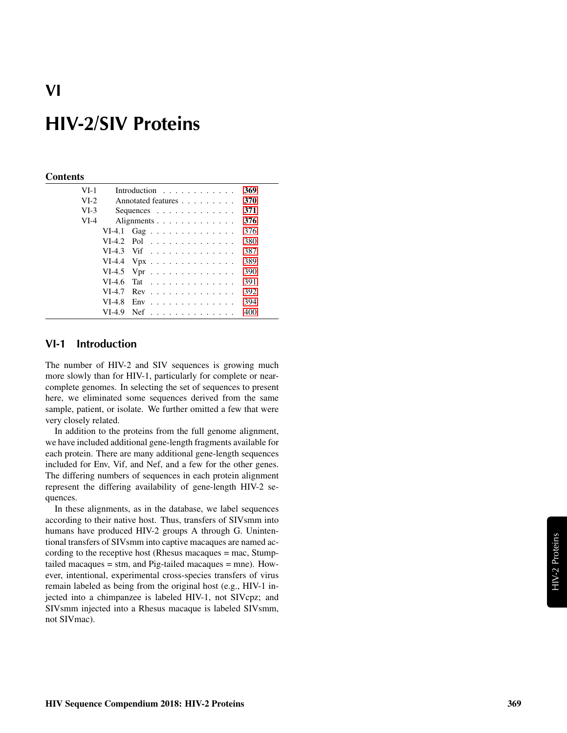# VI

# HIV-2/SIV Proteins

**Contents**

| | | |
|---|---|---|
| VI-1 | Introduction | **369** |
| VI-2 | Annotated features | **370** |
| VI-3 | Sequences | **371** |
| VI-4 | Alignments | **376** |
| VI-4.1 | Gag | 376 |
| VI-4.2 | Pol | 380 |
| VI-4.3 | Vif | 387 |
| VI-4.4 | Vpx | 389 |
| VI-4.5 | Vpr | 390 |
| VI-4.6 | Tat | 391 |
| VI-4.7 | Rev | 392 |
| VI-4.8 | Env | 394 |
| VI-4.9 | Nef | 400 |

## VI-1 Introduction

The number of HIV-2 and SIV sequences is growing much more slowly than for HIV-1, particularly for complete or near-complete genomes. In selecting the set of sequences to present here, we eliminated some sequences derived from the same sample, patient, or isolate. We further omitted a few that were very closely related.

In addition to the proteins from the full genome alignment, we have included additional gene-length fragments available for each protein. There are many additional gene-length sequences included for Env, Vif, and Nef, and a few for the other genes. The differing numbers of sequences in each protein alignment represent the differing availability of gene-length HIV-2 sequences.

In these alignments, as in the database, we label sequences according to their native host. Thus, transfers of SIVsmm into humans have produced HIV-2 groups A through G. Unintentional transfers of SIVsmm into captive macaques are named according to the receptive host (Rhesus macaques = mac, Stump-tailed macaques = stm, and Pig-tailed macaques = mne). However, intentional, experimental cross-species transfers of virus remain labeled as being from the original host (e.g., HIV-1 injected into a chimpanzee is labeled HIV-1, not SIVcpz; and SIVsmm injected into a Rhesus macaque is labeled SIVsmm, not SIVmac).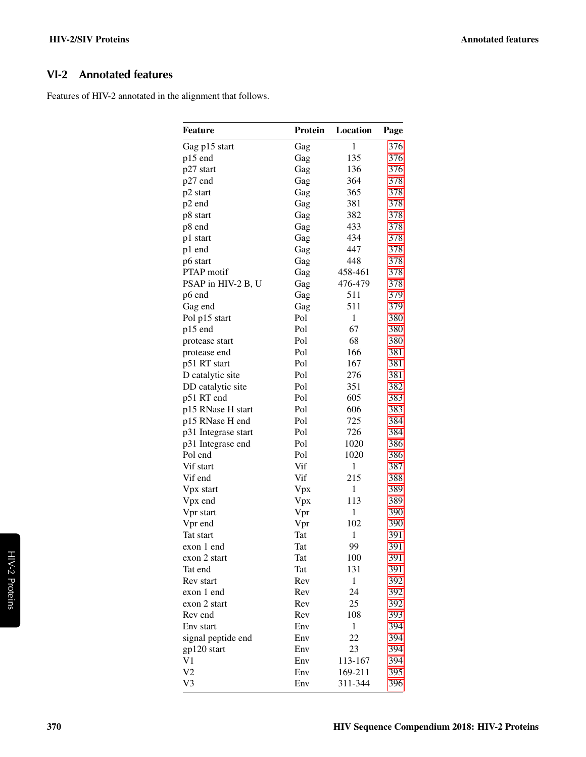## VI-2 Annotated features

Features of HIV-2 annotated in the alignment that follows.

| Feature | Protein | Location | Page |
|---|---|---|---|
| Gag p15 start | Gag | 1 | 376 |
| p15 end | Gag | 135 | 376 |
| p27 start | Gag | 136 | 376 |
| p27 end | Gag | 364 | 378 |
| p2 start | Gag | 365 | 378 |
| p2 end | Gag | 381 | 378 |
| p8 start | Gag | 382 | 378 |
| p8 end | Gag | 433 | 378 |
| p1 start | Gag | 434 | 378 |
| p1 end | Gag | 447 | 378 |
| p6 start | Gag | 448 | 378 |
| PTAP motif | Gag | 458-461 | 378 |
| PSAP in HIV-2 B, U | Gag | 476-479 | 378 |
| p6 end | Gag | 511 | 379 |
| Gag end | Gag | 511 | 379 |
| Pol p15 start | Pol | 1 | 380 |
| p15 end | Pol | 67 | 380 |
| protease start | Pol | 68 | 380 |
| protease end | Pol | 166 | 381 |
| p51 RT start | Pol | 167 | 381 |
| D catalytic site | Pol | 276 | 381 |
| DD catalytic site | Pol | 351 | 382 |
| p51 RT end | Pol | 605 | 383 |
| p15 RNase H start | Pol | 606 | 383 |
| p15 RNase H end | Pol | 725 | 384 |
| p31 Integrase start | Pol | 726 | 384 |
| p31 Integrase end | Pol | 1020 | 386 |
| Pol end | Pol | 1020 | 386 |
| Vif start | Vif | 1 | 387 |
| Vif end | Vif | 215 | 388 |
| Vpx start | Vpx | 1 | 389 |
| Vpx end | Vpx | 113 | 389 |
| Vpr start | Vpr | 1 | 390 |
| Vpr end | Vpr | 102 | 390 |
| Tat start | Tat | 1 | 391 |
| exon 1 end | Tat | 99 | 391 |
| exon 2 start | Tat | 100 | 391 |
| Tat end | Tat | 131 | 391 |
| Rev start | Rev | 1 | 392 |
| exon 1 end | Rev | 24 | 392 |
| exon 2 start | Rev | 25 | 392 |
| Rev end | Rev | 108 | 393 |
| Env start | Env | 1 | 394 |
| signal peptide end | Env | 22 | 394 |
| gp120 start | Env | 23 | 394 |
| V1 | Env | 113-167 | 394 |
| V2 | Env | 169-211 | 395 |
| V3 | Env | 311-344 | 396 |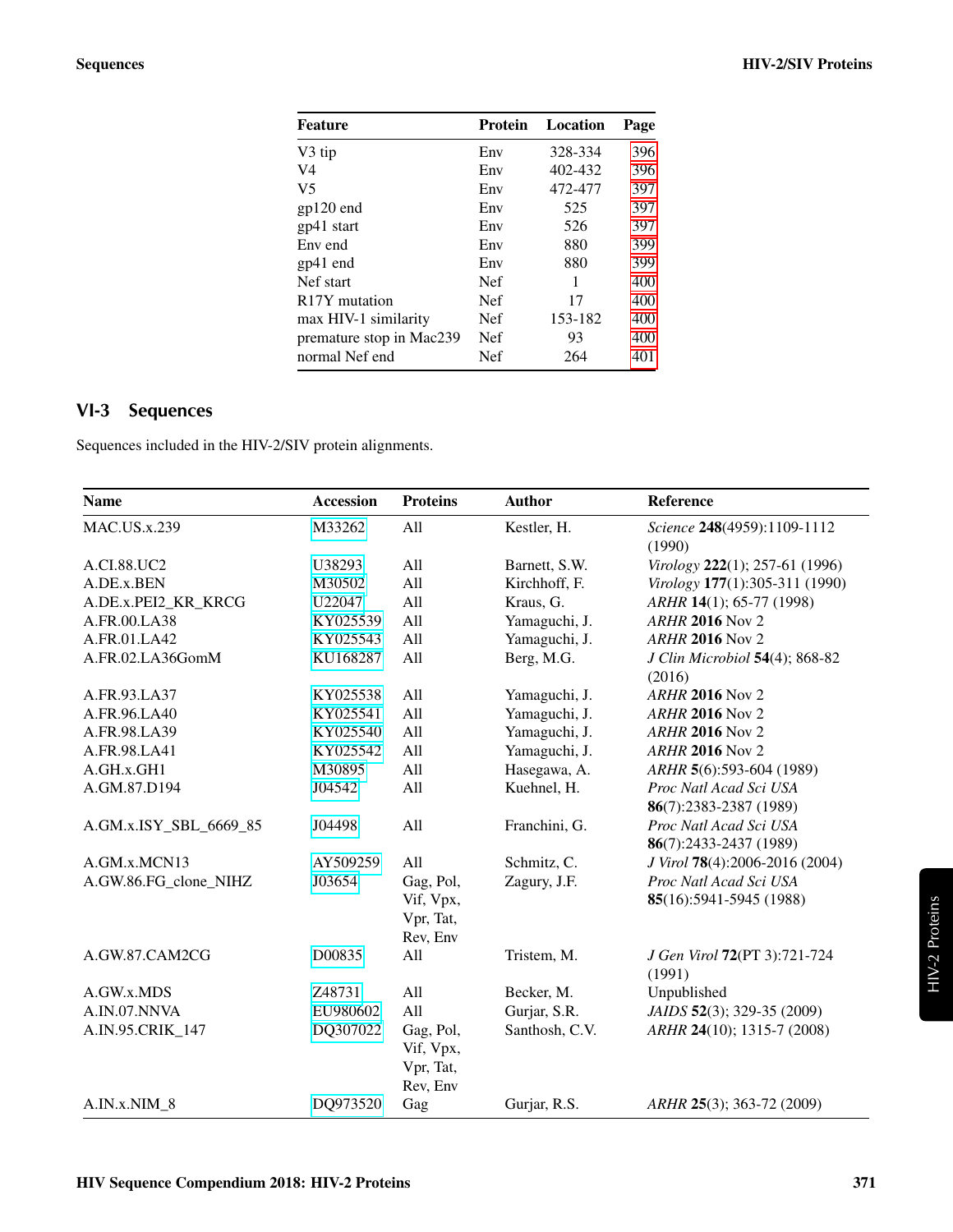| Feature | Protein | Location | Page |
|---|---|---|---|
| V3 tip | Env | 328-334 | 396 |
| V4 | Env | 402-432 | 396 |
| V5 | Env | 472-477 | 397 |
| gp120 end | Env | 525 | 397 |
| gp41 start | Env | 526 | 397 |
| Env end | Env | 880 | 399 |
| gp41 end | Env | 880 | 399 |
| Nef start | Nef | 1 | 400 |
| R17Y mutation | Nef | 17 | 400 |
| max HIV-1 similarity | Nef | 153-182 | 400 |
| premature stop in Mac239 | Nef | 93 | 400 |
| normal Nef end | Nef | 264 | 401 |

## VI-3 Sequences

Sequences included in the HIV-2/SIV protein alignments.

| Name | Accession | Proteins | Author | Reference |
|---|---|---|---|---|
| MAC.US.x.239 | M33262 | All | Kestler, H. | *Science* **248**(4959):1109-1112 (1990) |
| A.CI.88.UC2 | U38293 | All | Barnett, S.W. | *Virology* **222**(1); 257-61 (1996) |
| A.DE.x.BEN | M30502 | All | Kirchhoff, F. | *Virology* **177**(1):305-311 (1990) |
| A.DE.x.PEI2_KR_KRCG | U22047 | All | Kraus, G. | *ARHR* **14**(1); 65-77 (1998) |
| A.FR.00.LA38 | KY025539 | All | Yamaguchi, J. | *ARHR* **2016** Nov 2 |
| A.FR.01.LA42 | KY025543 | All | Yamaguchi, J. | *ARHR* **2016** Nov 2 |
| A.FR.02.LA36GomM | KU168287 | All | Berg, M.G. | *J Clin Microbiol* **54**(4); 868-82 (2016) |
| A.FR.93.LA37 | KY025538 | All | Yamaguchi, J. | *ARHR* **2016** Nov 2 |
| A.FR.96.LA40 | KY025541 | All | Yamaguchi, J. | *ARHR* **2016** Nov 2 |
| A.FR.98.LA39 | KY025540 | All | Yamaguchi, J. | *ARHR* **2016** Nov 2 |
| A.FR.98.LA41 | KY025542 | All | Yamaguchi, J. | *ARHR* **2016** Nov 2 |
| A.GH.x.GH1 | M30895 | All | Hasegawa, A. | *ARHR* **5**(6):593-604 (1989) |
| A.GM.87.D194 | J04542 | All | Kuehnel, H. | *Proc Natl Acad Sci USA* **86**(7):2383-2387 (1989) |
| A.GM.x.ISY_SBL_6669_85 | J04498 | All | Franchini, G. | *Proc Natl Acad Sci USA* **86**(7):2433-2437 (1989) |
| A.GM.x.MCN13 | AY509259 | All | Schmitz, C. | *J Virol* **78**(4):2006-2016 (2004) |
| A.GW.86.FG_clone_NIHZ | J03654 | Gag, Pol, Vif, Vpx, Vpr, Tat, Rev, Env | Zagury, J.F. | *Proc Natl Acad Sci USA* **85**(16):5941-5945 (1988) |
| A.GW.87.CAM2CG | D00835 | All | Tristem, M. | *J Gen Virol* **72**(PT 3):721-724 (1991) |
| A.GW.x.MDS | Z48731 | All | Becker, M. | Unpublished |
| A.IN.07.NNVA | EU980602 | All | Gurjar, S.R. | *JAIDS* **52**(3); 329-35 (2009) |
| A.IN.95.CRIK_147 | DQ307022 | Gag, Pol, Vif, Vpx, Vpr, Tat, Rev, Env | Santhosh, C.V. | *ARHR* **24**(10); 1315-7 (2008) |
| A.IN.x.NIM_8 | DQ973520 | Gag | Gurjar, R.S. | *ARHR* **25**(3); 363-72 (2009) |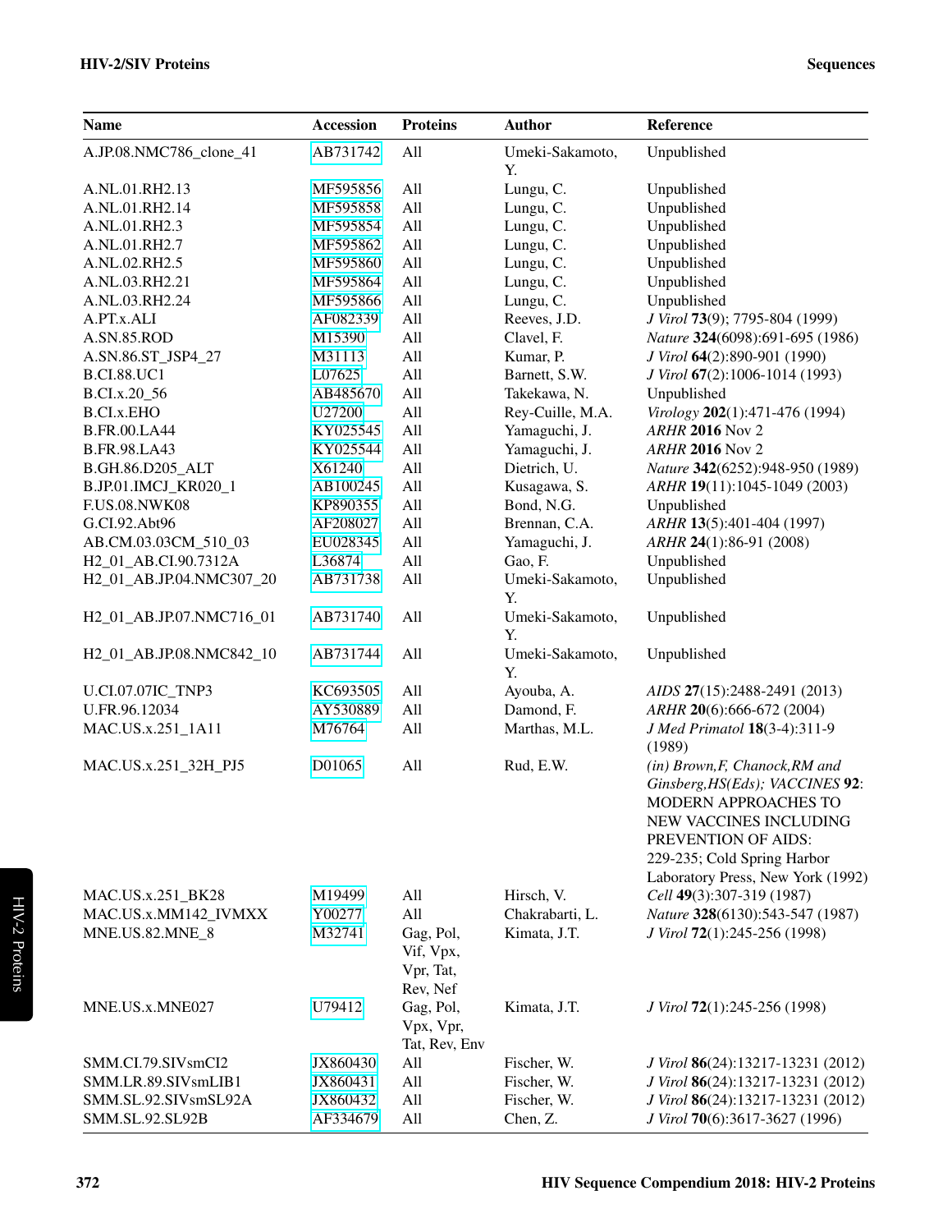| Name | Accession | Proteins | Author | Reference |
|---|---|---|---|---|
| A.JP.08.NMC786_clone_41 | AB731742 | All | Umeki-Sakamoto, Y. | Unpublished |
| A.NL.01.RH2.13 | MF595856 | All | Lungu, C. | Unpublished |
| A.NL.01.RH2.14 | MF595858 | All | Lungu, C. | Unpublished |
| A.NL.01.RH2.3 | MF595854 | All | Lungu, C. | Unpublished |
| A.NL.01.RH2.7 | MF595862 | All | Lungu, C. | Unpublished |
| A.NL.02.RH2.5 | MF595860 | All | Lungu, C. | Unpublished |
| A.NL.03.RH2.21 | MF595864 | All | Lungu, C. | Unpublished |
| A.NL.03.RH2.24 | MF595866 | All | Lungu, C. | Unpublished |
| A.PT.x.ALI | AF082339 | All | Reeves, J.D. | *J Virol* **73**(9); 7795-804 (1999) |
| A.SN.85.ROD | M15390 | All | Clavel, F. | *Nature* **324**(6098):691-695 (1986) |
| A.SN.86.ST_JSP4_27 | M31113 | All | Kumar, P. | *J Virol* **64**(2):890-901 (1990) |
| B.CI.88.UC1 | L07625 | All | Barnett, S.W. | *J Virol* **67**(2):1006-1014 (1993) |
| B.CI.x.20_56 | AB485670 | All | Takekawa, N. | Unpublished |
| B.CI.x.EHO | U27200 | All | Rey-Cuille, M.A. | *Virology* **202**(1):471-476 (1994) |
| B.FR.00.LA44 | KY025545 | All | Yamaguchi, J. | *ARHR* **2016** Nov 2 |
| B.FR.98.LA43 | KY025544 | All | Yamaguchi, J. | *ARHR* **2016** Nov 2 |
| B.GH.86.D205_ALT | X61240 | All | Dietrich, U. | *Nature* **342**(6252):948-950 (1989) |
| B.JP.01.IMCJ_KR020_1 | AB100245 | All | Kusagawa, S. | *ARHR* **19**(11):1045-1049 (2003) |
| F.US.08.NWK08 | KP890355 | All | Bond, N.G. | Unpublished |
| G.CI.92.Abt96 | AF208027 | All | Brennan, C.A. | *ARHR* **13**(5):401-404 (1997) |
| AB.CM.03.03CM_510_03 | EU028345 | All | Yamaguchi, J. | *ARHR* **24**(1):86-91 (2008) |
| H2_01_AB.CI.90.7312A | L36874 | All | Gao, F. | Unpublished |
| H2_01_AB.JP.04.NMC307_20 | AB731738 | All | Umeki-Sakamoto, Y. | Unpublished |
| H2_01_AB.JP.07.NMC716_01 | AB731740 | All | Umeki-Sakamoto, Y. | Unpublished |
| H2_01_AB.JP.08.NMC842_10 | AB731744 | All | Umeki-Sakamoto, Y. | Unpublished |
| U.CI.07.07IC_TNP3 | KC693505 | All | Ayouba, A. | *AIDS* **27**(15):2488-2491 (2013) |
| U.FR.96.12034 | AY530889 | All | Damond, F. | *ARHR* **20**(6):666-672 (2004) |
| MAC.US.x.251_1A11 | M76764 | All | Marthas, M.L. | *J Med Primatol* **18**(3-4):311-9 (1989) |
| MAC.US.x.251_32H_PJ5 | D01065 | All | Rud, E.W. | *(in) Brown,F, Chanock,RM and Ginsberg,HS(Eds); VACCINES* **92**: MODERN APPROACHES TO NEW VACCINES INCLUDING PREVENTION OF AIDS: 229-235; Cold Spring Harbor Laboratory Press, New York (1992) |
| MAC.US.x.251_BK28 | M19499 | All | Hirsch, V. | *Cell* **49**(3):307-319 (1987) |
| MAC.US.x.MM142_IVMXX | Y00277 | All | Chakrabarti, L. | *Nature* **328**(6130):543-547 (1987) |
| MNE.US.82.MNE_8 | M32741 | Gag, Pol, Vif, Vpx, Vpr, Tat, Rev, Nef | Kimata, J.T. | *J Virol* **72**(1):245-256 (1998) |
| MNE.US.x.MNE027 | U79412 | Gag, Pol, Vpx, Vpr, Tat, Rev, Env | Kimata, J.T. | *J Virol* **72**(1):245-256 (1998) |
| SMM.CI.79.SIVsmCI2 | JX860430 | All | Fischer, W. | *J Virol* **86**(24):13217-13231 (2012) |
| SMM.LR.89.SIVsmLIB1 | JX860431 | All | Fischer, W. | *J Virol* **86**(24):13217-13231 (2012) |
| SMM.SL.92.SIVsmSL92A | JX860432 | All | Fischer, W. | *J Virol* **86**(24):13217-13231 (2012) |
| SMM.SL.92.SL92B | AF334679 | All | Chen, Z. | *J Virol* **70**(6):3617-3627 (1996) |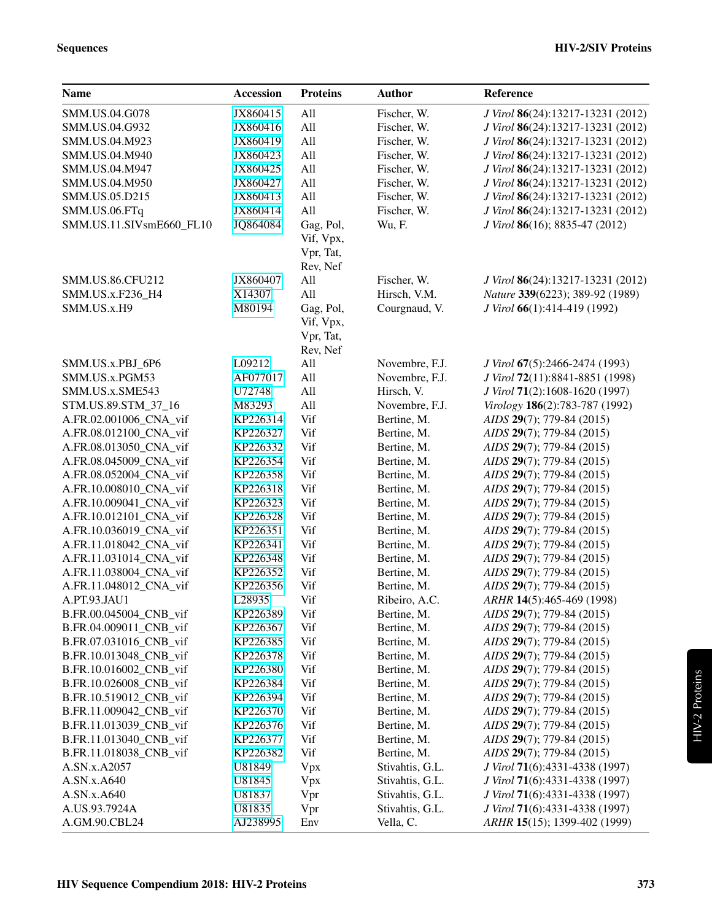| Name | Accession | Proteins | Author | Reference |
|---|---|---|---|---|
| SMM.US.04.G078 | JX860415 | All | Fischer, W. | *J Virol* **86**(24):13217-13231 (2012) |
| SMM.US.04.G932 | JX860416 | All | Fischer, W. | *J Virol* **86**(24):13217-13231 (2012) |
| SMM.US.04.M923 | JX860419 | All | Fischer, W. | *J Virol* **86**(24):13217-13231 (2012) |
| SMM.US.04.M940 | JX860423 | All | Fischer, W. | *J Virol* **86**(24):13217-13231 (2012) |
| SMM.US.04.M947 | JX860425 | All | Fischer, W. | *J Virol* **86**(24):13217-13231 (2012) |
| SMM.US.04.M950 | JX860427 | All | Fischer, W. | *J Virol* **86**(24):13217-13231 (2012) |
| SMM.US.05.D215 | JX860413 | All | Fischer, W. | *J Virol* **86**(24):13217-13231 (2012) |
| SMM.US.06.FTq | JX860414 | All | Fischer, W. | *J Virol* **86**(24):13217-13231 (2012) |
| SMM.US.11.SIVsmE660_FL10 | JQ864084 | Gag, Pol, Vif, Vpx, Vpr, Tat, Rev, Nef | Wu, F. | *J Virol* **86**(16); 8835-47 (2012) |
| SMM.US.86.CFU212 | JX860407 | All | Fischer, W. | *J Virol* **86**(24):13217-13231 (2012) |
| SMM.US.x.F236_H4 | X14307 | All | Hirsch, V.M. | *Nature* **339**(6223); 389-92 (1989) |
| SMM.US.x.H9 | M80194 | Gag, Pol, Vif, Vpx, Vpr, Tat, Rev, Nef | Courgnaud, V. | *J Virol* **66**(1):414-419 (1992) |
| SMM.US.x.PBJ_6P6 | L09212 | All | Novembre, F.J. | *J Virol* **67**(5):2466-2474 (1993) |
| SMM.US.x.PGM53 | AF077017 | All | Novembre, F.J. | *J Virol* **72**(11):8841-8851 (1998) |
| SMM.US.x.SME543 | U72748 | All | Hirsch, V. | *J Virol* **71**(2):1608-1620 (1997) |
| STM.US.89.STM_37_16 | M83293 | All | Novembre, F.J. | *Virology* **186**(2):783-787 (1992) |
| A.FR.02.001006_CNA_vif | KP226314 | Vif | Bertine, M. | *AIDS* **29**(7); 779-84 (2015) |
| A.FR.08.012100_CNA_vif | KP226327 | Vif | Bertine, M. | *AIDS* **29**(7); 779-84 (2015) |
| A.FR.08.013050_CNA_vif | KP226332 | Vif | Bertine, M. | *AIDS* **29**(7); 779-84 (2015) |
| A.FR.08.045009_CNA_vif | KP226354 | Vif | Bertine, M. | *AIDS* **29**(7); 779-84 (2015) |
| A.FR.08.052004_CNA_vif | KP226358 | Vif | Bertine, M. | *AIDS* **29**(7); 779-84 (2015) |
| A.FR.10.008010_CNA_vif | KP226318 | Vif | Bertine, M. | *AIDS* **29**(7); 779-84 (2015) |
| A.FR.10.009041_CNA_vif | KP226323 | Vif | Bertine, M. | *AIDS* **29**(7); 779-84 (2015) |
| A.FR.10.012101_CNA_vif | KP226328 | Vif | Bertine, M. | *AIDS* **29**(7); 779-84 (2015) |
| A.FR.10.036019_CNA_vif | KP226351 | Vif | Bertine, M. | *AIDS* **29**(7); 779-84 (2015) |
| A.FR.11.018042_CNA_vif | KP226341 | Vif | Bertine, M. | *AIDS* **29**(7); 779-84 (2015) |
| A.FR.11.031014_CNA_vif | KP226348 | Vif | Bertine, M. | *AIDS* **29**(7); 779-84 (2015) |
| A.FR.11.038004_CNA_vif | KP226352 | Vif | Bertine, M. | *AIDS* **29**(7); 779-84 (2015) |
| A.FR.11.048012_CNA_vif | KP226356 | Vif | Bertine, M. | *AIDS* **29**(7); 779-84 (2015) |
| A.PT.93.JAU1 | L28935 | Vif | Ribeiro, A.C. | *ARHR* **14**(5):465-469 (1998) |
| B.FR.00.045004_CNB_vif | KP226389 | Vif | Bertine, M. | *AIDS* **29**(7); 779-84 (2015) |
| B.FR.04.009011_CNB_vif | KP226367 | Vif | Bertine, M. | *AIDS* **29**(7); 779-84 (2015) |
| B.FR.07.031016_CNB_vif | KP226385 | Vif | Bertine, M. | *AIDS* **29**(7); 779-84 (2015) |
| B.FR.10.013048_CNB_vif | KP226378 | Vif | Bertine, M. | *AIDS* **29**(7); 779-84 (2015) |
| B.FR.10.016002_CNB_vif | KP226380 | Vif | Bertine, M. | *AIDS* **29**(7); 779-84 (2015) |
| B.FR.10.026008_CNB_vif | KP226384 | Vif | Bertine, M. | *AIDS* **29**(7); 779-84 (2015) |
| B.FR.10.519012_CNB_vif | KP226394 | Vif | Bertine, M. | *AIDS* **29**(7); 779-84 (2015) |
| B.FR.11.009042_CNB_vif | KP226370 | Vif | Bertine, M. | *AIDS* **29**(7); 779-84 (2015) |
| B.FR.11.013039_CNB_vif | KP226376 | Vif | Bertine, M. | *AIDS* **29**(7); 779-84 (2015) |
| B.FR.11.013040_CNB_vif | KP226377 | Vif | Bertine, M. | *AIDS* **29**(7); 779-84 (2015) |
| B.FR.11.018038_CNB_vif | KP226382 | Vif | Bertine, M. | *AIDS* **29**(7); 779-84 (2015) |
| A.SN.x.A2057 | U81849 | Vpx | Stivahtis, G.L. | *J Virol* **71**(6):4331-4338 (1997) |
| A.SN.x.A640 | U81845 | Vpx | Stivahtis, G.L. | *J Virol* **71**(6):4331-4338 (1997) |
| A.SN.x.A640 | U81837 | Vpr | Stivahtis, G.L. | *J Virol* **71**(6):4331-4338 (1997) |
| A.US.93.7924A | U81835 | Vpr | Stivahtis, G.L. | *J Virol* **71**(6):4331-4338 (1997) |
| A.GM.90.CBL24 | AJ238995 | Env | Vella, C. | *ARHR* **15**(15); 1399-402 (1999) |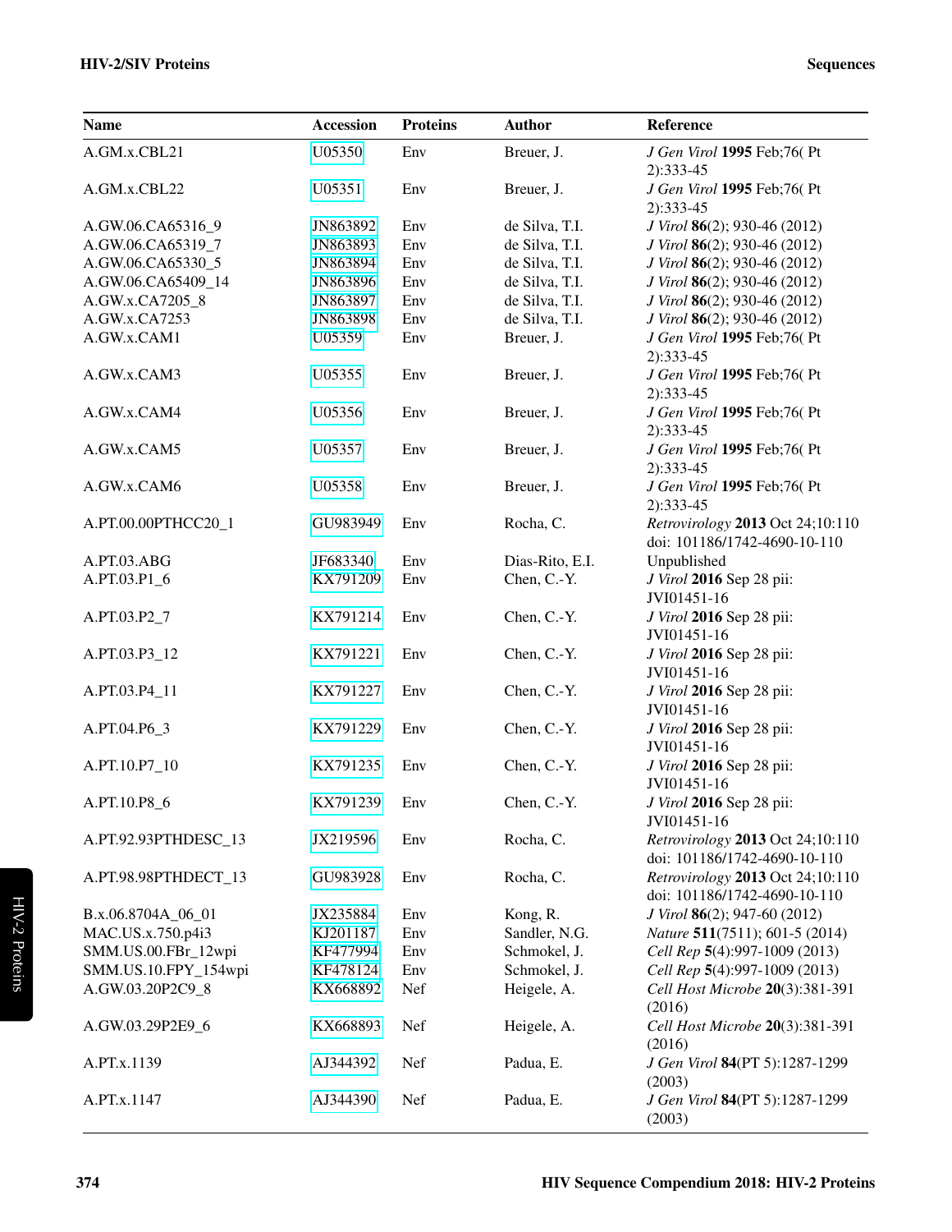| Name | Accession | Proteins | Author | Reference |
|---|---|---|---|---|
| A.GM.x.CBL21 | U05350 | Env | Breuer, J. | *J Gen Virol* **1995** Feb;76( Pt 2):333-45 |
| A.GM.x.CBL22 | U05351 | Env | Breuer, J. | *J Gen Virol* **1995** Feb;76( Pt 2):333-45 |
| A.GW.06.CA65316_9 | JN863892 | Env | de Silva, T.I. | *J Virol* **86**(2); 930-46 (2012) |
| A.GW.06.CA65319_7 | JN863893 | Env | de Silva, T.I. | *J Virol* **86**(2); 930-46 (2012) |
| A.GW.06.CA65330_5 | JN863894 | Env | de Silva, T.I. | *J Virol* **86**(2); 930-46 (2012) |
| A.GW.06.CA65409_14 | JN863896 | Env | de Silva, T.I. | *J Virol* **86**(2); 930-46 (2012) |
| A.GW.x.CA7205_8 | JN863897 | Env | de Silva, T.I. | *J Virol* **86**(2); 930-46 (2012) |
| A.GW.x.CA7253 | JN863898 | Env | de Silva, T.I. | *J Virol* **86**(2); 930-46 (2012) |
| A.GW.x.CAM1 | U05359 | Env | Breuer, J. | *J Gen Virol* **1995** Feb;76( Pt 2):333-45 |
| A.GW.x.CAM3 | U05355 | Env | Breuer, J. | *J Gen Virol* **1995** Feb;76( Pt 2):333-45 |
| A.GW.x.CAM4 | U05356 | Env | Breuer, J. | *J Gen Virol* **1995** Feb;76( Pt 2):333-45 |
| A.GW.x.CAM5 | U05357 | Env | Breuer, J. | *J Gen Virol* **1995** Feb;76( Pt 2):333-45 |
| A.GW.x.CAM6 | U05358 | Env | Breuer, J. | *J Gen Virol* **1995** Feb;76( Pt 2):333-45 |
| A.PT.00.00PTHCC20_1 | GU983949 | Env | Rocha, C. | *Retrovirology* **2013** Oct 24;10:110 doi: 101186/1742-4690-10-110 |
| A.PT.03.ABG | JF683340 | Env | Dias-Rito, E.I. | Unpublished |
| A.PT.03.P1_6 | KX791209 | Env | Chen, C.-Y. | *J Virol* **2016** Sep 28 pii: JVI01451-16 |
| A.PT.03.P2_7 | KX791214 | Env | Chen, C.-Y. | *J Virol* **2016** Sep 28 pii: JVI01451-16 |
| A.PT.03.P3_12 | KX791221 | Env | Chen, C.-Y. | *J Virol* **2016** Sep 28 pii: JVI01451-16 |
| A.PT.03.P4_11 | KX791227 | Env | Chen, C.-Y. | *J Virol* **2016** Sep 28 pii: JVI01451-16 |
| A.PT.04.P6_3 | KX791229 | Env | Chen, C.-Y. | *J Virol* **2016** Sep 28 pii: JVI01451-16 |
| A.PT.10.P7_10 | KX791235 | Env | Chen, C.-Y. | *J Virol* **2016** Sep 28 pii: JVI01451-16 |
| A.PT.10.P8_6 | KX791239 | Env | Chen, C.-Y. | *J Virol* **2016** Sep 28 pii: JVI01451-16 |
| A.PT.92.93PTHDESC_13 | JX219596 | Env | Rocha, C. | *Retrovirology* **2013** Oct 24;10:110 doi: 101186/1742-4690-10-110 |
| A.PT.98.98PTHDECT_13 | GU983928 | Env | Rocha, C. | *Retrovirology* **2013** Oct 24;10:110 doi: 101186/1742-4690-10-110 |
| B.x.06.8704A_06_01 | JX235884 | Env | Kong, R. | *J Virol* **86**(2); 947-60 (2012) |
| MAC.US.x.750.p4i3 | KJ201187 | Env | Sandler, N.G. | *Nature* **511**(7511); 601-5 (2014) |
| SMM.US.00.FBr_12wpi | KF477994 | Env | Schmokel, J. | *Cell Rep* **5**(4):997-1009 (2013) |
| SMM.US.10.FPY_154wpi | KF478124 | Env | Schmokel, J. | *Cell Rep* **5**(4):997-1009 (2013) |
| A.GW.03.20P2C9_8 | KX668892 | Nef | Heigele, A. | *Cell Host Microbe* **20**(3):381-391 (2016) |
| A.GW.03.29P2E9_6 | KX668893 | Nef | Heigele, A. | *Cell Host Microbe* **20**(3):381-391 (2016) |
| A.PT.x.1139 | AJ344392 | Nef | Padua, E. | *J Gen Virol* **84**(PT 5):1287-1299 (2003) |
| A.PT.x.1147 | AJ344390 | Nef | Padua, E. | *J Gen Virol* **84**(PT 5):1287-1299 (2003) |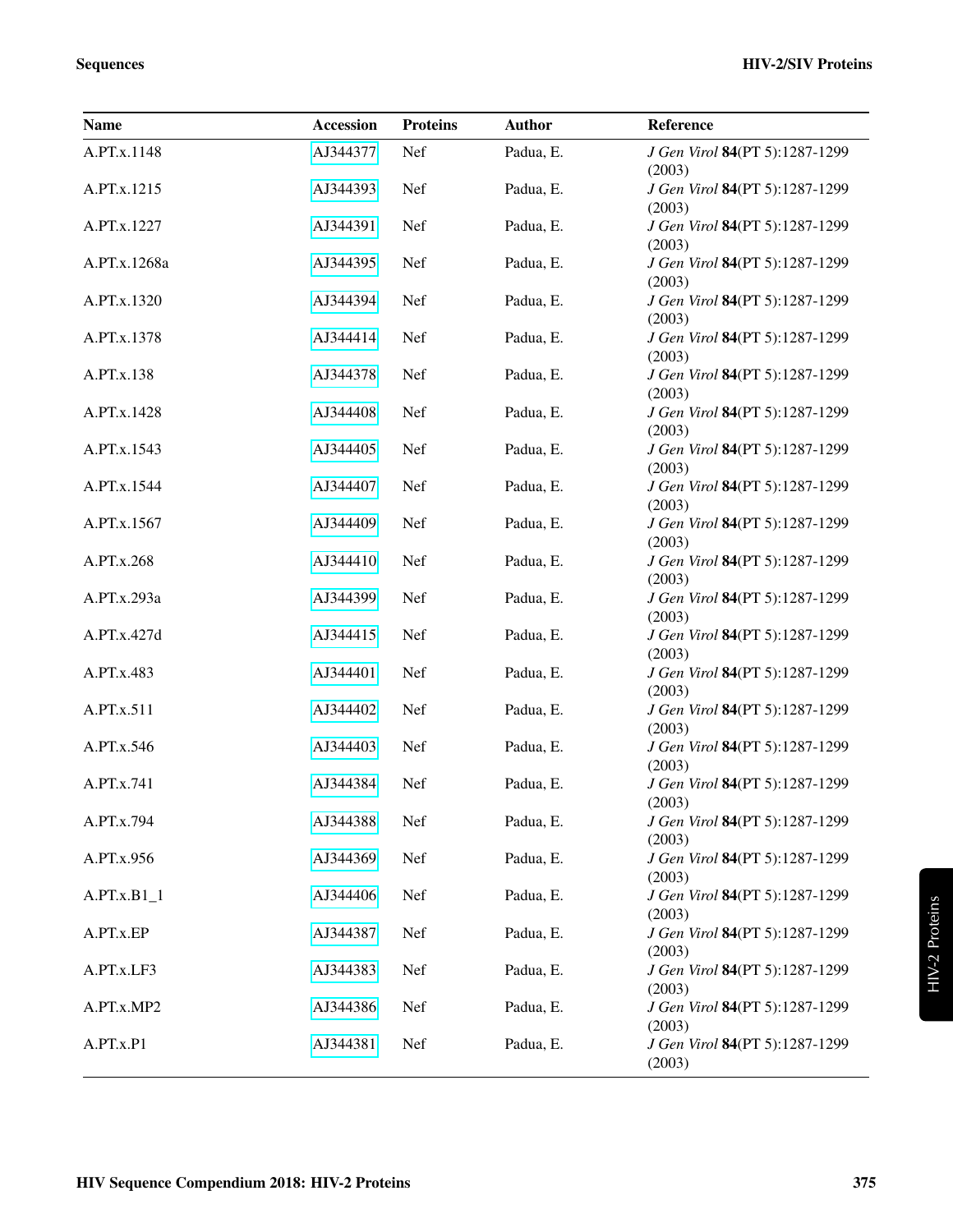| Name | Accession | Proteins | Author | Reference |
|---|---|---|---|---|
| A.PT.x.1148 | AJ344377 | Nef | Padua, E. | *J Gen Virol* **84**(PT 5):1287-1299 (2003) |
| A.PT.x.1215 | AJ344393 | Nef | Padua, E. | *J Gen Virol* **84**(PT 5):1287-1299 (2003) |
| A.PT.x.1227 | AJ344391 | Nef | Padua, E. | *J Gen Virol* **84**(PT 5):1287-1299 (2003) |
| A.PT.x.1268a | AJ344395 | Nef | Padua, E. | *J Gen Virol* **84**(PT 5):1287-1299 (2003) |
| A.PT.x.1320 | AJ344394 | Nef | Padua, E. | *J Gen Virol* **84**(PT 5):1287-1299 (2003) |
| A.PT.x.1378 | AJ344414 | Nef | Padua, E. | *J Gen Virol* **84**(PT 5):1287-1299 (2003) |
| A.PT.x.138 | AJ344378 | Nef | Padua, E. | *J Gen Virol* **84**(PT 5):1287-1299 (2003) |
| A.PT.x.1428 | AJ344408 | Nef | Padua, E. | *J Gen Virol* **84**(PT 5):1287-1299 (2003) |
| A.PT.x.1543 | AJ344405 | Nef | Padua, E. | *J Gen Virol* **84**(PT 5):1287-1299 (2003) |
| A.PT.x.1544 | AJ344407 | Nef | Padua, E. | *J Gen Virol* **84**(PT 5):1287-1299 (2003) |
| A.PT.x.1567 | AJ344409 | Nef | Padua, E. | *J Gen Virol* **84**(PT 5):1287-1299 (2003) |
| A.PT.x.268 | AJ344410 | Nef | Padua, E. | *J Gen Virol* **84**(PT 5):1287-1299 (2003) |
| A.PT.x.293a | AJ344399 | Nef | Padua, E. | *J Gen Virol* **84**(PT 5):1287-1299 (2003) |
| A.PT.x.427d | AJ344415 | Nef | Padua, E. | *J Gen Virol* **84**(PT 5):1287-1299 (2003) |
| A.PT.x.483 | AJ344401 | Nef | Padua, E. | *J Gen Virol* **84**(PT 5):1287-1299 (2003) |
| A.PT.x.511 | AJ344402 | Nef | Padua, E. | *J Gen Virol* **84**(PT 5):1287-1299 (2003) |
| A.PT.x.546 | AJ344403 | Nef | Padua, E. | *J Gen Virol* **84**(PT 5):1287-1299 (2003) |
| A.PT.x.741 | AJ344384 | Nef | Padua, E. | *J Gen Virol* **84**(PT 5):1287-1299 (2003) |
| A.PT.x.794 | AJ344388 | Nef | Padua, E. | *J Gen Virol* **84**(PT 5):1287-1299 (2003) |
| A.PT.x.956 | AJ344369 | Nef | Padua, E. | *J Gen Virol* **84**(PT 5):1287-1299 (2003) |
| A.PT.x.B1_1 | AJ344406 | Nef | Padua, E. | *J Gen Virol* **84**(PT 5):1287-1299 (2003) |
| A.PT.x.EP | AJ344387 | Nef | Padua, E. | *J Gen Virol* **84**(PT 5):1287-1299 (2003) |
| A.PT.x.LF3 | AJ344383 | Nef | Padua, E. | *J Gen Virol* **84**(PT 5):1287-1299 (2003) |
| A.PT.x.MP2 | AJ344386 | Nef | Padua, E. | *J Gen Virol* **84**(PT 5):1287-1299 (2003) |
| A.PT.x.P1 | AJ344381 | Nef | Padua, E. | *J Gen Virol* **84**(PT 5):1287-1299 (2003) |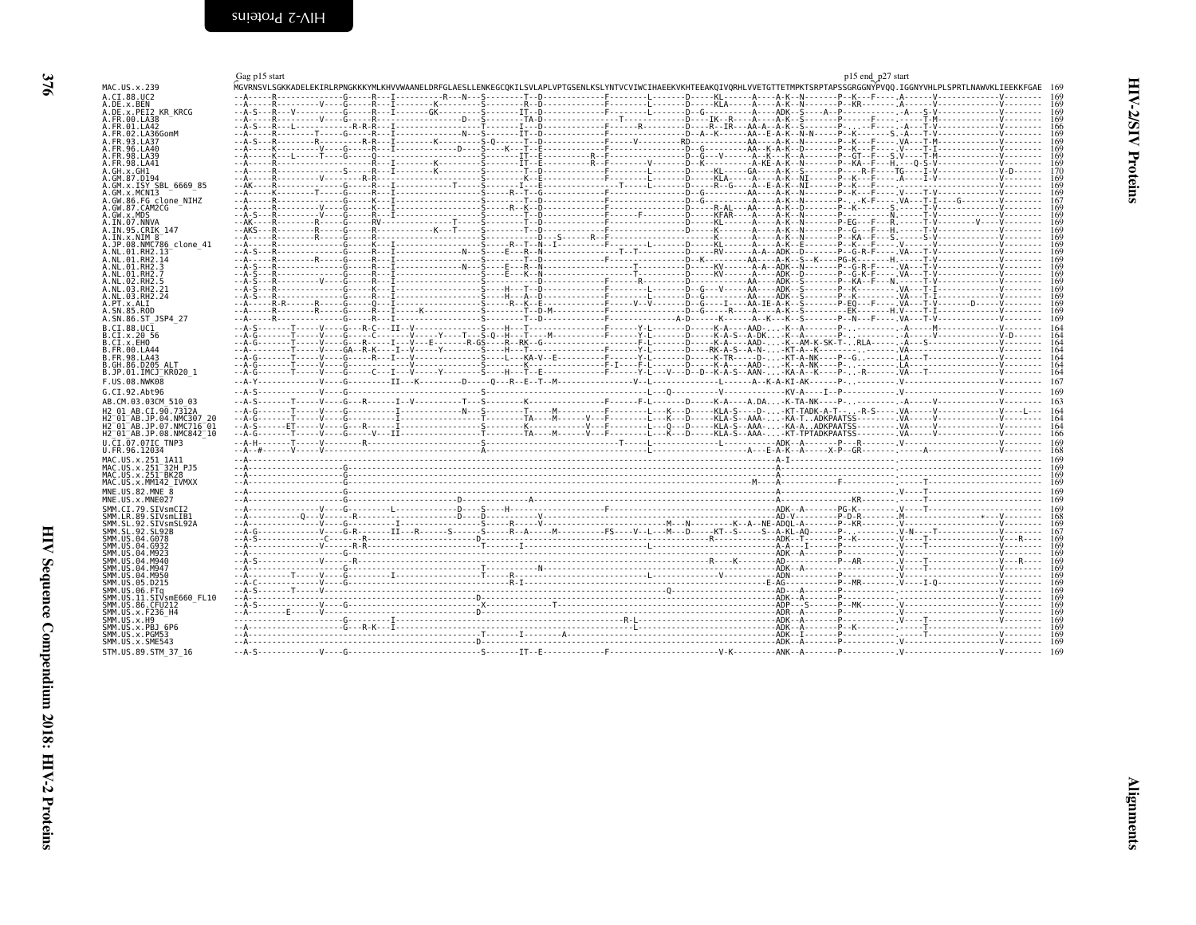Gag p15 start … p15 end_p27 start

```
MAC.US.x.239              MGVRNSVLSGKKADELEKIRLRPNGKKKYMLKHVVWAANELDRFGLAESLLENKEGCQKILSVLAPLVPTGSENLKSLYNTVCVIWCIHAEEKVKHTEEAKQIVQRHLVVETGTTETMPKTSRPTAPSSGRGGNYPVQQ.IGGNYVHLPLSPRTLNAWVKLIEEKKFGAE  169
A.CI.88.UC2                                   169
A.DE.x.BEN                                    169
A.DE.x.PEI2_KR_KRCG                           169
A.FR.00.LA38                                  169
A.FR.01.LA42                                  166
A.FR.02.LA36GomM                              169
A.FR.93.LA37                                  169
A.FR.96.LA40                                  169
A.FR.98.LA39                                  169
A.FR.98.LA41                                  169
A.GH.x.GH1                                    170
A.GM.87.D194                                  169
A.GM.x.ISY_SBL_6669_85                        169
A.GM.x.MCN13                                  169
A.GW.86.FG_clone_NIHZ                         167
A.GW.87.CAM2CG                                169
A.GW.x.MDS                                    169
A.IN.07.NNVA                                  169
A.IN.95.CRIK_147                              169
A.IN.x.NIM_8                                  169
A.JP.08.NMC786_clone_41                       169
A.NL.01.RH2.13                                169
A.NL.01.RH2.14                                169
A.NL.01.RH2.3                                 169
A.NL.01.RH2.7                                 169
A.NL.02.RH2.5                                 169
A.NL.03.RH2.21                                169
A.NL.03.RH2.24                                169
A.PT.x.ALI                                    169
A.SN.85.ROD                                   169
A.SN.86.ST_JSP4_27                            169
B.CI.88.UC1                                   164
B.CI.x.20_56                                  164
B.CI.x.EHO                                    164
B.FR.00.LA44                                  164
B.FR.98.LA43                                  164
B.GH.86.D205_ALT                              164
B.JP.01.IMCJ_KR020_1                          164
F.US.08.NWK08                                 167
G.CI.92.Abt96                                 169
AB.CM.03.03CM_510_03                          163
H2_01_AB.CI.90.7312A                          164
H2_01_AB.JP.04.NMC307_20                      164
H2_01_AB.JP.07.NMC716_01                      164
H2_01_AB.JP.08.NMC842_10                      166
U.CI.07.07IC_TNP3                             169
U.FR.96.12034                                 168
MAC.US.x.251_1A11                             169
MAC.US.x.251_32H_PJ5                          169
MAC.US.x.251_BK28                             169
MAC.US.x.MM142_IVMXX                          169
MNE.US.82.MNE_8                               169
MNE.US.x.MNE027                               169
SMM.CI.79.SIVsmCI2                            169
SMM.LR.89.SIVsmLIB1                           168
SMM.SL.92.SIVsmSL92A                          169
SMM.SL.92.SL92B                               167
SMM.US.04.G078                                169
SMM.US.04.G932                                169
SMM.US.04.M923                                169
SMM.US.04.M940                                169
SMM.US.04.M947                                169
SMM.US.04.M950                                169
SMM.US.05.D215                                169
SMM.US.06.FTq                                 169
SMM.US.11.SIVsmE660_FL10                      169
SMM.US.86.CFU212                              169
SMM.US.x.F236_H4                              169
SMM.US.x.H9                                   169
SMM.US.x.PBJ_6P6                              169
SMM.US.x.PGM53                                169
SMM.US.x.SME543                               169
STM.US.89.STM_37_16                           169
```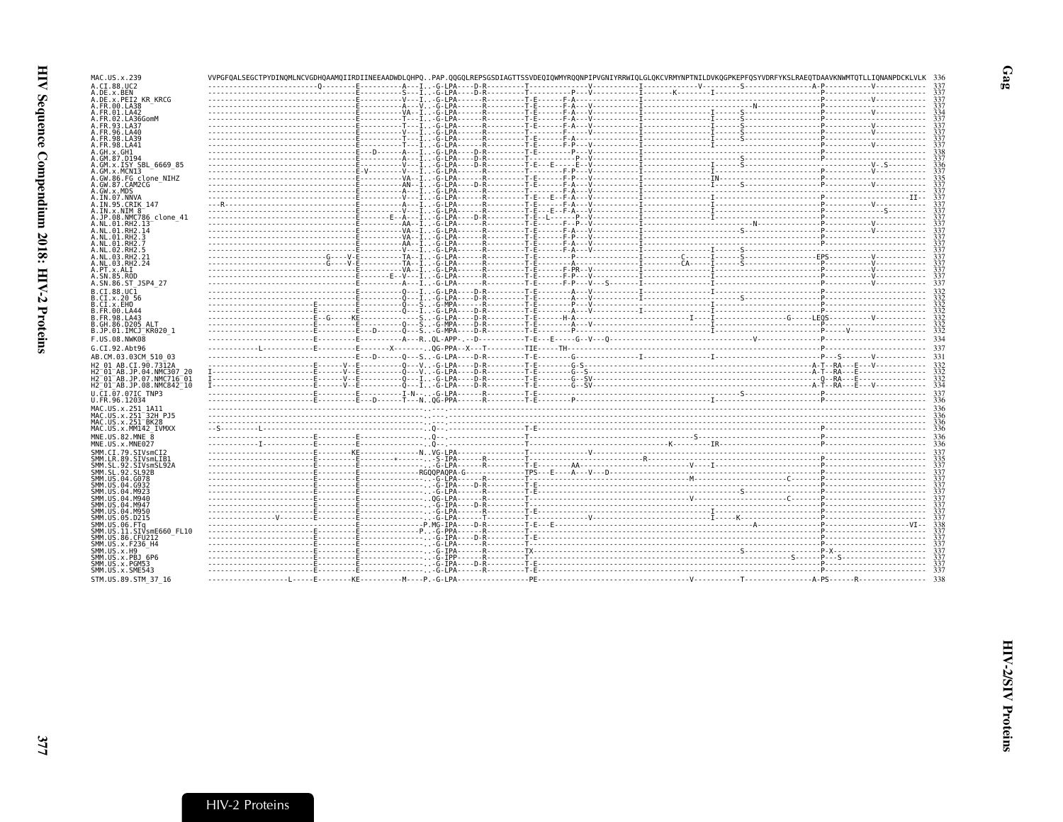```
MAC.US.x.239                VVPGFQALSEGCTPYDINQMLNCVGDHQAAMQIIRDIINEEAADWDLQHPQ..PAP.QQGQLREPSGSDIAGTTSSVDEQIQWMYRQQNPIPVGNIYRRWIQLGLQKCVRMYNPTNILDVKQGPKEPFQSYVDRFYKSLRAEQTDAAVKNWMTQTLLIQNANPDCKLVLK 336
A.CI.88.UC2                 337
A.DE.x.BEN                  337
A.DE.x.PEI2_KR_KRCG         337
A.FR.00.LA38                337
A.FR.01.LA42                334
A.FR.02.LA36GomM            337
A.FR.93.LA37                337
A.FR.96.LA40                337
A.FR.98.LA39                337
A.FR.98.LA41                337
A.GH.x.GH1                  338
A.GM.87.D194                337
A.GM.x.ISY_SBL_6669_85      336
A.GM.x.MCN13                337
A.GW.86.FG_clone_NIHZ       335
A.GW.87.CAM2CG              337
A.GW.x.MDS                  337
A.IN.07.NNVA                337
A.IN.95.CRIK_147            337
A.IN.x.NIM_8                337
A.JP.08.NMC786_clone_41     337
A.NL.01.RH2.13              337
A.NL.01.RH2.14              337
A.NL.01.RH2.3               337
A.NL.01.RH2.7               337
A.NL.02.RH2.5               337
A.NL.03.RH2.21              337
A.NL.03.RH2.24              337
A.PT.x.ALI                  337
A.SN.85.ROD                 337
A.SN.86.ST_JSP4_27          337
B.CI.88.UC1                 332
B.CI.x.20_56                332
B.CI.x.EHO                  332
B.FR.00.LA44                332
B.FR.98.LA43                332
B.GH.86.D205_ALT            332
B.JP.01.IMCJ_KR020_1        332
F.US.08.NWK08               334
G.CI.92.Abt96               337
AB.CM.03.03CM_510_03        331
H2_01_AB.CI.90.7312A        332
H2_01_AB.JP.04.NMC307_20    332
H2_01_AB.JP.07.NMC716_01    332
H2_01_AB.JP.08.NMC842_10    334
U.CI.07.07IC_TNP3           337
U.FR.96.12034               336
MAC.US.x.251_1A11           336
MAC.US.x.251_32H_PJ5        336
MAC.US.x.251_BK28           336
MAC.US.x.MM142_IVMXX        336
MNE.US.82.MNE_8             336
MNE.US.x.MNE027             336
SMM.CI.79.SIVsmCI2          337
SMM.LR.89.SIVsmLIB1         335
SMM.SL.92.SIVsmSL92A        337
SMM.SL.92.SL92B             337
SMM.US.04.G078              337
SMM.US.04.G932              337
SMM.US.04.M923              337
SMM.US.04.M940              337
SMM.US.04.M947              337
SMM.US.04.M950              337
SMM.US.05.D215              337
SMM.US.06.FTq               338
SMM.US.11.SIVsmE660_FL10    337
SMM.US.86.CFU212            337
SMM.US.x.F236_H4            337
SMM.US.x.H9                 337
SMM.US.x.PBJ_6P6            337
SMM.US.x.PGM53              337
SMM.US.x.SME543             337
STM.US.89.STM_37_16         338
```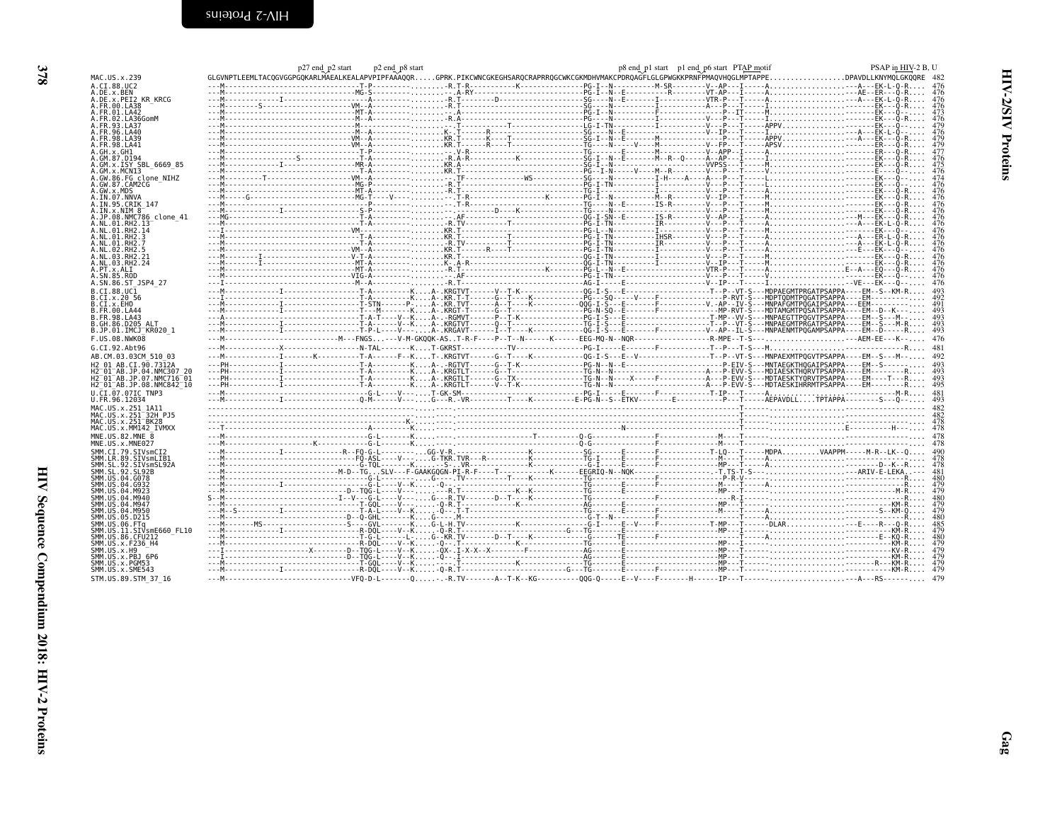# HIV-2/SIV Proteins

## Gag

```
                              p27 end_p2 start   p2 end_p8 start                                   p8 end_p1 start   p1 end_p6 start   PTAP motif                PSAP in HIV-2 B, U
MAC.US.x.239                  GLGVNPTLEEMLTACQGVGGPGQKARLMAEALKEALAPVPIPFAAAQQR.....GPRK.PIKCWNCGKEGHSARQCRAPRRQGCWKCGKMDHVMAKCPDRQAGFLGLGPWGKKPRNFPMAQVHQGLMPTAPPE.................DPAVDLLKNYMQLGKQQRE  482
A.CI.88.UC2                                                                                                                                                                             476
A.DE.x.BEN                                                                                                                                                                              476
A.DE.x.PEI2_KR_KRCG                                                                                                                                                                     476
A.FR.00.LA38                                                                                                                                                                            476
A.FR.01.LA42                                                                                                                                                                            473
A.FR.02.LA36GomM                                                                                                                                                                        476
A.FR.93.LA37                                                                                                                                                                            479
A.FR.96.LA40                                                                                                                                                                            476
A.FR.98.LA39                                                                                                                                                                            479
A.FR.98.LA41                                                                                                                                                                            479
A.GH.x.GH1                                                                                                                                                                              477
A.GM.87.D194                                                                                                                                                                            476
A.GM.x.ISY_SBL_6669_85                                                                                                                                                                  475
A.GM.x.MCN13                                                                                                                                                                            476
A.GW.86.FG_clone_NIHZ                                                                                                                                                                   474
A.GW.87.CAM2CG                                                                                                                                                                          476
A.GW.x.MDS                                                                                                                                                                              476
A.IN.07.NNVA                                                                                                                                                                            476
A.IN.95.CRIK_147                                                                                                                                                                        476
A.IN.x.NIM_8                                                                                                                                                                            476
A.JP.08.NMC786_clone_41                                                                                                                                                                 476
A.NL.01.RH2.13                                                                                                                                                                          476
A.NL.01.RH2.14                                                                                                                                                                          476
A.NL.01.RH2.3                                                                                                                                                                           476
A.NL.01.RH2.7                                                                                                                                                                           476
A.NL.02.RH2.5                                                                                                                                                                           476
A.NL.03.RH2.21                                                                                                                                                                          476
A.NL.03.RH2.24                                                                                                                                                                          476
A.PT.x.ALI                                                                                                                                                                              476
A.SN.85.ROD                                                                                                                                                                             476
A.SN.86.ST_JSP4_27                                                                                                                                                                      476
B.CI.88.UC1                                                                                                                                                                             493
B.CI.x.20_56                                                                                                                                                                            492
B.CI.x.EHO                                                                                                                                                                              491
B.FR.00.LA44                                                                                                                                                                            493
B.FR.98.LA43                                                                                                                                                                            493
B.GH.86.D205_ALT                                                                                                                                                                        493
B.JP.01.IMCJ_KR020_1                                                                                                                                                                    493
F.US.08.NWK08                                                                                                                                                                           476
G.CI.92.Abt96                                                                                                                                                                           481
AB.CM.03.03CM_510_03                                                                                                                                                                    492
H2_01_AB.CI.90.7312A                                                                                                                                                                    493
H2_01_AB.JP.04.NMC307_20                                                                                                                                                                493
H2_01_AB.JP.07.NMC716_01                                                                                                                                                                493
H2_01_AB.JP.08.NMC842_10                                                                                                                                                                495
U.CI.07.07IC_TNP3                                                                                                                                                                       481
U.FR.96.12034                                                                                                                                                                           493
MAC.US.x.251_1A11                                                                                                                                                                       482
MAC.US.x.251_32H_PJ5                                                                                                                                                                    482
MAC.US.x.251_BK28                                                                                                                                                                       478
MAC.US.x.MM142_IVMXX                                                                                                                                                                    478
MNE.US.82.MNE_8                                                                                                                                                                         478
MNE.US.x.MNE027                                                                                                                                                                         478
SMM.CI.79.SIVsmCI2                                                                                                                                                                      490
SMM.LR.89.SIVsmLIB1                                                                                                                                                                     478
SMM.SL.92.SIVsmSL92A                                                                                                                                                                    478
SMM.SL.92.SL92B                                                                                                                                                                         481
SMM.US.04.G078                                                                                                                                                                          480
SMM.US.04.G932                                                                                                                                                                          479
SMM.US.04.M923                                                                                                                                                                          479
SMM.US.04.M940                                                                                                                                                                          480
SMM.US.04.M947                                                                                                                                                                          479
SMM.US.04.M950                                                                                                                                                                          479
SMM.US.05.D215                                                                                                                                                                          480
SMM.US.06.FTq                                                                                                                                                                           485
SMM.US.11.SIVsmE660_FL10                                                                                                                                                                479
SMM.US.86.CFU212                                                                                                                                                                        480
SMM.US.x.F236_H4                                                                                                                                                                        479
SMM.US.x.H9                                                                                                                                                                             479
SMM.US.x.PBJ_6P6                                                                                                                                                                        479
SMM.US.x.PGM53                                                                                                                                                                          479
SMM.US.x.SME543                                                                                                                                                                         479
STM.US.89.STM_37_16                                                                                                                                                                     479
```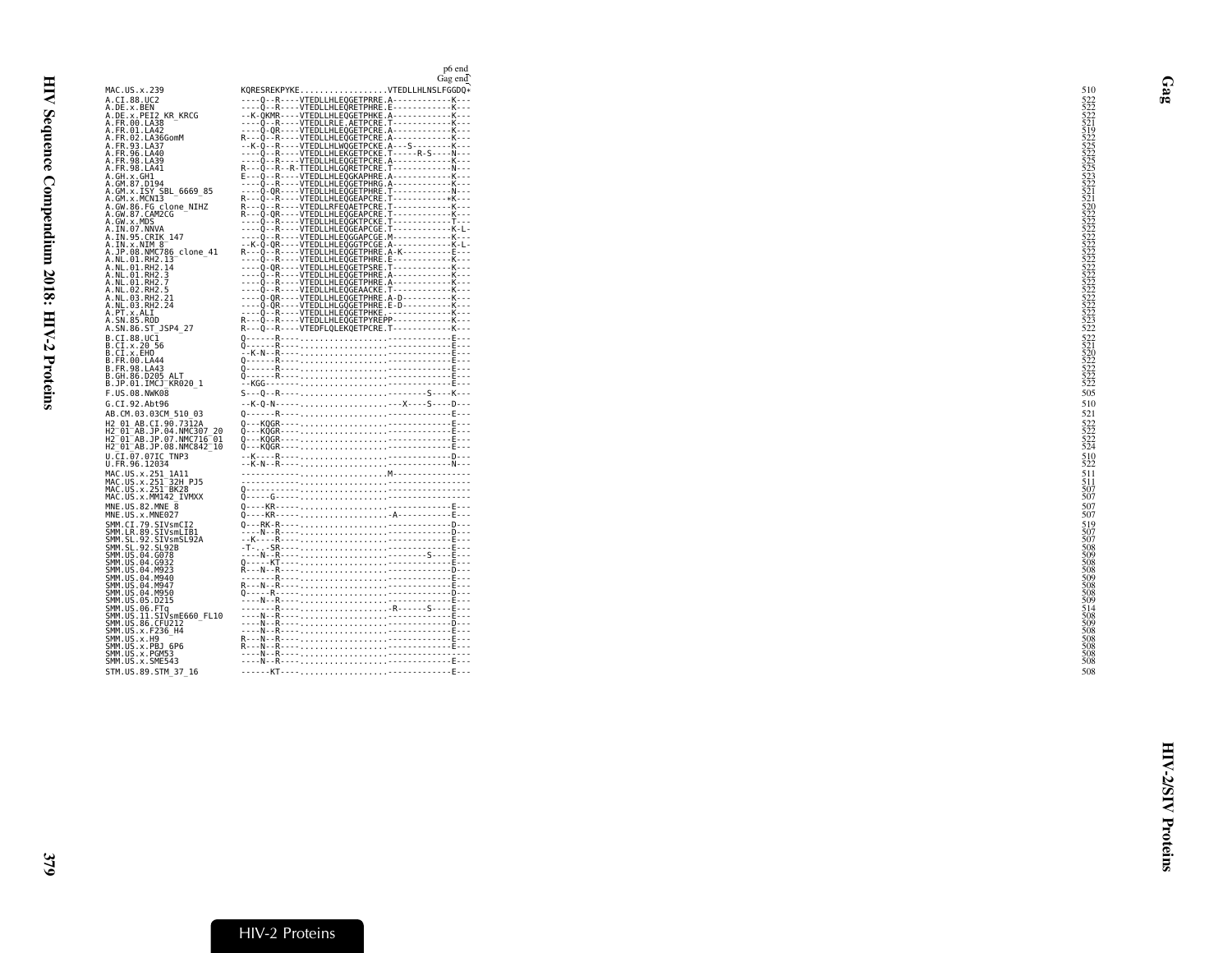```
                                                       p6 end
                                                      Gag end
MAC.US.x.239                    KQRESREKPYKE..................VTEDLLHLNSLFGGDQ*          510
A.CI.88.UC2                     ----Q--R----VTEDLLHLEQGETPRRE.A------------K---          522
A.DE.x.BEN                      ----Q--R----VTEDLLHLEQRETPHRE.E------------K---          522
A.DE.x.PEI2_KR_KRCG             --K-QKMR----VTEDLLHLEQGETPHKE.A------------K---          522
A.FR.00.LA38                    ----Q--R----VTEDLLRLE.AETPCRE.T------------K---          521
A.FR.01.LA42                    ----Q-QR----VTEDLLHLEQGETPCRE.A------------K---          519
A.FR.02.LA36GomM                R---Q--R----VTEDLLHLEQGETPCRE.A------------K---          522
A.FR.93.LA37                    --K-Q--R----VTEDLLHLWQGETPCKE.A---S--------K---          525
A.FR.96.LA40                    ----Q--R----VTEDLLHLEKGETPCKE.T------R-S----N---         522
A.FR.98.LA39                    ----Q--R----VTEDLLHLEQGETPCRE.A------------K---          525
A.FR.98.LA41                    R---Q--R--R-TTEDLLHLGQRETPCRE.T------------N---          525
A.GH.x.GH1                      E---Q--R----VTEDLLHLEQGKAPHRE.A------------K---          523
A.GM.87.D194                    ----Q--R----VTEDLLHLEQGETPHRG.A------------K---          522
A.GM.x.ISY_SBL_6669_85          ----Q-QR----VTEDLLHLEQGETPHRE.T------------N---          521
A.GM.x.MCN13                    R---Q--R----VTEDLLHLEQGEAPCRE.T-----------*K---          521
A.GW.86.FG_clone_NIHZ           R---Q--R----VTEDLLRLEQAETPCRE.T------------K---          520
A.GW.87.CAM2CG                  R---Q-QR----VTEDLLHLEQGEAPCRE.T------------K---          522
A.GW.x.MDS                      ----Q--R----VTEDLLHLEQGKTPCKE.T------------T---          522
A.IN.07.NNVA                    ----Q--R----VTEDLLHLEQGEAPCGE.T------------K-L-          522
A.IN.95.CRIK_147                ----Q--R----VTEDLLHLEQGGAPCGE.M------------K---          522
A.IN.x.NIM_8                    --K-Q-QR----VTEDLLHLEQGGTPCGE.A------------K-L-          522
A.JP.08.NMC786_clone_41         R---Q--R----VTEDLLHLEQGETPHRE.A-K----------E---          522
A.NL.01.RH2.13                  ----Q--R----VTEDLLHLEQGETPHRE.E------------K---          522
A.NL.01.RH2.14                  ----Q-QR----VTEDLLHLEQGETPSRE.T------------K---          522
A.NL.01.RH2.3                   ----Q--R----VTEDLLHLEQGETPHRE.A------------K---          522
A.NL.01.RH2.7                   ----Q--R----VTEDLLHLEQGETPHRE.A------------K---          522
A.NL.02.RH2.5                   ----Q--R----VIEDLLHLEQGEAACKE.T------------K---          522
A.NL.03.RH2.21                  ----Q-QR----VTEDLLHLEQGETPHRE.A-D----------K---          522
A.NL.03.RH2.24                  ----Q-QR----VTEDLLHLGQGETPHRE.E-D----------K---          522
A.PT.x.ALI                      ----Q--R----VTEDLLHLEQGETPHKE.-------------K---          525
A.SN.85.ROD                     R---Q--R----VTEDLLHLEQGETPYREPP------------K---          523
A.SN.86.ST_JSP4_27              R---Q--R----VTEDFLQLEKQETPCRE.T------------K---          522
B.CI.88.UC1                     Q------R----------------------.------------E---          522
B.CI.x.20_56                    Q------R----------------------.------------E---          521
B.CI.x.EHO                      --K-N--R----------------------.------------E---          520
B.FR.00.LA44                    Q------R----------------------.------------E---          522
B.FR.98.LA43                    Q------R----------------------.------------E---          522
B.GH.86.D205_ALT                Q------R----------------------.------------E---          522
B.JP.01.IMCJ_KR020_1            --KGG-------------------------.------------E---          522
F.US.08.NWK08                   S---Q--R----------------------.--------S----K---         505
G.CI.92.Abt96                   --K-Q-N-----------------------.---X----S----D---         510
AB.CM.03.03CM_510_03            Q------R----------------------.------------E---          521
H2_01_AB.CI.90.7312A            Q---KQGR----------------------.------------E---          522
H2_01_AB.JP.04.NMC307_20        Q---KQGR----------------------.------------E---          522
H2_01_AB.JP.07.NMC716_01        Q---KQGR----------------------.------------E---          522
H2_01_AB.JP.08.NMC842_10        Q---KQGR----------------------.------------E---          524
U.CI.07.07IC_TNP3               --K----R----------------------.------------D---          510
U.FR.96.12034                   --K-N--R----------------------.------------N---          522
MAC.US.x.251_1A11               ------------------------------.M---------------          511
MAC.US.x.251_32H_PJ5            ------------------------------.----------------          511
MAC.US.x.251_BK28               Q-----------------------------.----------------          507
MAC.US.x.MM142_IVMXX            Q-----G-----------------------.----------------          507
MNE.US.82.MNE_8                 Q----KR-----------------------.------------E---          507
MNE.US.x.MNE027                 Q----KR-----------------------.-A----------E---          507
SMM.CI.79.SIVsmCI2              Q---RK-R----------------------.------------D---          519
SMM.LR.89.SIVsmLIB1             ----N--R----------------------.------------D---          507
SMM.SL.92.SIVsmSL92A            --K----R----------------------.------------E---          507
SMM.SL.92.SL92B                 -T-..-SR----------------------.------------E---          508
SMM.US.04.G078                  ----N--R----------------------.--------S----E---         509
SMM.US.04.G932                  Q-----KT----------------------.------------E---          508
SMM.US.04.M923                  R---N--R----------------------.------------D---          508
SMM.US.04.M940                  -------R----------------------.------------E---          509
SMM.US.04.M947                  R---N--R----------------------.------------E---          508
SMM.US.04.M950                  Q-----R-----------------------.------------D---          508
SMM.US.05.D215                  ----N--R----------------------.------------E---          509
SMM.US.06.FTq                   -------R----------------------.-R-----S----E---          514
SMM.US.11.SIVsmE660_FL10        ----N--R----------------------.------------E---          508
SMM.US.86.CFU212                ----N--R----------------------.------------D---          509
SMM.US.x.F236_H4                ----N--R----------------------.------------E---          508
SMM.US.x.H9                     R---N--R----------------------.------------E---          508
SMM.US.x.PBJ_6P6                R---N--R----------------------.------------E---          508
SMM.US.x.PGM53                  ----N--R----------------------.----------------          508
SMM.US.x.SME543                 ----N--R----------------------.------------E---          508
STM.US.89.STM_37_16             ------KT----------------------.------------E---          508
```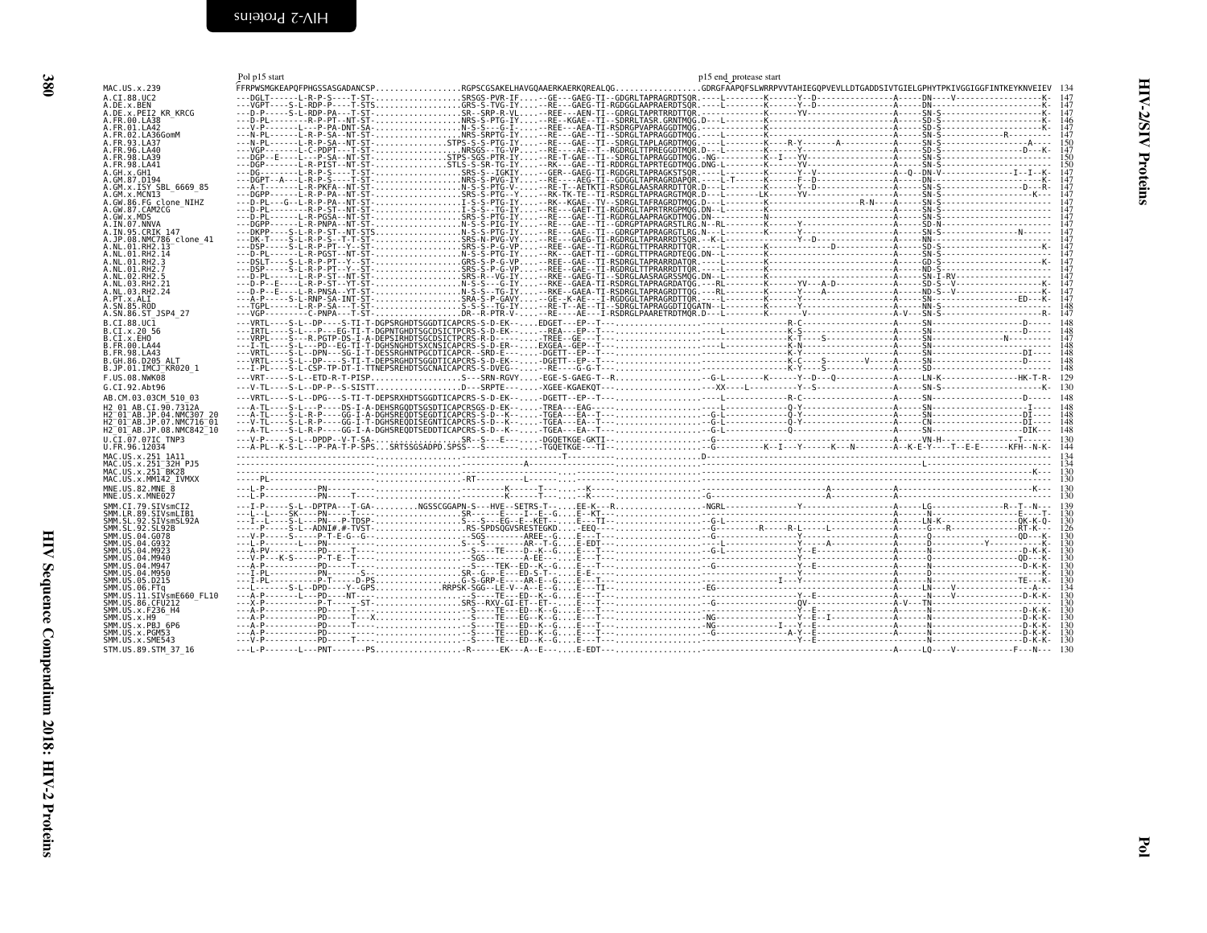Pol

```
                    Pol p15 start                                                                                                   p15 end_protease start
MAC.US.x.239        FFRPWSMGKEAPQFPHGSSASGADANCSP.................RGPSCGSAKELHAVGQAAERKAERKQREALQG.................GDRGFAAPQFSLWRRPVVTAHIEGQPVEVLLDTGADDSIVTGIELGPHYTPKIVGGIGGFINTKEYKNVEIEV  134
A.CI.88.UC2         ---DGLT------L-R-P-S----T-ST-.................SRSGS-PVR-IF....--GE---GAEG-TI--GDGRLTAPRAGRDTSQR.-----L--------K------Y--D---------------A-----DN-----V------------------K-  147
A.DE.x.BEN          ---VGPT----S-L-RDP-P----T-STS.................GRS-S-TVG-IY....--RE---GAEG-TI-RGDGGLAAPRAERDTSQR.-----L--------K------Y--D---------------A-----DN-------------------------K-  147
A.DE.x.PEI2_KR_KRCG ---D-P------S-L-RDP-PA---T-ST-................SR--SRP-R-VL....--REE---AEN-TI--GDRGLTAPRTRRDTTQR.-----L--------K------YV-------------------A-----SN-S-------------------------  147
A.FR.00.LA38        ---D-PL---------R-P-PT--NT-ST-................NRS-S-PTG-IY....--RE--KGAE--TI--SDRRLTASR.GRNTMQG.D---L--------K----------------------------A-----SD-S------------------------K-  146
A.FR.01.LA42        ---V-P--------L---P-PA-DNT-SA-................N-S-S---G-I-....--REE---AEA-TI-RSDRGPVAPRAGGDTMQG.------------K----------------------------A-----SD-S------------------------K-  147
A.FR.02.LA36GomM    ---N-PL------L-R-P-SA--NT-ST-.................NRS-SRPTG-IY....--RE---GAE--TI--SDRGLTAPRAGGDTMQG.-----------K----------------------------A-----SN-S---------------R---------  147
A.FR.93.LA37        ---N-PL------L-R-P-SA--NT-ST-.................STPS-S-S-PTG-IY....--RE---GAE--TI--SDRGLTAPLAGRDTMQG.-----L--------K----R-Y-------A--------A-----SN-S-------------------A---  150
A.FR.96.LA40        ---VGP-------L-C-PDPT---T-ST-.................NRSGS--TG-VP....--RE---AE--T--RGDRGLTTPREGGDTMQR.D---L--------K------Y--------------------A-----SD-S---------------------D---K-  147
A.FR.98.LA39        ---DGP--E---L---P-SA--NT-ST-..................STPS-SGS-PTR-IY....--RE-T-GAE--TI--SDRGLTAPRAGGDTMQG.-NG----------K----I--YV--------------------A-----SN-S-------------------------  150
A.FR.98.LA41        ---DGP-------L-R-PIST--NT-ST-.................STLS-S-SR-TG-IY....--RK---GAE--TI--RDDRGLTAPRTEGDTMQG.DNG-L--------K----------------------------A-----SN-S-------------------------  150
A.GH.x.GH1          ---DG--------L-R-P-S----T-ST-.................SRS-S--IGKIY....--GER--GAEG-TI-RGDGRLTAPRAGKSTSQR.-----L--------K------Y--V------------------A--Q--DN-V--------------I--I--K-  147
A.GM.87.D194        ---DGPT--A---L-R-P-S----T-ST-.................NRS-S-PVG-IY....--RE----AEG-TI--GDGGLTAPRAGDAPQR.-----L-T-------K------Y--D---------------A-----DN------------------------K-  147
A.GM.x.ISY_SBL_6669_85 ---A-T--------L-R-PKFA--NT-ST-..............N-S-S-PTG-IY....--RE-T--AETKTI-RSDRGLAASRARRDTTQR.D---L--------K------Y--D---------------A-----SN-S-------------------D---R-  147
A.GM.x.MCN13        ---DGPP-------L-R-P-PA--NT-ST-.................SRS-S-PTG--Y....--RK-TK-TE--TI-RSDRGLTAPRAGRGTMQR.D---L--------LK-----YV--------------------A-----SN-S--------------------K---  147
A.GW.86.FG_clone_NIHZ ---D-PL---G--L-R-P-PA--NT-ST-...............I-S-S-PTG-IY....--RK--KGAE--TV--SDRGLTAFRAGRDTMQG.D---L--------K--------------------R-N-------A-----SN-S-------------------------  147
A.GW.87.CAM2CG      ---D-PL-----------R-P-ST--NT-ST-................I-S-S--TG-IY....--RE---GAET-TI-RGDRGLTAPRTRRGPMQG.DN--L--------K----------------------------A-----SN-S-------------------------  147
A.GW.x.MDS          ---D-PL------L-R-PGSA--NT-ST-.................SRS-S-PTG-IY....--RE---GAE--TI-RGDRGLAAPRAGKDTMQG.DN-----------N----------------------------A-----SN-S-------------------------  147
A.IN.07.NNVA        ---DGPP------L-R-PNPA--NT-ST-.................SRS-S-PTG-IY....--RE---GAE--TI--GDRGPTAPRAGRSTLRG.N--RL--------K------Y---------------------A-----SD-N-------------------------  147
A.IN.95.CRIK_147    ---DKPP----S-L-R-P-ST--NT-STS.................N-S-S-PTG-IY....--RE---GAE--TI--GDRGPTAPRAGRGTLRG.N--L--------K------Y---------------------A-----SN-S----------------N-------  147
A.JP.08.NMC786_clone_41 ---DK-T----S-L-R-P-S--T-T-ST-.............SRS-N-PVG-VY....--RE---GAEG-TI-RGDRGLTAPRARRDTSQR.--K-L--------K------Y--D---------------A-----NN-------------------------------  147
A.NL.01.RH2.13      ---DSP-----S-L-R-P-PT--Y--ST-.................NRS-S-P-G-VP....--REE--GAE--TI-RGDRGLTTPRARRDTTQR.-----L--------K------------D------------A-----SD-S------------------------K-  147
A.NL.01.RH2.14      ---D-PL------L-R-PGST--NT-ST-.................N-S-S-PTG-IY....--RK---GAET-TI--GDRGLTTPRAGRDTEQG.DN--L--------K----------------------------A-----SN-S-------------------------  147
A.NL.01.RH2.3       ---DSLT----S-L-R-P-PT--Y--ST-.................GRS-S-P-G-VP....--REE--GAE--TI-RSDRGLTAPRARRDATQR.-----L--------K----------------------------A-----GD-S------------------------K-  147
A.NL.01.RH2.7       ---DSP-----S-L-R-P-PT--Y--ST-.................GRS-S-P-G-VP....--REE--GAE--TI-RGDRGLTTPRARRDTTQR.-----L--------K----------------------------A-----ND-S-------------------------  147
A.NL.02.RH2.5       ---D-PL------L-R-P-ST--NT-ST-.................SRS-R--VG-IY....--RKE--GAEG-TI--SDRGLAASRAGRSSMQG.DN--L--------K----------------------------A-----SN-I-RV----------------------  147
A.NL.03.RH2.21      ---D-P--E----L-R-P-ST--YT-ST-.................N-S-S---G-IY....--RKE--GAEA-TI-RSDRGLTAPRAGRDATQG.--RL--------K------YV---A-D-----------A-----SD-S--V-----------------------K-  147
A.NL.03.RH2.24      ---D-P--E----L-R-PNSA--YT-ST-.................N-S-S--TG-IY....--RKE--GAEA-TI-RSDRGLTAPRAGRDTTQR.--RL--------K------Y----A--------------A-----ND-S--V-------------------------  147
A.PT.x.ALI          ---A-P-----S-L-RNP-SA-INT-ST-.................SRA-S-P-GAVY....--GK--K-AE--I-RGDGGLTAPRAGRDTTQR.-----L--------K------Y---------------------A-----SN-------------------ED---K-  147
A.SN.85.ROD         ---TGPL------L-R-P-SA----T-ST-................S-S-S--TG-IY....--RE-T--AE--TI--SDRGLTAPRAGGDTIQGATN--L--------K------Y---------------------A-----NN-S-------------------------  148
A.SN.86.ST_JSP4_27  ---VGP-------C-PNPA----T-ST-..................DR--R-PTR-V-....--RE---AE---I-RSDRGLPAARETRDTMQR.D---L--------K------V---------------------A--V---SN-S-----------------------R-  147
B.CI.88.UC1         ---VRTL----S-L--DP----S-TI-T-DGPSRGHDTSGGDTICAPCRS-S-D-EK......EDGET---EP--T--.............------------------R-C---------------------A-----SN----------------------D-----  148
B.CI.x.20_56        ---IRTL----S-L---P---EG-TI-T-DGPNTGHDTSGCDSICTPCRS-S-D-EK......--REA---EP--T--.............------------------K-S---------------------A-----SN----------------------D-----  148
B.CI.x.EHO          ---VRPL-----S---R.PGTP-DS-I-A-DEPSIRHDTSGCDSICTPCRS-R-D-----......TREE--GE---T--..........------------------K-T----S----------------A-----SN-----------------N----------  147
B.FR.00.LA44        ---I-TL----S-L---PD--EG-TI-T-DGHSNGHDTSXCNSICAPCRS-S-D-ER......EXGEA--GEP--T--.............------------------K-N---------------------A-----SN-----------------------------  148
B.FR.98.LA43        ---VRTL----S-L--DPN---SG-I-T-DESSRGHNTPGCDTICAPCR--SRD-E-......--DGETT--EP--T--.............------------------K-Y---------------------A-----SN---------------------DI----  148
B.GH.86.D205_ALT    ---VRTL----S-L--DP----S-TI-T-DEPSRGHDTSGGDTICAPCRS-S-D-EK......-DGETT--EP--T--..............------------------K-C-----S-------V-------A-----SN----------------------D-----  148
B.JP.01.IMCJ_KR020_1 ---I-PL----S-L-CSP-TP-DT-I-TTNEPSREHDTSGCNAICAPCRS-S-DVEG-......--RE---G-G-T--...........------------------K-Y-----S---------------A-----SD-----------------------------  148
F.US.08.NWK08       ---VRT-----S-L--ETD-R-T-PISP..................S---SRN-RGVY....-EGE-S-GAEG-T--R..................-G-L--------K------Y--D---Q-----------A-----LN-K----------------HK-T-R-  129
G.CI.92.Abt96       ---V-TL----S-L--DP-P--S-SISTT.................D---SRPTE-------XGEE-KGAEKQT---..................---XX-----L---------Y--S-------------------A-----SN-S------------------------K-  130
AB.CM.03.03CM_510_03 ---VRTL----S-L--DPG---S-TI-T-DEPSRXHDTSGGDTICAPCRS-S-D-EK......-DGETT--EP--T--.............------------------R-C---------------------A-----SN----------------------D-----  148
H2_01_AB.CI.90.7312A ---A-TL----S-L---P----DS-I-A-DEHSRGQDTSGSDTICAPCRSGS-D-EK......TREA---EAG---..............------------------Q-Y---------------------A-----SN-------------------------I----  148
H2_01_AB.JP.04.NMC307_20 ---A-TL----S-L-R-P----GG-I-A-DGHSREQDTSEGDTICAPCRS-S-D--K......-TGEA---EA--T--.........-G-L------------------Q-Y---------------------A-----SN---------------------DI----  148
H2_01_AB.JP.07.NMC716_01 ---V-TL----S-L-R-P----GG-I-T-DGHSREQDISEGNTICAPCRS-S-D--K......-TGEA---EA--T--.........-G-L------------------Q-Y---------------------A-----CN---------------------DI----  148
H2_01_AB.JP.08.NMC842_10 ---A-TL----S-L-R-P----GG-I-A-DGHSREQDTSEDDTICAPCRS-S-D--K......-TGEA---EA--T--.........-G-L------------------Q---------------------A-----SN---------------------DIK---  148
U.CI.07.07IC_TNP3   ---V-P-----S-L--DPDP--V-T-SA-.................SR--S---E------...-DGQETKGE-GKTI--...............-G--------------------------------------A-----VN-H-----------------T-------  130
U.FR.96.12034       ---A-PL--K-S-L---P-PA-T-P-SPS...SRTSSGSADPD.SPSS---S---------.....-TGQETKGE---TI--...............-G--------------K--I----Y------K---N-------A--K-E-Y----T--E-E--------KFH--N-K-  144
MAC.US.x.251_1A11   ..................................................................................T.....D.......................................................................  134
MAC.US.x.251_32H_PJ5 .....................................................A............................................................L.........................  134
MAC.US.x.251_BK28   ..........................................................................................................................................K-  130
MAC.US.x.MM142_IVMXX -----PL-------------------------..............-RT---------L--------..........................................................................  130
MNE.US.82.MNE_8     ---L-P----------PN--------..........................K------T---.....-K-----.......................A------------------------------------K---  130
MNE.US.x.MNE027     ---L-P----------PN------T---........................K------T---.....-K-----..........-G-----------------A-------------------------------K---  130
SMM.CI.79.SIVsmCI2  ---I-P-----S-L--DPTPA---T-GA-.........NGSSCGGAPN-S---HVE--SETRS-T--....EE-K---R..............-NGRL--------------------Y---------------------A-----LG-----------------R--T--N---  139
SMM.LR.89.SIVsmLIB1 ---L---L----SK-----PN-----T---..................SR-----E---I--E--G...E--KT-.....................................................-----------------E----T-  130
SMM.SL.92.SIVsmSL92A ---I--L----S-L---PN---P-TDSP-.................S---S---EG--E--KET-....E---TI--...........-G-L----------------------------------A-----LN-K-------------------QK-K-Q-  130
SMM.SL.92.SL92B     ---I-P-----S-L--ADNI#.#-TVST-.................RS-SPDSQGVSRESTEGKD......-EEQ----.............-G---------R------R-L-----L---------A-----G---R--------------RT-K---  126
SMM.US.04.G078      ---V-P-----S-----P-T-E-G--G-......................SGS--------AREE--G......E---T--..........-G-----------------Y----------------------A-----Q---------------------QD---K-  130
SMM.US.04.G932      ---L-P---------L---PN-------......................S---S--------AR--T-G....E-EDT--..........-----L----------------Y------A------------A-----D--------------Y-------------K-  130
SMM.US.04.M923      ---A-PV-----------PD------T---....................S---TE-----D--K--G.....E---T--...........-G-L---------------------Y--E-------------A-----N----------------------D-K-K-  130
SMM.US.04.M940      ---V-P---K-S-----P-T-E--T---......................SGS--------A-EE----.....E---T--..........-G-----------------Y----------------------A-----N---------------------QD---K-  130
SMM.US.04.M947      ---A-P------------PD------T---....................S-----TEK--ED--K--G.....E---T--..........-G-----------------Y--E-------------------A-----N----------------------D-K-K-  130
SMM.US.04.M950      ---I-PL-----------PN------S---....................SR--G---E---ED-S-T--.....E-E-.......................................-----------------------A-----D---------------------------K-  130
SMM.US.05.D215      ---I-PL-----------P-T-----D-PS....................G-S-GRP-E----AR-E--G......E---T--.................................I---Y--------------------A-----N---------------------TE---K-  130
SMM.US.06.FTq       ---L------S-L--DPD----Y--GPS.....................RRPSK-SGG--LE-V--A--E--G.....E---TI--..........-EG-------------------------------A-----LN----V----------------------A---  134
SMM.US.11.SIVsmE660_FL10 ---A-P-------L----PD----NT---................-S-----TE---ED--K--G.....E---T--.....................................Y--E----------A-----N----V-------------------D-K-K-  130
SMM.US.86.CFU212    ---X-P-----------P-T-----ST-.....................SRS--RXV-GI-ET---ET-.....E---T--..........-G-----------------QV------------------A-V---TN------------------------------  130
SMM.US.x.F236_H4    ---A-P------------PD------T---....................S-----TE---ED--K--G.....E---T--.................................Y--E----------A-----N----------------------D-K-K-  130
SMM.US.x.H9         ---A-P------------PD------T---X...................S-----TE---EG--K--G.....E---T--.........-NG-------------------Y--E--I----------A-----N----------------------D-K-K-  130
SMM.US.x.PBJ_6P6    ---A-P------------PD------T---....................S-----TE---ED--K--G.....E---T--.........-NG-------------I---Y--E----------------A-----N----------------------D-K-K-  130
SMM.US.x.PGM53      ---A-P------------PD------T---....................S-----TE---ED--K--G.....E---T--.........-G---------------A-Y--E----------------A-----N----------------------D-K-K-  130
SMM.US.x.SME543     ---V-P------------PD------T---....................S-----TE---ED--K--G.....E---T--..............................Y--E----------------A-----N----------------------D-K-K-  130
STM.US.89.STM_37_16 ---L-P---------L---PNT---------PS.................R-----EK---A--E---.....E-EDT--...........--------------------------------------A-----LQ----V----------------F---N---  130
```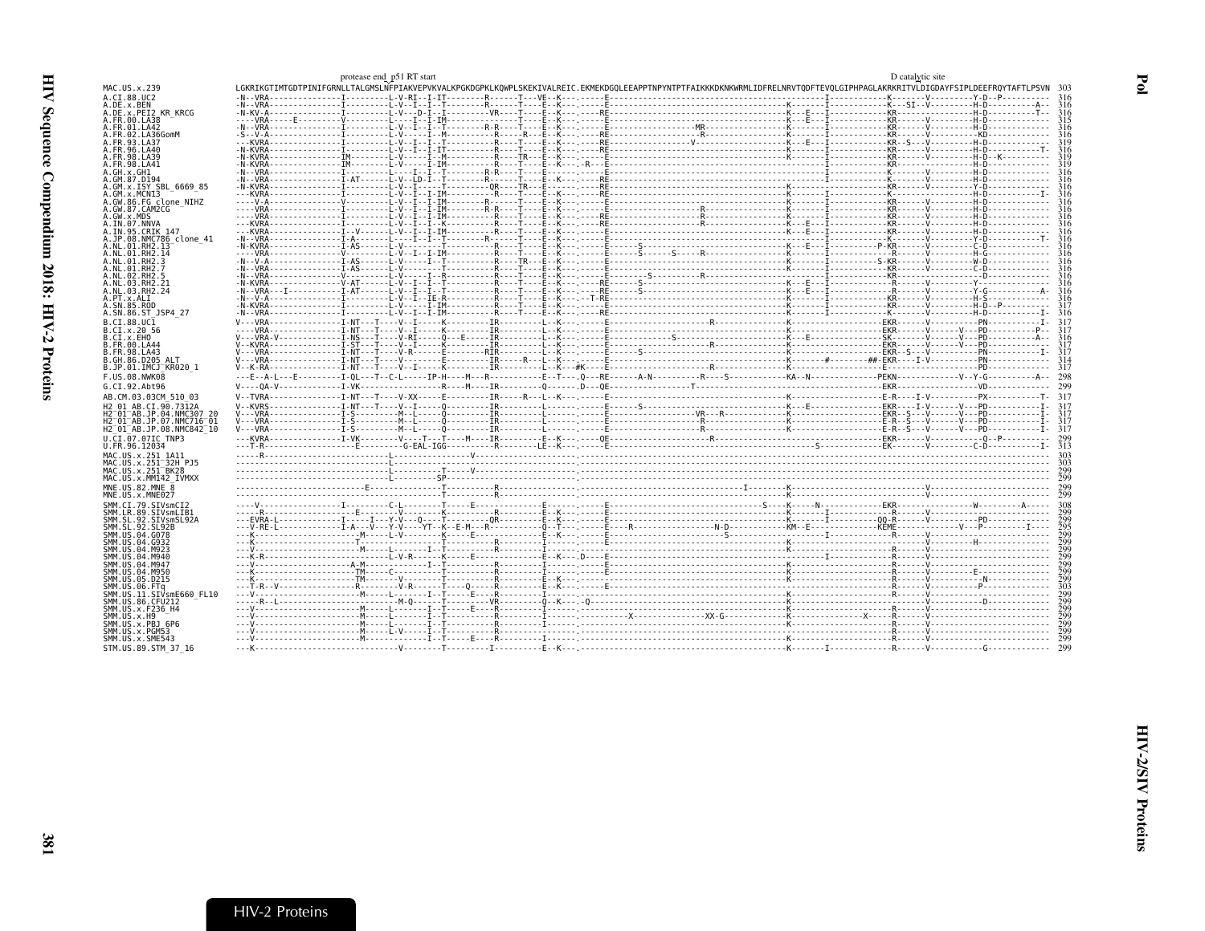```
                              protease end p51 RT start                                                                                                    D catalytic site
MAC.US.x.239                  LGKRIKGTIMTGDTPINIFGRNLLTALGMSLNFPIAKVEPVKVALKPGKDGPKLKQWPLSKEKIVALREIC.EKMEKDGQLEEAPPTNPYNTPTFAIKKKDKNKWRMLIDFRELNRVTQDFTEVQLGIPHPAGLAKRKRITVLDIGDAYFSIPLDEEFRQYTAFTLPSVN  303
A.CI.88.UC2                   -N--VRA---------------I---------L-V-RI--I-IT--------R------T---VE--K---.-----E------------------------------------------I------------K-------V---------Y-D--P----------  316
A.DE.x.BEN                    -N--VRA---------------I---------L-V--I--I--T--------R------T----E--K---.-----E-------------------------------------K------I------------K---SI--V---------H-D-----------A--  316
A.DE.x.PEI2_KR_KRCG           -N-KV-A---------------I---------L-V--D-I--I---------VR-----T----E--K---.---RE------------------------------------K---E---I------------KR----------------H-D-----------T--  316
A.FR.00.LA38                  ----VRA-----E---------V---------L-----I--I-IM--------------T----E--K---.-----E-------------------------------------K---E---I------------KR--------V--------H-D--------------  315
A.FR.01.LA42                  -N--VRA---------------I---------L-V--I--I--T--------R-R----T----E--K---.-----E--------------------MR---------------K------I------------KR--------V--------H-D--------------  316
A.FR.02.LA36GomM              -S--V-A---------------I---------L-V-----I--M--------R------R----E--K---.---RE-----------------------R--------------K------I------------KR--------V--------KD--------------  316
A.FR.93.LA37                  ---KVRA---------------I---------L-V--I--I--T--------R------T----E--K---.---RE----------------V---------------------K---E---I------------KR--S---V---------H-D--------------  319
A.FR.96.LA40                  -N-KVRA---------------I---------L-V--I--I-IT--------R------T----E--K---.---RE-------------------------------------K------I------------KR--------V--------H-D-----------T-  316
A.FR.98.LA39                  -N-KVRA---------------IM--------L-V-----I--M--------R------TR---E--K---.-----E-------------------------------------K------I------------KR--------V--------H-D--K----------  316
A.FR.98.LA41                  -N-KVRA---------------IM--------L-V-----I-IM--------R------T----E--K---.-R---E-------------------------------------K------I------------KR--------V--------H-D--------------  319
A.GH.x.GH1                    -N--VRA---------------I-------------I--I--T--------R-R----T----E-------.-----E------------------------------------------I------------K---------V---------H-D--------------  316
A.GM.87.D194                  -N--VRA---------------I-AT------L-V--LD-I--T--------R------T----E--K---.---RE------------------------------------------I------------K---------V---------H-D--------------  316
A.GM.x.ISY_SBL_6669_85        -N-KVRA---------------I---------L-V--I-----T---------QR----TR---E-------.---RE-------------------------------------K------I------------KR--------V--------Y-D--------------  316
A.GM.x.MCN13                  ---KVRA---------------I---------L-V--I--I-IM---------------R----T----E--K---.---RE-----------------------------------K------I------------K---------V---------H-D-----------I-  316
A.GW.86.FG_clone_NIHZ         ----VRA---------------I---------L-V--I--I-IM--------R------T----E--K---.-----E-------------------------------------K------I------------KR--------V--------H-D--------------  316
A.GW.87.CAM2CG                ----VRA---------------I---------L-V--I--I-IM--------R-R----T----E--K---.-----E---------------------R---------------K------I------------KR--------V--------H-D--------------  316
A.GW.x.MDS                    ----VRA---------------I---------L-V--I--I-IM--------R------T----E--K---.---RE----------------------R---------------K------I------------KR--------V--------H-D--------------  316
A.IN.07.NNVA                  -N-KVRA---------------I---------L-V--I--I--K--------R------T----E--K---.-----E---------------------R---------------K---E---I------------KR--------V--------H-D--------------  316
A.IN.95.CRIK_147              ---KVRA---------------I--V------L-V--I--I-IM--------R------T----E--K---.-----E-------------------------------------K---E---I------------KR--------V--------H-D--------------  316
A.JP.08.NMC786_clone_41       -N--VRA---------------I-A-------L----I--I--T--------R------T----E--K---.-----E------------------------------------------I------------K---------V---------Y-D-----------T-  316
A.NL.01.RH2.13                -N-KVRA---------------I-AS------L-V--I--------------R------T----E--K---.-----E------S------------------------------K---E---I-----------P-KR--------V--------C-D--------------  316
A.NL.01.RH2.14                ----VRA---------------V---------L-V--I--I-IM--------R------T----E--K---.-----E------S-----S-----R-----------------K------I------------KR--------V--------H-G--------------  316
A.NL.01.RH2.3                 -N--V-A---------------I-AS------L-V-----I--T--------R------TR---E--K---.-----E-------------------------------------K------I-----------S-KR--------V--------W-D--------------  316
A.NL.01.RH2.7                 -N--VRA---------------I-AS------L-V-----I--T--------R------T----E--K---.-----E-------------------------------------K------I------------KR--------V--------C-D--------------  316
A.NL.02.RH2.5                 -N--VRA---------------V---------L-V-----I--R--------R------T----E--K---.-----E-----------S-----R------------------------I------------KR--------V----------D--------------  316
A.NL.03.RH2.21                -N-KVRA---------------V-AT------L-V--I--I--T--------R------T----E--K---.---RE-----S-------------------------------K---E---I------------R---------V---------Y-----------------  316
A.NL.03.RH2.24                -N--VRA---I-----------I-AT------L-V--I--I--T--------R------T----E--K---.---RE-----S-------------------------------K---E---I------------KR--------V--------Y-G-----------A-  316
A.PT.x.ALI                    -N--V-A---------------I---------L-V--I--IE-R--------R------T----E--K---.--T-RE-------------------------------------K------I------------KR--------V--------H-S--------------  316
A.SN.85.ROD                   -N-KVRA---------------I---------L-V--I--I-IM--------R------T----E--K---.-----E-------------------------------------K------I------------KR--------V--------H-D--P----------  317
A.SN.86.ST_JSP4_27            -N--VRA---------------I---------L-V--I--I-IM--------R------T----E--K---.---RE-------------------------------------K------I------------K---------V---------H-D-----------I-  316
B.CI.88.UC1                   V---VRA---------------I-NT---T-----V--I-----K---------IR---------L--K---.-----E-------------------------R-----------K------------------EKR------V-----------PN-----------I-  317
B.CI.x.20_56                  ----VRA---------------I-NT---T-----V--I-----K---------IR---------L--K---.-----E-------------------------------------K------------------EKR------V-------V---PD----------P--  317
B.CI.x.EHO                    V---VRA-V-------------I-NS---T-----V-RI-----Q---E-----IR---------L--K---.-----E-------------S----------------------K--E--------------SK-------V-------V---PD----------A--  316
B.FR.00.LA44                  V--KVRA---------------I-ST---T-----V--I-----K---------IR---------L--K---.-----E--------------------R----------------K------------------EKR------V-------V---PD--------------  317
B.FR.98.LA43                  V---VRA---------------I-NT---T-----V-R------K---------RIR--------L--K---.-----E------S------------------------------K------------------EKR--S---V-----------PN-----------I-  317
B.GH.86.D205_ALT              V---VRA---------------I-NT---T-----V--------E---------IR-----R---L--K---.-----E-------------------------------------K--------#-------##-EKR---I-V-----------PN--------------  314
B.JP.01.IMCJ_KR020_1          V--K-RA---------------I-NT---T-----V--I-----K---------IR---------L--K--#K-----E-------------------------------------K------------------E-----------------------PD--------------  317
F.US.08.NWK08                 ---E--A-L---E---------I-QL---T--C-L-----IP-H----M---R-----------E--T---.Q---RE------A-N-----------R----S-----------KA--N-----------------PEKN-------------V--Y-G----------A--  298
G.CI.92.Abt96                 V----QA-V-------------I-VK-----------------R----M----IR---------Q------.D---QE----------------T-------------------------------------------EKR-----------------VD--------------  299
AB.CM.03.03CM_510_03          V--TVRA---------------I-NT---T-----V-XX------E--------IR-----R---L--K---.-----E-------------------------------------K------------------E-R----I-V-----------PX-----------T-  317
H2_01_AB.CI.90.7312A          V--KVRS---------------I-NT---T-----V--I-----Q---------IR---------L------.-----E------S------------------------------K---E--------------EKR---I-V-------V---PD-----------I-  317
H2_01_AB.JP.04.NMC307_20      V---VRA---------------I-S---------M--L------Q---------IR---------L------.-----E---------------------VR---R---------K------------------EKR--S---V-------V---PD-----------I-  317
H2_01_AB.JP.07.NMC716_01      V---VRA---------------I-S---------M--L------Q---------IR---------L------.-----E-------------------------------------K------------------E-R--S---V-------V---PD-----------I-  317
H2_01_AB.JP.08.NMC842_10      V---VRA---------------I-S---------M--L------Q---------IR---------L------.-----E-------------------------------------K------------------E-R--S---V-------V---PD-----------I-  317
U.CI.07.07IC_TNP3             ---KVRA---------------I-VK---------V----T---T----M-----IR---------E--K---.----QE-------------------------R-----------------------------EKR------V---------------Q--P---------  299
U.FR.96.12034                 ---T-R----------------------E--------G-EAL-IGG---------R--------LE--K---.-----E----------------------------------S------------------EK-------V-----------C-D------------I-  313
MAC.US.x.251_1A11             -----R------------------------L-------------------V---------------------.-----------------------------------------------------------------------------------------------  303
MAC.US.x.251_32H_PJ5          ------------------------------L-----------------------------------------.-----------------------------------------------------------------------------------------------  303
MAC.US.x.251_BK28             ------------------------------L---------T-----V-------------------------.-----------------------------------------------------------------------------------------------  299
MAC.US.x.MM142_IVMXX          ------------------------------L---------SP------------------------------.-----------------------------------------------------------------------------------------------  299
MNE.US.82.MNE_8               --------------------------E-------------T----------R--------------------.-------------------------------------I--------K--------------------------V--------------------  299
MNE.US.x.MNE027               ----------------------------------------T----------R--------------------.----------------------------------------------K--------------------------V--------------------  299
SMM.CI.79.SIVsmCI2            ----V-----------------I--------C-L---------T-----E-----------------E------.-----E--------------------------------S----K-----N-----------EKR-----------------W---------A-----  308
SMM.LR.89.SIVsmLIB1           -----R------------------E--------V---------K-----------R--------E--K---.-----E------------------------------------K-------I------------R------V----------------------------  299
SMM.SL.92.SIVsmSL92A          ---EVRA-L-------------I-----I--Y-V----Q---T---------QR---------E--K---.-----E-------------------------------------K-------I-----------QQ-R------V-----------PD-------------  299
SMM.SL.92.SL92B               ---V-RE-L-------------I-A---V---Y-V----YT--K--E-M---R---------Q--T---.-----E----R----------------N-D-----------KM--E-----------------KEME------------V----P------I-----  295
SMM.US.04.G078                ---K---------------------M-----L-V---------K-----E--------------E--K---.-----E-----------------------S-----------------I------------R------V----------------------------  299
SMM.US.04.G932                ---K--------------------T---------------------------------R--------I------.-----E----------------------------------K-----------------------R------V-----------H------------  299
SMM.US.04.M923                ---V---------------------M------L-------I--T-----------R--------I------.-----------------------------------------K-----------------------R------V----------------------------  299
SMM.US.04.M940                ---K-R-------------------------L-V-R-----K-----E---------------E--K---.D---E-----------------------------------------I------------R------V----------------------------  299
SMM.US.04.M947                ---V--------------------A-M--------------I--T----------R--------I------.-----E-------------------------------------K-----------------------R------V----------------------------  299
SMM.US.04.M950                ---K--------------------TM-----C----------T----------R--------I------.-----E-------------------------------------K-----------------------R------V-----------E------------  299
SMM.US.05.D215                ---K--------------------TM----------V-------T----------R--------E--K---.-----E-------------------------------------K-----------------------R------V-------------N-----------  299
SMM.US.06.FTq                 ---T-R--V---------------R----------V-R-----T-----Q-----R--------E--K---.-----E-------------------------------------K-----------------------R------V-----------P------------  303
SMM.US.11.SIVsmE660_FL10      ---V--------------------M-----L---------I--T-----E-----R--------I------.-----------------------------------------K-----------------------R------V----------------------------  299
SMM.US.86.CFU212              ----R--L-------------------M-Q-----T---------VR---------Q--K---.-Q--------------------------------------------K-----------------------R------V-----------D------------  299
SMM.US.x.F236_H4              ---V--------------------M-----L-------I--T-----E-----R--------I------.-----------------------------------------K-----------------------R------V----------------------------  299
SMM.US.x.H9                   ---V--------------------M-----L-------I--T-----------R--------I------.--------------X-------------------XX-G-------K--------------X-----R------V----------------------------  299
SMM.US.x.PBJ_6P6              ---V--------------------M-----L-------I--T-----------R--------I------.-----------------------------------------K-----------------------R------V----------------------------  299
SMM.US.x.PGM53                ---V--------------------M-----L-V-----I--T-----------R--------I------.-----------------------------------------K-----------------------R------V----------------------------  299
SMM.US.x.SME543               ---V--------------------M-------------I--T-----E-----R--------I------.-----------------------------------------K-----------------------R------V----------------------------  299
STM.US.89.STM_37_16           ---K----------------------------V--------T---------I---------E--K---.-----------------------------------------K-------I------------R------V-----------G------------  299
```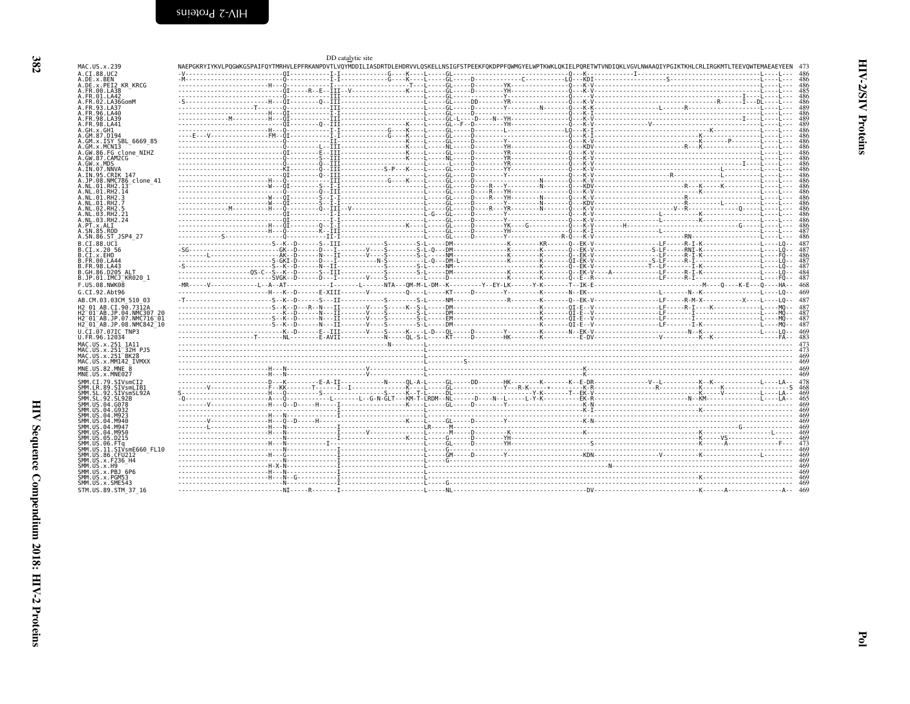DD catalytic site

```
MAC.US.x.239              NAEPGKRYIYKVLPQGWKGSPAIFQYTMRHVLEPFRKANPDVTLVQYMDDILIASDRTDLEHDRVVLQSKELLNSIGFSTPEEKFQKDPPFQWMGYELWPTKWKLQKIELPQRETWTVNDIQKLVGVLNWAAQIYPGIKTKHLCRLIRGKMTLTEEVQWTEMAEAEYEEN  473
A.CI.88.UC2               -V---------------------------QI----------I-I-----------G----K----L-----GL---------------------------------Q---K-----------I-------------------------------------L----L---  486
A.DE.x.BEN                -M---------------------------Q-----------I-I-----------G----K----L-----GL-----D------------C-----------LQ---KDI--------------------S---------------------------L----L---  486
A.DE.x.PEI2_KR_KRCG       ------------------------H----Q-----------I-------------------T---L-----GL-----D-------YK------------------Q---K-V--------------------------------------------------L----L---  486
A.FR.00.LA38              -----------------------------QI-----R--E--III--V-------------K----L-----GL-----D-------YH------------------Q---K-V--------------------------------------------------L----L---  485
A.FR.01.LA42              ------------------------------Q-----------III-----------------------L-----GL--------------Y-------------------Q----V----------------------------------------I-----L----L---  486
A.FR.02.LA36GomM          -S----------------------H----QI----------Q--III---------------------L-----GL-----DD-------YR------------------Q---K-V---------------------------------------R-------I----DL---L---  486
A.FR.93.LA37              ---------------------T--------Q-----------III---------------------L-----GL-----D-------Y---------N-----------Q---K-K----------------------L------R-------------------L----L---  489
A.FR.96.LA40              ------------------------H----QI----------I-I---------------------L-----GL-----D----------------------------Q---K-I--------------------------------------------------L----L---  486
A.FR.98.LA39              ------------------M-----H----QI----------III---------------------L-----GL-L---D----N--YH------------------Q---K-V---------------------------------------I---------L----L---  486
A.FR.98.LA41              -----------------------------QI----------Q--II-----------------K----L-----GL--F--D-------YH------------------Q---K-V-----------------V-----------------------------L----L---  489
A.GH.x.GH1                ------------------------H----Q-----------I-I-----------G----K----L-----GL-----D-------------L---------------LQ---K-I----------------------------------K--------------L----L---  486
A.GM.87.D194              ----E---V---------------FM---QI----------I-I-----------G----K----L-----GL-----D----------------------------Q---K-I-----------------------------K-----------------L----L---  486
A.GM.x.ISY_SBL_6669_85    ------------------------------Q-----------II--------------------K----L-----GL-----D-------Y-------------------Q---K-V-----------------------------K-------P----------L----L---  486
A.GM.x.MCN13              ------------------------------Q-------L--III---------------------K----L-----NL-----D-------YH------------------Q---KDV-----------------------R---K-----------------L----L---  486
A.GW.86.FG_clone_NIHZ     -----------------------------QI-------E--III---------------------K----L-----GL-----D-------YR------------------Q---K-V--------------------------------------------------L----L---  486
A.GW.87.CAM2CG            ------------------------------Q-------S--III---------------------K----L-----NL-----D-------YR------------------Q---K-V--------------------------------------------------L----L---  486
A.GW.x.MDS                ------------------------------Q-----------Q--III-----------------------L------L-----D-------YR------------------Q---K-V---------------------------------------I----L----L---  486
A.IN.07.NNVA              -----------------------------KI----------Q--III-----------S-P---K----L-----GL-----D-------YY------------------Q---K-V----------------------------------L-------------L----L---  486
A.IN.95.CRIK_147          -----------------------------QI----------Q--III---------------------L-----GL-----D-------Y-------------------Q---K-V----------------------R---------------L---------L----L---  486
A.JP.08.NMC786_clone_41   ------------------------H----Q-----------III-----------G----K----L-----GL-----D-------------------------------Q---K-V--------------------------------------------------L----L---  486
A.NL.01.RH2.13            ------------------------W----QI----------S--I-I---------------------L-----GL-----D----R---Y---------N----------Q---KDV----------------------------R---K-------K------L----L---  486
A.NL.01.RH2.14            ------------------------------Q-----------Q--III---------------------L-----GL-----D----R---YH------------------Q---K-V--------------------------------K--------------L----L---  486
A.NL.01.RH2.3             ------------------------W----QI----------S--I-I---------------------L-----GL-----D----R---YH---------N----------Q---K-V---------------------------R------------------L----L---  486
A.NL.01.RH2.7             ------------------------W----QI----------S--I-I---------------------L-----GL-----D-------Y---------N----------Q---KDV---------------------------R--------L----------L----L---  486
A.NL.02.RH2.5             -------------M----------H----Q-----------Q--III--V------------------L-----GL-----D----R---YR---------N----------Q---K-V----------------------V--R-----------Q--------L----L---  486
A.NL.03.RH2.21            -----------------------------QI----------I-I---------------------L-G---GL-----D-------Y-------------------Q---K-V------------------L-----------K------------------L----L---  486
A.NL.03.RH2.24            ------------------------------Q-----------I-I---------------------L-----GL-----D-------Y-------------------Q---K-V-------------------------------K----------------L----L---  486
A.PT.x.ALI                ------------------------H----QI----------Q--I-I-----------------K----L-----GL-----D-------YK------G-----------Q---K-V-------H--------------------------------G------L----L---  486
A.SN.85.ROD               ------------------------H----Q-----------K--III---------------------L-----GL-----D-------YH------------------Q---K-I-------------------L-------------------------L----L---  487
A.SN.86.ST_JSP4_27        -----------S--------------------------------II-I---------------------L-----GL-----D-------Y-------------------R-Q---K-V-------------------------RN----------------------L----L---  486
B.CI.88.UC1               -------------------------S--K--D-------S--III-----------S-------S-L-----DM--------------K--------KR------Q--EK-V-------------------LF-----R-I-K------------------L----LQ--  487
B.CI.x.20_56              -SG----------------------GK--D-------D---I--------V----S-------S-L-Q---DM--------------K--------K-------Q--EK-V-----------------S-LF-----RNI-K------------------L----LQ--  487
B.CI.x.EHO                --------L----------------AK--D-------N---II-------V----S-------S-L-----NM--------------K--------K-------Q--EK-V-------------------LF-----R-I-K------------------L----FQ--  486
B.FR.00.LA44              ------------------------S-GKI-D-------D---I-----------N-S-------L-Q---DM-L------------K--------K-------QI-EK-V-----------------S-LF-----R-I--------------------L----LQ--  487
B.FR.98.LA43              -S-----------------------S--K--D-------N---II-----------S-------S-L-----NM--------------K--------K-------Q--EK-V-----------------T--LF-----I-K------------------L----LQ--  487
B.GH.86.D205_ALT          -----------------QS-C--S--K--D-------S--III-----------S-------S-L-----DM--------------K--------K-------Q--EK-V-----A-------------LF-----R-I-K------------------L----LQ--  484
B.JP.01.IMCJ_KR020_1      -----------------------SVGK--D-------D---I--------V----S-------S-L-----D---------------K--------K-------Q--E--R-------------------LF-----R-I--------------------L----FQ--  487
F.US.08.NWK08             -MR-----V-------------L--A--AT-------------I-------L------NTA---QM-M-L-DM--K---------Y--EY-LK------Y-K-------T--IK-E-------------------------------------M----Q-----K-E---Q----HA--  468
G.CI.92.Abt96             ------------------------H---K--D------E-XIII--------V----------Q----L-----KT-----D-------Y--------K-------N--EK-------------------------L-------N--K-------------------L----LQ--  469
AB.CM.03.03CM_510_03      -T-----------------------S--K--D-------S---II-----------S-------S-L-----NM--------------R--------K-------Q--EK-V-----------------------LF-----R-M-X-----------X-----L----LQ--  487
H2_01_AB.CI.90.7312A      ------------------------S--K--D---R--N---II-------V----S-------K--S-L-----DM--------------K--------K-------QI-E--V-----------------------LF-----R-I-----K-------------L----MQ--  487
H2_01_AB.JP.04.NMC307_20  --------------------------K--D-------N---II-------V----S-------S-L-----DM--------------K--------K-------QI-E--V-----------------------LF----------I------------------L----MQ--  487
H2_01_AB.JP.07.NMC716_01  ------------------------S--K--D-------N---II-------V----S-------S-L-----EM--------------K--------K-------QI-E--V-----------------------LF----------I------------------L----MQ--  487
H2_01_AB.JP.08.NMC842_10  ------------------------S--K--D-------N---II-------V----S-------S-L-----EM--------------K--------K-------QI-E--V-----------------------LF----------I-K------------------L----MQ--  487
U.CI.07.07IC_TNP3         --------------------------K--D-------E---III-------V----S-----K----L-D---QL------D-------Y--------K-------N--EK-V------------------------N--K-------------------L----LQ--  469
U.FR.96.12034             -------------------T-----NL----------E-AVII-----------N------QL-S-L-----KT-----D-------HK--------K-------E-DV---------------------------V-------K--K-------------------FA--  483
MAC.US.x.251_1A11         -------------------------------------------------------------N-------L-------------------------------------------------------------------------------------------  473
MAC.US.x.251_32H_PJ5      --------------------------------------------------------------------L-------------------------------------------------------------------------------------------  473
MAC.US.x.251_BK28         --------------------------------------------------------------------L-------------------------------------------------------------------------------------------  469
MAC.US.x.MM142_IVMXX      --------------------------------------------------------------------L-----------S--------------------------------------------------------------------------------  469
MNE.US.82.MNE_8           ------------------------H---N---------------------V------------------L----------------------------------------K--------------------------------------------------------  469
MNE.US.x.MNE027           ------------------------H---N---------------------V------------------L----------------------------------------K--------------------------------------------------------  469
SMM.CI.79.SIVsmCI2        ------------------------D---K---------E-A-II-----------N------QL-A-L-----GL-----DD-------HK--------K-------K--E-DR-----------------V--L---------K--K------------L----LA--  478
SMM.LR.89.SIVsmLIB1       --------V---------------F--KK--------T-------I--I----------------K----L-----GL------------------Y---R-K-----+------K-R-----------------R---------K------K-------------------S  468
SMM.SL.92.SIVsmSL92A      S-----------------------H---Q---------------S--------------S-----K--T-L-----DL---------------------Y-K-------T--EK-V--------------------------K------V---------L----LA--  469
SMM.SL.92.SL92B           -Q-----------------------A---Q-----------------L-----G-N-GLT---KM-T-LRDM--NL-------D----N--L-----L-Y-K-----------EK-R-----------------------N--KM------------------L----LA--  465
SMM.US.04.G078            --------V---------------H---Q--D------H-----I-----------------------K----L-----GL-----D-------Y---------------------------K-N------------------------------------------------  469
SMM.US.04.G932            --------------------------------------------I---------------------L-----------------------------------------------K-I--------------------------------------------------------  469
SMM.US.04.M923            ------------------------H---N-------------------I---------------------L----------------------------------------K-I---------------------------------------K----------------  469
SMM.US.04.M940            --------V---------------H---Q--D------H-----------------------------K----L-----GL-----D-------Y---------------------------K-N------------------------------------------------  469
SMM.US.04.M947            --------L---------------H---N----------------I---------------------LR-----M------------------------------------------------------------G------------------------  469
SMM.US.04.M950            ------------------------H---N----------------I--------V------------L-----M-----D-------K--------------------K-------------------------------------------L-------  469
SMM.US.05.D215            ------------------------N-----------------I---------------------K----L-----G-----D-------YH-----------------------------------------K------VS-------------------  469
SMM.US.06.FTq             ------------------------H---N------------I-----------------------L-----GL-----D-------YH--------------------S---------------------------K-------A-------------F---  473
SMM.US.11.SIVsmE660_FL10  ------------------------N-------------------I---------------------L-----G----------------------------------------------------------------------------------------------  469
SMM.US.86.CFU212          ------------------------H---G-------------------I---------------------L-----GM-----D-------Y---------------------KDN---------------------V---------K----------------L-------  469
SMM.US.x.F236_H4          ------------------------N-------------------I---------------------L-----G----------------------------------------------------------------------------------------------  469
SMM.US.x.H9               ------------------------H-X-N-------------------I---------------------L-------------------------------------------------N------------------------------------------------  469
SMM.US.x.PBJ_6P6          ------------------------H---N-------------------I---------------------L----------------------------------------------------------------------------------------------------  469
SMM.US.x.PGM53            ------------------------H---N--G------------I---------------------L-----------------------------------------------------------------------K----------------------------  469
SMM.US.x.SME543           ------------------------N-------------------I---------------------L-----G----------------------------------------------------------------------------------------------  469
STM.US.89.STM_37_16       -----------------------NI-----R-------I---------------------L-----NL------------------------------------------DV------------------------------K-------A----------------A--  469
```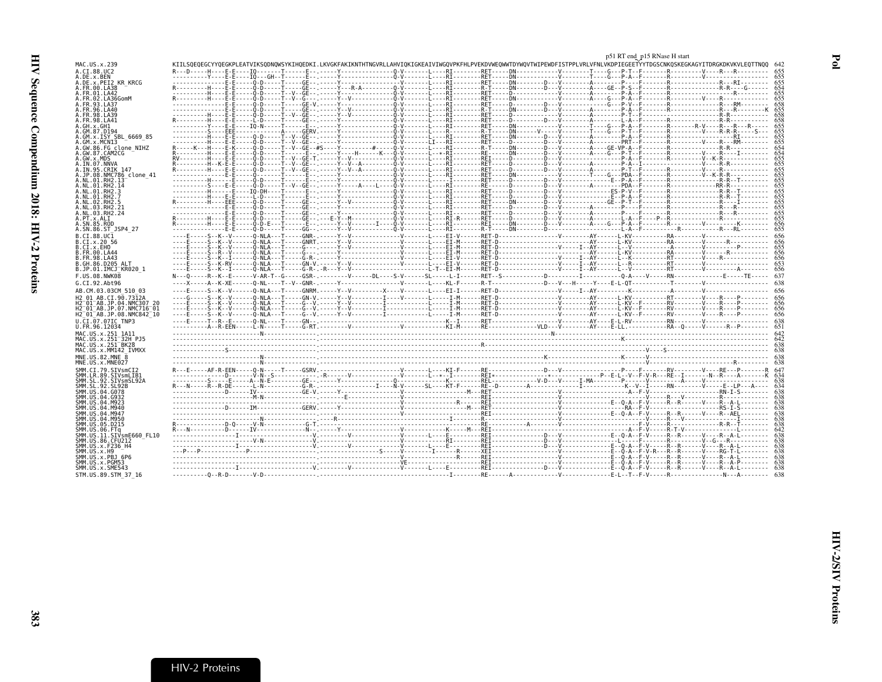p51 RT end_p15 RNase H start

```
MAC.US.x.239              KIILSQEQEGCYYQEGKPLEATVIKSQDNQWSYKIHQEDKI.LKVGKFAKIKNTHTNGVRLLAHVIQKIGKEAIVIWGQVPKFHLPVEKDVWEQWWTDYWQVTWIPEWDFISTPPLVRLVFNLVKDPIEGEETYYTDGSCNKQSKEGKAGYITDRGKDKVKVLEQTTNQQ  642
A.CI.88.UC2                655
A.DE.x.BEN                 655
A.DE.x.PEI2_KR_KRCG        655
A.FR.00.LA38               654
A.FR.01.LA42               655
A.FR.02.LA36GomM           655
A.FR.93.LA37               658
A.FR.96.LA40               655
A.FR.98.LA39               658
A.FR.98.LA41               658
A.GH.x.GH1                 655
A.GM.87.D194               655
A.GM.x.ISY_SBL_6669_85     655
A.GM.x.MCN13               655
A.GW.86.FG_clone_NIHZ      654
A.GW.87.CAM2CG             654
A.GW.x.MDS                 655
A.IN.07.NNVA               655
A.IN.95.CRIK_147           655
A.JP.08.NMC786_clone_41    655
A.NL.01.RH2.13             655
A.NL.01.RH2.14             655
A.NL.01.RH2.3              655
A.NL.01.RH2.7              655
A.NL.02.RH2.5              655
A.NL.03.RH2.21             655
A.NL.03.RH2.24             655
A.PT.x.ALI                 655
A.SN.85.ROD                656
A.SN.86.ST_JSP4_27         655
B.CI.88.UC1                656
B.CI.x.20_56               656
B.CI.x.EHO                 655
B.FR.00.LA44               656
B.FR.98.LA43               656
B.GH.86.D205_ALT           653
B.JP.01.IMCJ_KR020_1       656
F.US.08.NWK08              637
G.CI.92.Abt96              638
AB.CM.03.03CM_510_03       656
H2_01_AB.CI.90.7312A       656
H2_01_AB.JP.04.NMC307_20   656
H2_01_AB.JP.07.NMC716_01   656
H2_01_AB.JP.08.NMC842_10   656
U.CI.07.07IC_TNP3          638
U.FR.96.12034              651
MAC.US.x.251_1A11          642
MAC.US.x.251_32H_PJ5       642
MAC.US.x.251_BK28          638
MAC.US.x.MM142_IVMXX       638
MNE.US.82.MNE_8            638
MNE.US.x.MNE027            638
SMM.CI.79.SIVsmCI2         647
SMM.LR.89.SIVsmLIB1        634
SMM.SL.92.SIVsmSL92A       638
SMM.SL.92.SL92B            634
SMM.US.04.G078             638
SMM.US.04.G932             638
SMM.US.04.M923             638
SMM.US.04.M940             638
SMM.US.04.M947             638
SMM.US.04.M950             638
SMM.US.05.D215             638
SMM.US.06.FTq              642
SMM.US.11.SIVsmE660_FL10   638
SMM.US.86.CFU212           638
SMM.US.x.F236_H4           638
SMM.US.x.H9                638
SMM.US.x.PBJ_6P6           638
SMM.US.x.PGM53             638
SMM.US.x.SME543            638
STM.US.89.STM_37_16        638
```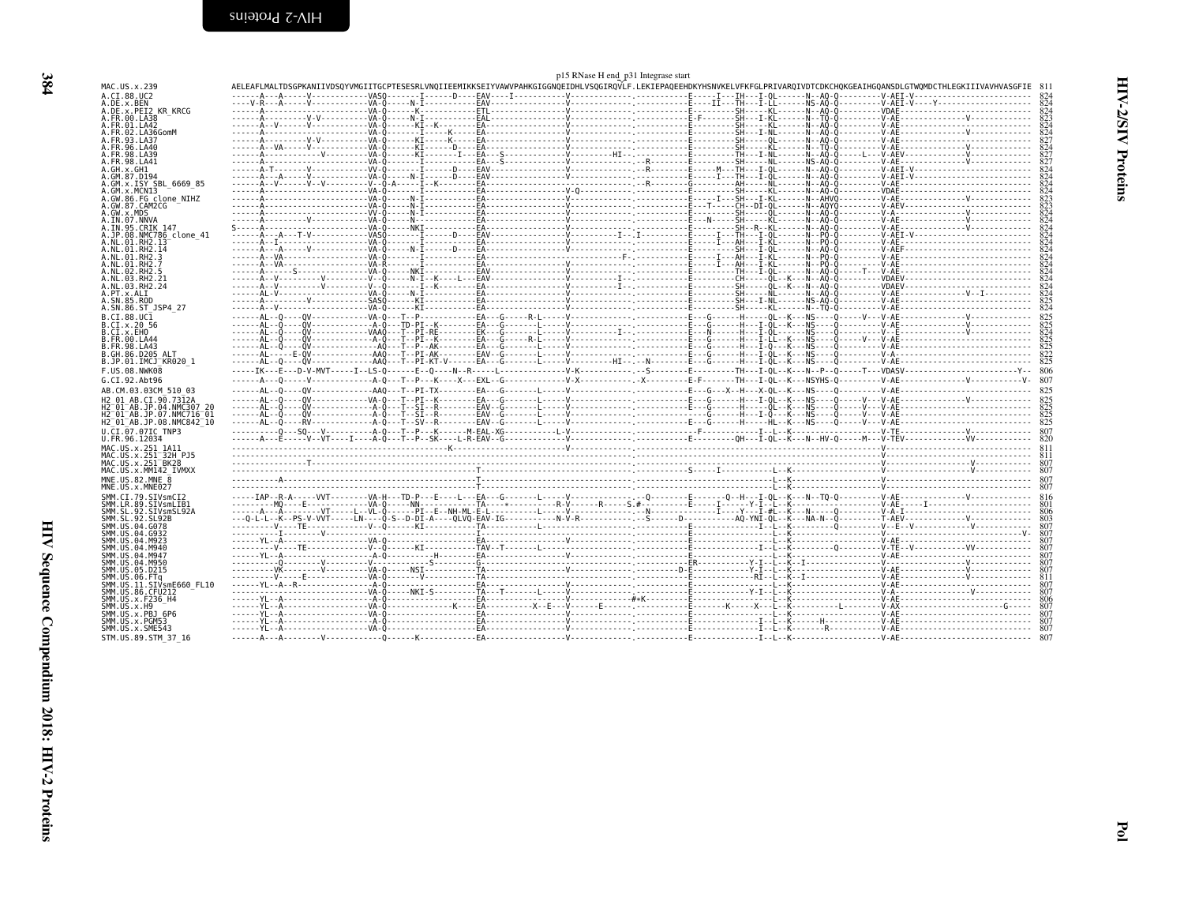p15 RNase H end_p31 Integrase start

```
MAC.US.x.239            AELEAFLMALTDSGPKANIIVDSQYVMGIITGCPTESESRLVNQIIEEMIKKSEIYVAWVPAHKGIGGNQEIDHLVSQGIRQVLF.LEKIEPAQEEHDKYHSNVKELVFKFGLPRIVARQIVDTCDKCHQKGEAIHGQANSDLGTWQMDCTHLEGKIIIVAVHVASGFIE  811
A.CI.88.UC2             ------A---A-----V------------VASQ-------I-------D----EAV-----I-----------V-------------.-----------E-----I---IH---I-QL------N--AQ-Q---------V-AEI-V-------------------------  824
A.DE.x.BEN              ----V-R---A-----V------------VA-Q-----N-I-----------EAV------------------V-------------.-----------E-----II---TH---I-LL------NS-AQ-Q---------V-AEI-V----Y---------------------  824
A.DE.x.PEI2_KR_KRCG     ------A----------------------VA-Q--------K-----------ETL-----------------V-------------.-----------E-----------SH-----KL------N--AQ-Q---------VDAE----------------------------  824
A.FR.00.LA38            ------A---------V-V----------VA-Q-----N-I-----------EAL------------------V-------------.-----------E-F---------SH---I-KL------N--TQ-Q---------V-AE-----------------V-----------  823
A.FR.01.LA42            ------A--V------V------------VA-Q------KI--K--------EA-------------------V-------------.-----------E-----------SH-----KL------N--AQ-Q---------V-AE----------------------------  824
A.FR.02.LA36GomM        ------A----------------------VA-Q-------I-----K-----EA-------------------V-------------.-----------E-----------SH---I-NL------N--AQ-Q---------V-AE-----------------V-----------  824
A.FR.93.LA37            ------A---------V-V----------VA-Q------KI-----K-----EA-------------------V-------------.-----------E-----------SH-----QL------N--AQ-Q---------V-AE----------------------------  827
A.FR.96.LA40            ------A--VA-----V------------VA-Q------KI-------D----EA------------------V-------------.-----------E-----------SH-----KL------N--TQ-Q---------V-AE--------------V-------------  824
A.FR.98.LA39            ------A----------------------VA-Q------KI-------I----EA--S---------------V---------HI--.-----------E-----------TH---I-NL------N--AQ-Q-----L---V-AEV-------------V-------------  827
A.FR.98.LA41            ------A----------------------VA-Q-------I-----------EA--S----------------V-------------.--R--------E-----------SH-----NL------NS-AQ-Q---------V-AE--------------V-------------  827
A.GH.x.GH1              ------A-T-------V------------VV-Q-------I-------D----EAV-----------------V-------------.--R--------E-----M---TH---I-QL------N--AQ-Q---------V-AEI-V-------------------------  824
A.GM.87.D194            ------A---A-----V------------VA-Q-----N-I-------D----EAV-----------------V-------------.-----------E-----I---TH---I-QL------N--AQ-Q---------V-AEI-V-------------------------  824
A.GM.x.ISY_SBL_6669_85  ------A--V------V--V---------V--Q-A-----I--K--------EA-------------------V-------------.--R--------G-----------AH-----NL------N--AQ-Q---------V-AE----------------------------  823
A.GM.x.MCN13            ------A----------------------VA-Q-------I-----------EA-------------------V-Q-----------.-----------E-----------AH-----KL------N--AQ-Q---------VDAE----------------------------  824
A.GW.86.FG_clone_NIHZ   ------A----------------------VA-Q-----N-I-----------EA-------------------V-------------.-----------E-----I---SH---I-KL------N--AHVQ---------V-AE--------------V-------------  823
A.GW.87.CAM2CG          ------A----------------------VA-Q-----N-I-----------EA-------------------V-------------.-----------E---T-----CH--DI-QL------N--AQYQ---------V-AEV---------------------------  823
A.GW.x.MDS              ------A----------------------VV-Q-----N-I-----------EA-------------------V-------------.-----------E-----------SH-----QL------N--AQ-Q---------V-A---------------V-------------  824
A.IN.07.NNVA            ------A---------V------------VA-Q-------N-----------EA-------------------V-------------.-----------E--N--------SH-----KL------N--AQ-Q---------V-AE--------------V-------------  824
A.IN.95.CRIK_147        S-----A----------------------VA-Q------NKI----------EA-------------------V-------------.-----------E-----------SH--R--KL------N--AQ-Q---------V-AE--------------V-------------  824
A.JP.08.NMC786_clone_41 ------A---A---T-V------------VASQ-------I-------D----EAV-----------------V-----------I--I-----------E-----I---TH---I-QL------N--PQ-Q---------V-AEI-V-------------------------  824
A.NL.01.RH2.13          ------A--I-------------------VA-Q-------I-----------EA-------------------V-------------.-----------E-----I---AH---I-KL------N--PQ-Q---------V-AE----------------------------  824
A.NL.01.RH2.14          ------A---A-----V------------VA-Q-----N-I-------D----EA------------------V-------------.-----------E-----------SH---I-QL------N--AQ-Q---------V-AEF---------------------------  824
A.NL.01.RH2.3           ------A--VA------------------VA-Q-------I-----------EA-------------------------F-------.-----------E-----I---AH---I-KL------N--PQ-Q---------V-AE----------------------------  824
A.NL.01.RH2.7           ------A--VA------------------VA-R-------I-----------EA-------------------V-------------.-----------E-----I---AH---I-KL------N--PQ-Q---------V-AE----------------------------  824
A.NL.02.RH2.5           ------A-------S--------------VA-Q------NKI----------EA-------------------V-------------.-----------E-----------TH---I-QL------N--AQ-Q-----T---V-AE----------------------------  824
A.NL.03.RH2.21          ------A--V----------V--------V--Q-----N-I--K----L----EAV-----------------V-----------I-.-----------E-----------CH-----QL--K---N--AQ-Q---------VDAEV---------------------------  824
A.NL.03.RH2.24          ------A--V----------V--------V--Q-----N-I--K--------EAV------------------V-----------I-.-----------E-----------SH-----QL--K---N--AQ-Q---------VDAEV---------------------------  824
A.PT.x.ALI              ------AL-V-------------------VA-Q-----N-I-----------EA-------------------V-------------.-----------E-----------SH-----NL------N--AQ-Q---------V-AE----------------V--I---------  824
A.SN.85.ROD             ------A---------V------------SASQ------KI-----------EA-------------------V-------------.-----------E-----------SH---I-NL------NS-AQ-Q---------V-AE----------------------------  825
A.SN.86.ST_JSP4_27      ------A--V-------------------VA-Q------KI-----------EA-------------------V-------------.-----------E-----------SH-----KL------N--TQ-Q---------V-AE----------------------------  824
B.CI.88.UC1             ------AL--Q----QV------------VA-Q---T--P------------EA---G-----R-L------V-------------.-----------E---G-------H-----QL--K---NS----Q-----V---V-AE--------------V-------------  825
B.CI.x.20_56            ------AL--Q----QV--------------A-Q---TD-PI--K--------EA---G-------L------V-------------.-----------E---G-------H---I-QL--K---NS----Q---------V-AE--------------V-------------  825
B.CI.x.EHO              ------AL--Q----QV------------VAAQ----T--PI-RE--------EK---G-------L------V----------I--.-----------E---N-------H---I-QL--K---NS----Q---------V-AE--------------V-------------  824
B.FR.00.LA44            ------AL--Q----QV--------------A-Q---T--PI--K--------EA---G-----R-L------V-------------.-----------E---G-------H---I-LL--K---NS----Q-----V---V-AE----------------------------  825
B.FR.98.LA43            ------AL--Q----QV---------------AQ---T--P--AK--------EA---G-------L------V-------------.-----------E---G-------H---I-Q---K---NS----Q---------V-AE----------------------------  825
B.GH.86.D205_ALT        ------AL---E-QV----------------AAQ---T--PI-AK--------EAV--G-------L------V-------------.-----------E---G-------H---I-QL--K---NS----Q---------V-AE----------------------------  822
B.JP.01.IMCJ_KR020_1    ------AL--Q----QV--------------AAQ---T--PI-KT-V------EA---G-------L------V----------HI---N--------E---G-------H---I-QL--K---NS----Q---------V-AE----------------------------  825
F.US.08.NWK08           -----IK---E---D-V-MVT-----I--LS-Q------E--Q----N--R-----L-----------------V-K------------S--------E----------TH---I-QL--K---N--P--Q-----T---VDASV----------------------Y--  806
G.CI.92.Abt96           ------A---Q-----V--------------A-Q---T--P---K----X---EXL--G--------------V-X------------X---------E-F--------TH---I-QL--K---NSYHS-Q---------V-AE--------------V-----------V-  807
AB.CM.03.03CM_510_03    ------AL--Q----QV--------------AAQ---T--PI-TX--------EA---G-------L------V-------------.-----------E---G---X--H---X-QL--K---NS----Q---------V-AE----------------------------  825
H2_01_AB.CI.90.7312A    ------AL--Q----QV------------VA-Q---T--PI--K--------EA---G-------L------V-------------.-----------E---G-------H---I-QL--K---NS----Q-----V---V-AE--------------V-------------  825
H2_01_AB.JP.04.NMC307_20 -----AL--Q----QV--------------A-Q---T--SI--R--------EAV--G-------L------V-------------.-----------E---G-------H-----QL--K---NS----Q-----V---V-AE----------------------------  825
H2_01_AB.JP.07.NMC716_01 -----AL--Q----QV--------------A-Q---T--SI--R--------EAV--G-------L------V-------------.-----------G-----------H---I-Q---K---NS----Q-----V---V-AE----------------------------  825
H2_01_AB.JP.08.NMC842_10 -----AL--Q----RV--------------A-Q---T--SV--R--------EAV--G-------L------V-------------.-----------E---G-------H-----HL--K---NS----Q-----V---V-AE----------------------------  825
U.CI.07.07IC_TNP3       ----------Q---SQ---V-----------A-Q---T--P---K-------M-EAL-XG-----------L-V-------------.-----------F-----------I---L--K----------------------V-TE--------------V-------------  807
U.FR.96.12034           ------A---E-----V--VT-----I---A-Q---T--P--SK----L-R-EAV--G--------------V-------------.-----------E-----------QH---I-QL--K---N--HV-Q-----M---V-TEV-------------VV------------  820
MAC.US.x.251_1A11       ---------------------------------------------------K---------------------V-------------.----------------------------------------------------------V----------------------------  811
MAC.US.x.251_32H_PJ5    ----------------------------------------------------------------------------------------.----------------------------------------------------------V----------------------------  811
MAC.US.x.251_BK28       ----------------T------------------------------------T------------------------------------.------------------------------------------------------------V------------------------V----  807
MAC.US.x.MM142_IVMXX    -----------------------------------------------------T--------------------------------.-----------S-----I-----------L--K--------------------------V------------------------V----  807
MNE.US.82.MNE_8         -----------A-----------------------------------------T---------------------------------.------------------------------L--K--------------------------V----------------------------  807
MNE.US.x.MNE027         -----------------------------------------------------T---------------------------------.------------------------------L--K--------------------------V----------------------------  807
SMM.CI.79.SIVsmCI2      ----IAP--R-A-----VVT---------VA-H---TD-P---E----L---EA---G-------L------V-------------.--Q--------E-------Q--H---I-QL--K---N--TQ-Q---------V-AE--------------V-------------  816
SMM.LR.89.SIVsmLIB1     ---------MQ-----E------------VA-Q-------NN-----------TA----*-----------R-V-------R-----S.#----------E-----I-----Y-I---L--K---------------------V-AE-----I-----------------------  801
SMM.SL.92.SIVsmSL92A    ------A---A------VT------L--VL-Q------PI--E--NH-ML-E-L--------L----V-----------------.--N---------I-----Y---I-#L--K---N-----Q---------V-A-I----------------------------  806
SMM.SL.92.SL92B         ---Q-L-L--K--PS-V-VVT-----LN-----Q-S--D-DI-A----QLVQ-EAV-IG---------N-V-R------------.--S--------D--------AQ-YNI-QL--K---NA-N--Q---------T-AEV---------------V------------  803
SMM.US.04.G078          ---------V----TE-------------V--Q-------KI----------------------------------------------.-----------E-----------I---L--K---------Q---------V--E--V-----------V-------------  807
SMM.US.04.G932          ----------I--------V---------------------------------I------------------------------------.-----------E-----------L--K---------------------V---------------------------V-  807
SMM.US.04.M923          ------YL--A------------------VA-Q-------------------EA-------------------V-------------.-----------E-----------L--K---------------------V-AE----------------------------  807
SMM.US.04.M940          ---------V----TE-------------V--Q------KI----------TAV--T-------L----------------------.-----------E-----------I---L--K----------Q---------V-TE--V-----------VV------------  807
SMM.US.04.M947          ------YL--A------------------A-Q------------H--------EA-------------------V-------------.-----------E-----------L--K---------------------V-AE----------------------------  807
SMM.US.04.M950          ---------Q-------V-----------V-----------------S-----G------------------V-------------.-----------ER----------Y-I---L--K---I-----------------V------------------V-------------  807
SMM.US.05.D215          ---------VK----------V-------VA-Q------NSI----------TA------------------V-------------.-------D-E-----------Y-I---L--K--I--------------------V-AE-----------------V-------------  807
SMM.US.06.FTq           ---------V-----E-------------VA-Q-------------------TA-------------------V-------------.-----------E-----------RI---L--K--I-----------------------V-AE--------------V-------------  811
SMM.US.11.SIVsmE660_FL10 -----YL--A--R----------------A-Q-------------------EA-------------------V-------------.-----------E-----------L--K---------------------V-AE----------------------------  807
SMM.US.86.CFU212        -------------------------------VA-Q-----NKI-S-------TA---T-------L-----V-------------.-----------E-----------Y-I---L--K---------------------V-A---------------V-------------  807
SMM.US.x.F236_H4        ------YL--A------------------A-Q-------------------EA-------------------V--------#*K--.-----------E-----------L--K---------------------V-AE----------------------------  806
SMM.US.x.H9             ------YL--A------------------VA-Q------------K------EA------X--E----V------E-----.-----------E-------K------X---L--K--------------------L-----V-AX-----------------------G-----  807
SMM.US.x.PBJ_6P6        ------YL--A------------------VA-Q-------------------EA-------------------V-------------.-----------E-----------L--K---------------------V-AE----------------------------  807
SMM.US.x.PGM53          ------YL--A------------------A-Q-------------------EA-------------------V-------------.-----------E-----------I---L--K------H------------V-AE----------------------------  807
SMM.US.x.SME543         ------YL--A------------------VA-Q-------------------EA-------------------V-------------.-----------E-----------I---L--K--------R--------V-AE----------------------------  807
STM.US.89.STM_37_16     ------A---A----------V-------------Q------K---------EA-------------------V-------------.-----------E-----------I---L--K----------------------V-AE----------------------------  807
```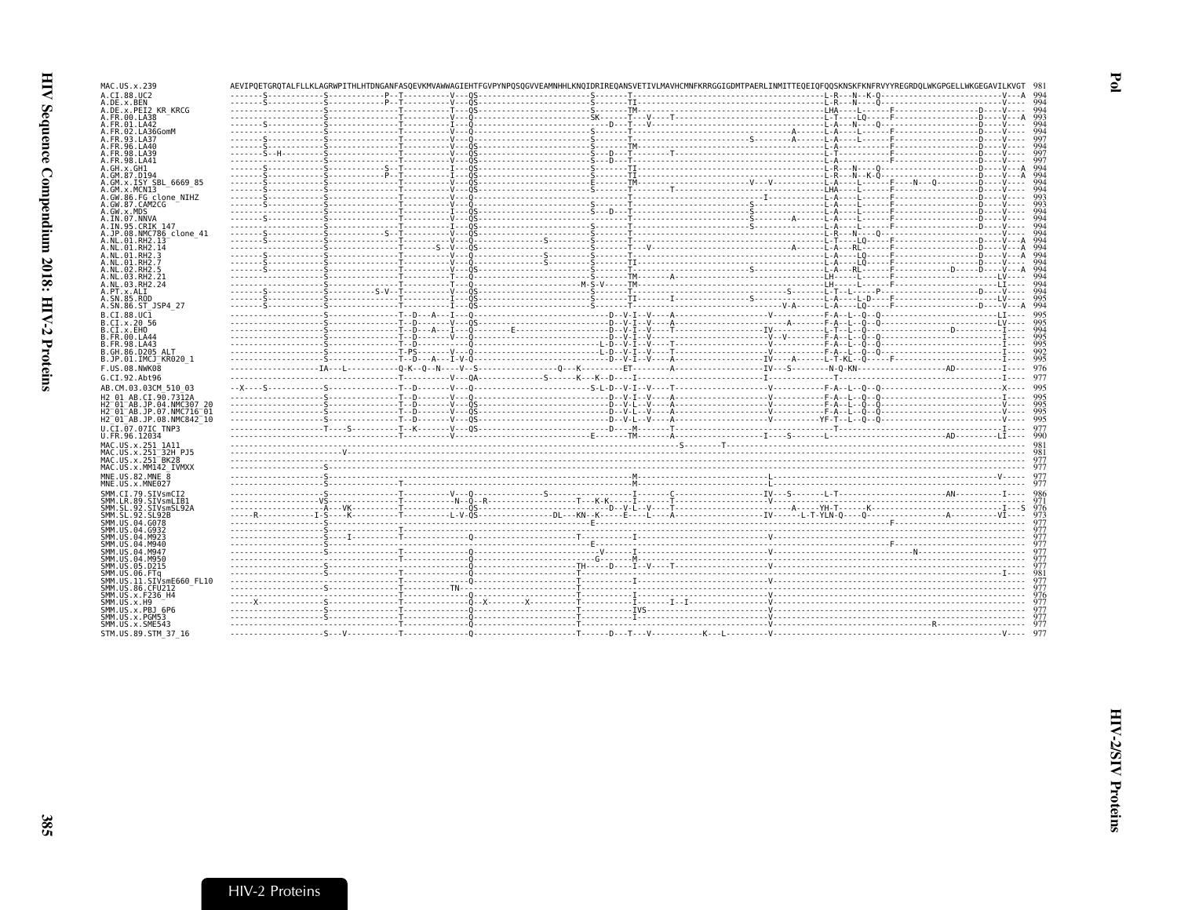```
MAC.US.x.239                 AEVIPQETGRQTALFLLKLAGRWPITHLHTDNGANFASQEVKMVAWWAGIEHTFGVPYNPQSQGVVEAMNHHLKNQIDRIREQANSVETIVLMAVHCMNFKRRGGIGDMTPAERLINMITTEQEIQFQQSKNSKFKNFRVYYREGRDQLWKGPGELLWKGEGAVILKVGT  981
A.CI.88.UC2                  -------S------------S------------P--T----------V---QS-------------------------S-------T-----------------------------------------L-R---N--K-Q---------------------------V---A  994
A.DE.x.BEN                   -------S------------S------------P--T----------V---QS-------------------------S-------TI---------------------------------------L-R---N----Q--------------------------V----  994
A.DE.x.PEI2_KR_KRCG          --------------------S---------------T----------T---QS-------------------------S-------TM--------------------------------------LHA-----L-------F-------------------D----V----  994
A.FR.00.LA38                 --------------------S---------------T----------V---Q--------------------------SK------T---V---T-------------------------------L-T----LQ------F-------------------D----V---A  993
A.FR.01.LA42                 -------S------------S---------------T----------I---Q-----------------------------D---T---V-------------------------------------L-A---N----Q--------------------------V----  994
A.FR.02.LA36GomM             --------------------S---------------T----------V---Q--------------------------S-------T-------------------------------A-------L-A----LQ------F-------------------D----V----  994
A.FR.93.LA37                 -------S------------S---------------T----------V---Q--------------------------S-------T-----------------------S--------A-------L-A----L-------F-------------------D----V----  997
A.FR.96.LA40                 -------S------------S---------------T----------V---QS-------------------------S-------TM--------------------------------------L-A-------------F-------------------D----V----  994
A.FR.98.LA39                 -------S--H---------S---------------T----------V---QS-------------------------S---D---T-------T-------------------------------L-T-------------F-------------------D----V----  997
A.FR.98.LA41                 --------------------S---------------T----------V---QS-------------------------S---D---T----------------------------------------L-A-------------F-------------------D----V----  997
A.GH.x.GH1                   -------S------------S------------S--T----------I---QS-------------------------S-------TI---------------------------------------L-R---N----Q--------------------------D----V---A  994
A.GM.87.D194                 -------S------------S------------P--T----------I---QS-------------------------S-------TI---------------------------------------L-R---N--K-Q--------------------------D----V---A  994
A.GM.x.ISY_SBL_6669_85       -------S------------S---------------T----------V---QS-------------------------E-------TM---------------------V---V-------------L-A----L-------F----N---Q-------------D----V----  994
A.GM.x.MCN13                 -------S------------S---------------T----------V---QS-------------------------S-------T--------T------------------------------LHA-----L-------F-------------------D----V----  994
A.GW.86.FG_clone_NIHZ        -------S------------S---------------T----------V---Q-----------------------------------T--------------------------I-------------L-A----L-------F-------------------D----V----  993
A.GW.87.CAM2CG               -------S------------S---------------T----------V---Q--------------------------S-------T--------------------------S--------------L-A----L-------F-------------------D----V----  993
A.GW.x.MDS                   --------------------S---------------T----------I---QS-------------------------S---D---T--------------------------S--------------L-A----L-------F-------------------D----V----  994
A.IN.07.NNVA                 -------S------------S---------------T----------V---QS----------------------------------T--------------------------S--------A-----L-A----L-------F-------------------D----V----  994
A.IN.95.CRIK_147             --------------------S---------------T----------I---QS-------------------------S-------T--------------------------S--------------L-A----L-------F-------------------D----V----  994
A.JP.08.NMC786_clone_41      -------S------------S------------S--T----------V---QS-------------------------S-------T----------------------------------------L-R---N----Q--------------------------V----  994
A.NL.01.RH2.13               -------S------------S---------------T----------V---Q-------------S------------S-------T----------------------------------------L-T----LQ------F-------------------D----V---A  994
A.NL.01.RH2.14               --------------------S---------------T-------S--V---QS-------------------------S-------T---V-----------------------------A-------L-A----RL------F-------------------D----V---A  994
A.NL.01.RH2.3                -------S------------S---------------T----------V---Q-------------S------------S-------T----------------------------------------L-A----LQ------F-------------------D----V---A  994
A.NL.01.RH2.7                -------S------------S---------------T----------V---Q-------------S------------S-------TI---------------------------------------L-A----LQ------F-------------------D----V----  994
A.NL.02.RH2.5                -------S------------S---------------T----------V---QS-------------------------S-------T-------------------------S-------------L-A----RL------F------------D------D----V---A  994
A.NL.03.RH2.21               --------------------S---------------T----------T---Q---------------------------S------TM-------A------------------------------LH------L-------F-------------------------LV----  994
A.NL.03.RH2.24               --------------------S---------------T----------T---QS-----------------------M-S-V-----TM--------------------------------------LH------L-------F-------------------------LI----  994
A.PT.x.ALI                   -------S------------S---------S-V---T----------V---QS-------------------------S-------T----------------------------------S-------L-T--L------P----------------------D----V----  994
A.SN.85.ROD                  -------S------------S---------------T----------I---QS-------------------------S-------TI-------I-----------------S-------------L-A----L-D-----F-------------------------LV----  995
A.SN.86.ST_JSP4_27           -------S------------S---------------T----------V---QS-------------------------S-------T--------------------------------V-A-------L-A----LQ------F-------------------D----V---A  994
B.CI.88.UC1                  --------------------S---------------T--D----A---I---Q-------------------------D--V-I--V----A--------------------V------------F-A--L--Q--Q--------------------------------LI----  995
B.CI.x.20_56                 --------------------S---------------T--D-------V---QS-------------------------D--V-I--V----A-------------------------A-------F-A--L--Q--Q--------------------------------LV----  995
B.CI.x.EHO                   --------------------S---------------T--D----A---I---Q-------E-----------------D--V-I--V----T------------------IV------------L-T--L--Q--------------------D------------I----  994
B.FR.00.LA44                 --------------------S---------------T--D-----------Q--------------------------D--V-I--V----------------------V--V-----------F-A--L--Q--Q--------------------------------I----  995
B.FR.98.LA43                 --------------------S---------------T--D-----------Q-------------------------L-D--V-I--V----T--------------------------------F-A--L--Q--Q--------------------------------I----  995
B.GH.86.D205_ALT             --------------------S---------------T-PS-------V---Q-------------------------L-D--V-I--V----T---------------------V-----------F-A--L--Q--Q--------------------------------I----  992
B.JP.01.IMCJ_KR020_1         --------------------S---------------T--D----A---I-V-Q-------------------------D--V-I--V----A------------------IV-----A------L-T-KL--Q-----F-------------------------------I----  995
F.US.08.NWK08                ------------------IA---L-----------Q-K--Q--N----V--S-------------------Q---K---------ET--------A------------------IV---S--------N-Q-KN---------------------AD----------I----  976
G.CI.92.Abt96                -----------------------------------T------------V---QA-------------S------K---K--D----I-------------------------I-------------T----------------------------------------I----  977
AB.CM.03.03CM_510_03         --X----S------------S---------------T--D-------V---Q-------------------------S-L-D--V-I--V----T------------------V------------F-A--L--Q--Q--------------------------------X----  995
H2_01_AB.CI.90.7312A         --------------------S---------------T--D-------V---Q---------------------------D--V-I--V----A------------------V------------F-A--L--Q--Q--------------------------------I----  995
H2_01_AB.JP.04.NMC307_20     --------------------S---------------T--D-------V---QS--------------------------D--V-L--V----A------------------V------------F-A--L--Q--Q--------------------------------V----  995
H2_01_AB.JP.07.NMC716_01     --------------------S---------------T--D-------V---QS--------------------------D--V-L--V----A------------------V------------F-A--L--Q--Q--------------------------------V----  995
H2_01_AB.JP.08.NMC842_10     --------------------S---------------T--D-------V---QS--------------------------D--V-L--V----A------------------V-----------YF-T--L--Q--Q--------------------------------V----  995
U.CI.07.07IC_TNP3            --------------------T----S----------T--K-------V---QS--------------------------D---M-------T------------------------------T----------------------------------------I----  977
U.FR.96.12034                -----------------------------------T------------V-----------------------------E-------TM-------A-----------------I----S-------L---------------------------------AD----------LI----  990
MAC.US.x.251_1A11            ----------------------------------------------------------------------------------------------------------S--------T-------------------------------------------------------------  981
MAC.US.x.251_32H_PJ5         ----------------------V------------------------------------------------------------------------------------------------------------------------------------------------------  981
MAC.US.x.251_BK28            -------------------------------------------------------------------------------------------------------------------------------------------------------------------------------  977
MAC.US.x.MM142_IVMXX         --------------------S----------------------------------------------------------------------------------------------------------------------------------------------------------  977
MNE.US.82.MNE_8              --------------------S-------------------------------------------------------------M-------------------------------L---------------------------------------------------V-----  977
MNE.US.x.MNE027              --------------------S---------------T-------------------------------------------------M-------------------------------L---------------------------------------------------------  977
SMM.CI.79.SIVsmCI2           --------------------S---------------T----------V---Q-------------S----------------I-------C-------------------IV---S-------L-T--------------------------AN-----------I----  986
SMM.LR.89.SIVsmLIB1          ------------------VS----------------T---------N--Q--R----------------------T---K-K-----I-------T------------------V---------------------------------------------------------  971
SMM.SL.92.SIVsmSL92A         ------------------A---VK------------T---------------QS-------------------------D--V-L--V----T-------------------A------YH-T------K------------------------------I---S  976
SMM.SL.92.SL92B              -----R------------I-S----K----------T----------L-V-QS----------------DL---KN--K------E-----L----A------------------IV------L-T-YLN-Q-----Q-----------------A---------VI----  973
SMM.US.04.G078               --------------------S-----------------------------------------------------------E--------------------------------------------------------F----------------------------  977
SMM.US.04.G932               --------------------S---------------T--------------------------------------------------------------------------------------------------------------------------------  977
SMM.US.04.M923               --------------------S------I--------T--------------Q-------------------------T----------I------------------------------V--------------------------------------------------  977
SMM.US.04.M940               --------------------S-----------------------------------------------------------E-------------------------------------------------F----------------------------------  977
SMM.US.04.M947               --------------------S---------------T--------------Q--------------------------------V------I------------------------V--------------------------N-------------------------  977
SMM.US.04.M950               --------------------------------------------------Q-----------------------------G----M------------------------------------------------------------------------------  977
SMM.US.05.D215               --------------------S---------------T--------------Q-------------------------TH-----D----I--V----T------------------V---------------------------------------------------------  977
SMM.US.06.FTq                --------------------S---------------T--------------Q--------------------------T-------------------------------------------------------------------------------I----  981
SMM.US.11.SIVsmE660_FL10     --------------------S---------------T--------------Q--------------------------T----------I------------------------------V--------------------------------------------------  977
SMM.US.86.CFU212             --------------------S---------------T---------TN-----------------------------T----------------------------------------------------------------------------------------------  977
SMM.US.x.F236_H4             --------------------S---------------T-------------Q----------------------------T----------I------------------------------V--------------------------------------------------  976
SMM.US.x.H9                  --------X-----------S---------------T--------------Q--X---------X------------T----------I-----I--I-----------------V--------------------------------------------------  977
SMM.US.x.PBJ_6P6             --------------------S---------------T--------------Q--------------------------T---------IVS--------------------------V--------------------------------------------------  977
SMM.US.x.PGM53               --------------------S---------------T--------------Q--------------------------T----------I------------------------------V--------------------------------------------------  977
SMM.US.x.SME543              --------------------S---------------T--------------Q--------------------------T-----------------------------------------V-------------------------R-------------------------  977
STM.US.89.STM_37_16          --------------------S---V-----------T--------------Q--------------------------T------D---T---V-----------K---L----------V----------------------------------------------V----  977
```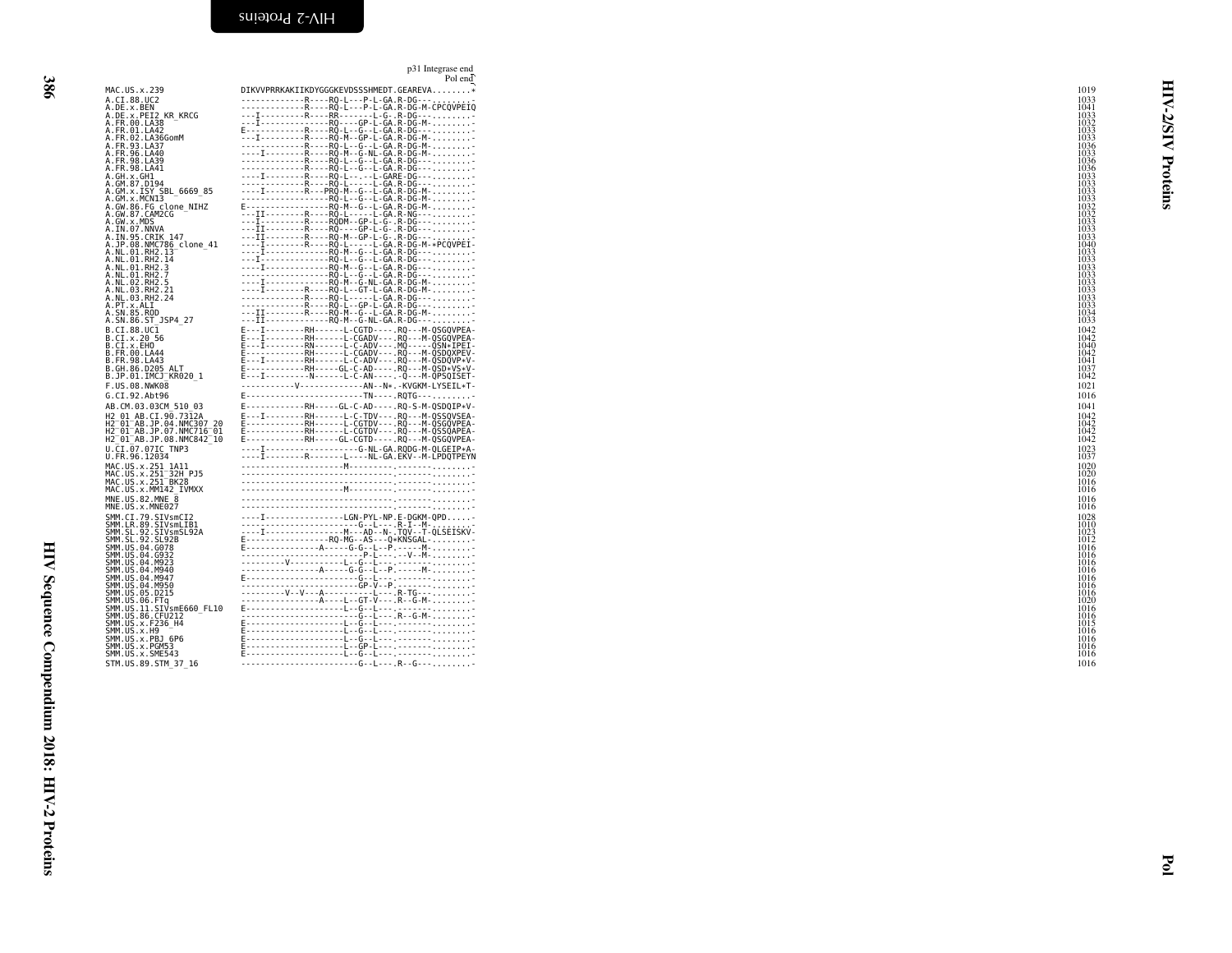```
                                                       p31 Integrase end
                                                                 Pol end
MAC.US.x.239                DIKVVPRRKAKIIKDYGGGKEVDSSSHMEDT.GEAREVA........*     1019
A.CI.88.UC2                 -------------R----RQ-L---P-L-GA.R-DG---.........     1033
A.DE.x.BEN                  -------------R----RQ-L---P-L-GA.R-DG-M-CPCQVPEIQ     1041
A.DE.x.PEI2_KR_KRCG         ---I---------R----RR-------L-G-.R-DG---.........     1033
A.FR.00.LA38                ---I--------------RQ----GP-L-GA.R-DG-M-.........     1032
A.FR.01.LA42                E------------R----RQ-L--G--L-GA.R-DG---.........     1033
A.FR.02.LA36GomM            ---I---------R----RQ-M--GP-L-GA.R-DG-M-.........     1033
A.FR.93.LA37                -------------R----RQ-L--G--L-GA.R-DG-M-.........     1036
A.FR.96.LA40                ----I--------R----RQ-M--G-NL-GA.R-DG-M-.........     1033
A.FR.98.LA39                -------------R----RQ-L--G--L-GA.R-DG---.........     1036
A.FR.98.LA41                -------------R----RQ-L--G--L-GA.R-DG---.........     1036
A.GH.x.GH1                  ----I--------R----RQ-L-.--L-GARE-DG---.........     1033
A.GM.87.D194                -------------R----RQ-L-----L-GA.R-DG---.........     1033
A.GM.x.ISY_SBL_6669_85      ----I--------R---PRQ-M--G--L-GA.R-DG-M-.........     1033
A.GM.x.MCN13                ------------------RQ-L--G--L-GA.R-DG-M-.........     1033
A.GW.86.FG_clone_NIHZ       E-----------------RQ-M--G--L-GA.R-DG-M-.........     1032
A.GW.87.CAM2CG              ---II--------R----RQ-L-----L-GA.R-NG---.........     1032
A.GW.x.MDS                  ---I---------R----RQDM--GP-L-G-.R-DG---.........     1033
A.IN.07.NNVA                ---II--------R----RQ----GP-L-G-.R-DG---.........     1033
A.IN.95.CRIK_147            ---II--------R----RQ-M--GP-L-G-.R-DG---.........     1033
A.JP.08.NMC786_clone_41     ----I--------R----RQ-L-----L-GA.R-DG-M-*PCQVPEI-     1040
A.NL.01.RH2.13              ---I--------------RQ-M--G--L-GA.R-DG---.........     1033
A.NL.01.RH2.14              ---I--------------RQ-L--G--L-GA.R-DG---.........     1033
A.NL.01.RH2.3               ----I-------------RQ-M--G--L-GA.R-DG---.........     1033
A.NL.01.RH2.7               ------------------RQ-L--G--L-GA.R-DG---.........     1033
A.NL.02.RH2.5               ----I-------------RQ-M--G-NL-GA.R-DG-M-.........     1033
A.NL.03.RH2.21              ----I--------R----RQ-L--GT-L-GA.R-DG-M-.........     1033
A.NL.03.RH2.24              -------------R----RQ-L-----L-GA.R-DG---.........     1033
A.PT.x.ALI                  -------------R----RQ-L--GP-L-GA.R-DG---.........     1033
A.SN.85.ROD                 ---II--------R----RQ-M--G--L-GA.R-DG-M-.........     1034
A.SN.86.ST_JSP4_27          ---II-------------RQ-M--G-NL-GA.R-DG---.........     1033
B.CI.88.UC1                 E---I--------RH------L-CGTD-----.RQ---M-QSGQVPEA-    1042
B.CI.x.20_56                E---I--------RH------L-CGADV----.RQ---M-QSGQVPEA-    1042
B.CI.x.EHO                  E---I--------RN------L-C-ADV----.MQ------QSN*IPEI-   1040
B.FR.00.LA44                E------------RH------L-CGADV----.RQ---M-QSDQXPEV-    1042
B.FR.98.LA43                E---I--------RH------L-C-ADV----.RQ---M-QSDQVP*V-    1041
B.GH.86.D205_ALT            E------------RH-----GL-C-AD-----.RQ---M-QSD*VS*V-    1037
B.JP.01.IMCJ_KR020_1        E---I--------N-------L-C-AN-----.-Q---M-QPSQISET-    1042
F.US.08.NWK08               -----------V-------------AN--N*.-KVGKM-LYSEIL*T-     1021
G.CI.92.Abt96               E------------------------TN-----.RQTG---.........    1016
AB.CM.03.03CM_510_03        E------------RH-----GL-C-AD-----.RQ-S-M-QSDQIP*V-    1041
H2_01_AB.CI.90.7312A        E---I--------RH------L-C-TDV----.RQ---M-QSSQVSEA-    1042
H2_01_AB.JP.04.NMC307_20    E------------RH------L-CGTDV----.RQ---M-QSGQVPEA-    1042
H2_01_AB.JP.07.NMC716_01    E------------RH------L-CGTDV----.RQ---M-QSSQAPEA-    1042
H2_01_AB.JP.08.NMC842_10    E------------RH-----GL-CGTD-----.RQ---M-QSGQVPEA-    1042
U.CI.07.07IC_TNP3           ----I----------------------G-NL-GA.RQDG-M-QLGEIP*A-  1023
U.FR.96.12034               ----I--------R-------L----NL-GA.EKV--M-LPDQTPEYN     1037
MAC.US.x.251_1A11           ---------------------M---------.-------.........     1020
MAC.US.x.251_32H_PJ5        -------------------------------.-------.........     1020
MAC.US.x.251_BK28           -------------------------------.-------.........     1016
MAC.US.x.MM142_IVMXX        ---------------------M---------.-------.........     1016
MNE.US.82.MNE_8             -------------------------------.-------.........     1016
MNE.US.x.MNE027             -------------------------------.-------.........     1016
SMM.CI.79.SIVsmCI2          ----I-----------------LGN-PYL-NP.E-DGKM-QPD......    1028
SMM.LR.89.SIVsmLIB1         --------------------------G--L---.R-I--M-.........   1010
SMM.SL.92.SIVsmSL92A        ----I-----------------M---AD--N-.TQV--T-QLSEISKV-    1023
SMM.SL.92.SL92B             E-----------------RQ-MG--AS---Q*KNSGAL-.........     1012
SMM.US.04.G078              E---------------A-----G-G--L--P.------M-.........    1016
SMM.US.04.G932              -------------------------P-L----.--V--M-.........    1016
SMM.US.04.M923              ---------V-----------L--G--L----.-------.........    1016
SMM.US.04.M940              ----------------A-----G-G--L--P.------M-.........    1016
SMM.US.04.M947              E-------------------------G--L----.-------.........  1016
SMM.US.04.M950              -------------------------GP-V--P.-------.........    1016
SMM.US.05.D215              ---------V--V---A-----------L----.R-TG---.........   1016
SMM.US.06.FTq               ----------------A----L--GT-V----.R--G-M-.........    1020
SMM.US.11.SIVsmE660_FL10    E--------------------L--G--L----.-------.........    1016
SMM.US.86.CFU212            --------------------------G--L----.R--G-M-.........  1016
SMM.US.x.F236_H4            E--------------------L--G--L----.-------.........    1015
SMM.US.x.H9                 E--------------------L--G--L----.-------.........    1016
SMM.US.x.PBJ_6P6            E--------------------L--G--L----.-------.........    1016
SMM.US.x.PGM53              E--------------------L--GP-L----.-------.........    1016
SMM.US.x.SME543             E--------------------L--G--L----.-------.........    1016
STM.US.89.STM_37_16         ------------------------G--L----.R--G---.........    1016
```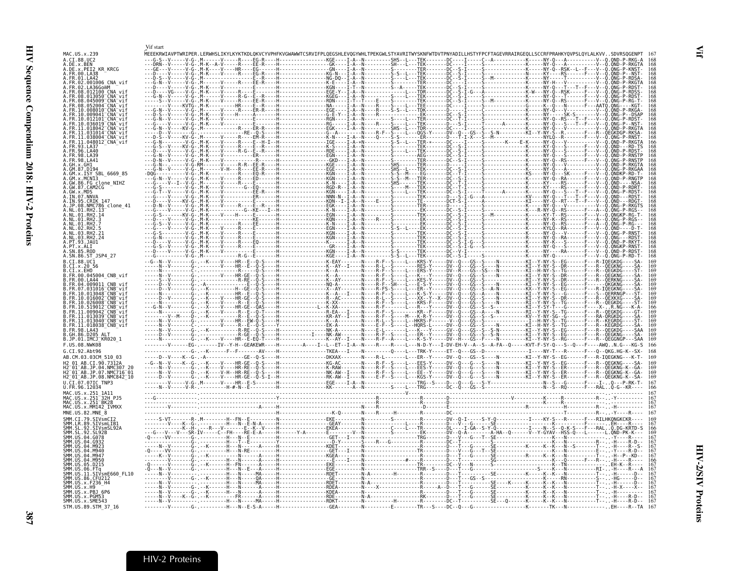Vif start

```
MAC.US.x.239                MEEEKRWIAVPTWRIPER.LERWHSLIKYLKYKTKDLQKVCYVPHFKVGWAWWTCSRVIFPLQEGSHLEVQGYWHLTPEKGWLSTYAVRITWYSKNFWTDVTPNYADILLHSTYFPCFTAGEVRRAIRGEQLLSCCRFPRAHKYQVPSLQYLALKVV..SDVRSQGENPT  167
A.CI.88.UC2                                                                                                   168
A.DE.x.BEN                                                                                                    168
A.DE.x.PEI2_KR_KRCG                                                                                           168
A.FR.00.LA38                                                                                                  168
A.FR.01.LA42                                                                                                  168
A.FR.02.001006_CNA_vif                                                                                        168
A.FR.02.LA36GomM                                                                                              168
A.FR.08.012100_CNA_vif                                                                                        168
A.FR.08.013050_CNA_vif                                                                                        168
A.FR.08.045009_CNA_vif                                                                                        168
A.FR.08.052004_CNA_vif                                                                                        168
A.FR.10.008010_CNA_vif                                                                                        168
A.FR.10.009041_CNA_vif                                                                                        168
A.FR.10.012101_CNA_vif                                                                                        168
A.FR.10.036019_CNA_vif                                                                                        168
A.FR.11.018042_CNA_vif                                                                                        168
A.FR.11.031014_CNA_vif                                                                                        168
A.FR.11.038004_CNA_vif                                                                                        168
A.FR.11.048012_CNA_vif                                                                                        166
A.FR.93.LA37                                                                                                  168
A.FR.96.LA40                                                                                                  168
A.FR.98.LA39                                                                                                  168
A.FR.98.LA41                                                                                                  168
A.GH.x.GH1                                                                                                    168
A.GM.87.D194                                                                                                  168
A.GM.x.ISY_SBL_6669_85                                                                                        168
A.GM.x.MCN13                                                                                                  168
A.GW.86.FG_clone_NIHZ                                                                                         168
A.GW.87.CAM2CG                                                                                                168
A.GW.x.MDS                                                                                                    168
A.IN.07.NNVA                                                                                                  168
A.IN.95.CRIK_147                                                                                              168
A.JP.08.NMC786_clone_41                                                                                       168
A.NL.01.RH2.13                                                                                                168
A.NL.01.RH2.14                                                                                                168
A.NL.01.RH2.3                                                                                                 168
A.NL.01.RH2.7                                                                                                 168
A.NL.02.RH2.5                                                                                                 168
A.NL.03.RH2.21                                                                                                168
A.NL.03.RH2.24                                                                                                168
A.PT.93.JAU1                                                                                                  168
A.PT.x.ALI                                                                                                    168
A.SN.85.ROD                                                                                                   168
A.SN.86.ST_JSP4_27                                                                                            168
B.CI.88.UC1                                                                                                   169
B.CI.x.20_56                                                                                                  169
B.CI.x.EHO                                                                                                    169
B.FR.00.045004_CNB_vif                                                                                        169
B.FR.00.LA44                                                                                                  169
B.FR.04.009011_CNB_vif                                                                                        169
B.FR.07.031016_CNB_vif                                                                                        169
B.FR.10.013048_CNB_vif                                                                                        169
B.FR.10.016002_CNB_vif                                                                                        169
B.FR.10.026008_CNB_vif                                                                                        169
B.FR.10.519012_CNB_vif                                                                                        166
B.FR.11.009042_CNB_vif                                                                                        169
B.FR.11.013039_CNB_vif                                                                                        169
B.FR.11.013040_CNB_vif                                                                                        169
B.FR.11.018038_CNB_vif                                                                                        169
B.FR.98.LA43                                                                                                  169
B.GH.86.D205_ALT                                                                                              169
B.JP.01.IMCJ_KR020_1                                                                                          169
F.US.08.NWK08                                                                                                 166
G.CI.92.Abt96                                                                                                 168
AB.CM.03.03CM_510_03                                                                                          169
H2_01_AB.CI.90.7312A                                                                                          169
H2_01_AB.JP.04.NMC307_20                                                                                      169
H2_01_AB.JP.07.NMC716_01                                                                                      169
H2_01_AB.JP.08.NMC842_10                                                                                      169
U.CI.07.07IC_TNP3                                                                                             167
U.FR.96.12034                                                                                                 166
MAC.US.x.251_1A11                                                                                             167
MAC.US.x.251_32H_PJ5                                                                                          167
MAC.US.x.251_BK28                                                                                             167
MAC.US.x.MM142_IVMXX                                                                                          167
MNE.US.82.MNE_8                                                                                               167
SMM.CI.79.SIVsmCI2                                                                                            169
SMM.LR.89.SIVsmLIB1                                                                                           167
SMM.SL.92.SIVsmSL92A                                                                                          166
SMM.SL.92.SL92B                                                                                               167
SMM.US.04.G078                                                                                                167
SMM.US.04.G932                                                                                                167
SMM.US.04.M923                                                                                                167
SMM.US.04.M940                                                                                                167
SMM.US.04.M947                                                                                                167
SMM.US.04.M950                                                                                                166
SMM.US.05.D215                                                                                                167
SMM.US.06.FTq                                                                                                 167
SMM.US.11.SIVsmE660_FL10                                                                                      167
SMM.US.86.CFU212                                                                                              167
SMM.US.x.F236_H4                                                                                              167
SMM.US.x.H9                                                                                                   167
SMM.US.x.PBJ_6P6                                                                                              167
SMM.US.x.PGM53                                                                                                167
SMM.US.x.SME543                                                                                               167
STM.US.89.STM_37_16                                                                                           167
```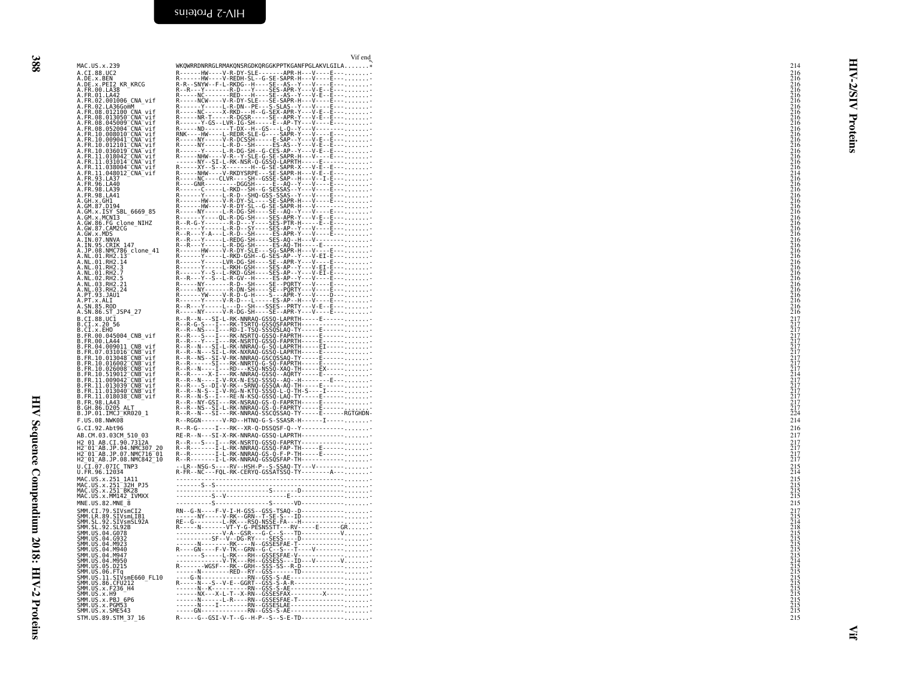Vif end

```
MAC.US.x.239                WKQWRRDNRRGLRMAKQNSRGDKQRGGKPPTKGANFPGLAKVLGILA.......*    214
A.CI.88.UC2                 R------HW----V-R-DY-SLE-------APR-H---V----E----------     216
A.DE.x.BEN                  R------HW----V-REDH-SL--G-SE-SAPR-H---V----E----------     216
A.DE.x.PEI2_KR_KRCG         R-R--SNYW--F-L-RKDG--H----SE--AS--Y---V----E----------     216
A.FR.00.LA38                R--R---Y-------R-D---Y----SES-APR-Y---V-E--E----------     216
A.FR.01.LA42                R-----NC-------RED---H----SE--AS--Y---V-E--E----------     216
A.FR.02.001006_CNA_vif      R-----NCW----V-R-DY-SLE---SE-SAPR-H---V----E----------     216
A.FR.02.LA36GomM            R------Y-----L-R-DN--PE---S-SLAS--Y---V----E----------     216
A.FR.08.012100_CNA_vif      R-----NC-----X-RKD---H--G-SEX-APR-Y---V-E--E----------     216
A.FR.08.013050_CNA_vif      R-----NR-T-----R-DGSR-----SE--APR-Y---V-E--E----------     216
A.FR.08.045009_CNA_vif      R------Y-GS--LVR-IG-SH-----E--AP-TY---V----E----------     216
A.FR.08.052004_CNA_vif      R-----ND-------T-DX--H--GS---L-Q--Y---V---------------     216
A.FR.10.008010_CNA_vif      RNK---HW-----L-REDR-SLE-G-----SAPR-Y---V----E---------     216
A.FR.10.009041_CNA_vif      R-----NY-----V-R-DCSSH-----E-SAP--Y---V-E--E----------     216
A.FR.10.012101_CNA_vif      R-----NY-----L-R-D--SH------ES-AS--Y---V-E--E---------     216
A.FR.10.036019_CNA_vif      R------Y-----L-R-DG-SH--G-CES-AP--Y---V-E--E----------     216
A.FR.11.018042_CNA_vif      R-----NHW----V-R--Y-SLE-G-SE-SAPR-H---V----E----------     216
A.FR.11.031014_CNA_vif      ------NY--SI-L-RK-NSR-Q-GSSQ-LAPRTH-----E-------------     216
A.FR.11.038004_CNA_vif      R-----XY--S--X-------H--G-SE-SAPR-X---V-E--E----------     216
A.FR.11.048012_CNA_vif      R-----NHW----V-RKDYSRPE---SE-SAPR-H---V-E--E----------     214
A.FR.93.LA37                R-----NC----CLVR----SH--GSSE-SAP--H---V--I-E----------     216
A.FR.96.LA40                R----GNR---------DGGSH-----E--AQ--Y---V----E----------     216
A.FR.98.LA39                R------C-----L-RKD--SH--G-SESSAS--Y---V----E----------     216
A.FR.98.LA41                R------Y-----L-R-D--SHQ-GSS-SSAS--Y---V----E----------     216
A.GH.x.GH1                  R------HW----V-R-DY-SL--G-SE-SAPR-H---V----E----------     216
A.GM.87.D194                R------HW----V-R-DY-SL--G-SE-SAPR-H---V---------------     216
A.GM.x.ISY_SBL_6669_85      R-----NY-----L-R-DG-SH----SE--AQ--Y---V----E----------     216
A.GM.x.MCN13                R------Y----QL-R-DG-SH----SES-APR-Y---V-E--E----------     216
A.GW.86.FG_clone_NIHZ       R--R-G-Y-------R-D---Y----SES-PTR-H---E--E------------     216
A.GW.87.CAM2CG              R------Y-----L-R-D--SY----SES-AP--Y---V----E----------     216
A.GW.x.MDS                  R--R---Y-A---L-R-D--SH-----ES-APR-Y---V----E----------     216
A.IN.07.NNVA                R--R---Y-----L-REDG-SH----SES-AQ--H---V---------------     216
A.IN.95.CRIK_147            R--R---Y-----L-R-DG-SH-----ES-AQ-TH-----E-------------     216
A.JP.08.NMC786_clone_41     R------HW----V-R-DY-SLE---SG-SAPR-H---V----E----------     216
A.NL.01.RH2.13              R------Y-----L-RKD-GSH--G-SES-AP--Y---V-EI-E----------     216
A.NL.01.RH2.14              R------Y-----LVR-DG-SH----SE--APR-Y---V----E----------     216
A.NL.01.RH2.3               R------Y-----L-RKH-GSH----SES-AP--Y---V-EI-E----------     216
A.NL.01.RH2.7               R------Y--S--L-RKD-GSH----SES-AP--Y---V-EI-E----------     216
A.NL.02.RH2.5               R--R---Y--S--L-R-GV--H-----ES-AP--Y---V----E----------     216
A.NL.03.RH2.21              R-----NY-------R-D--SH----SE--PQRTY---V----E----------     216
A.NL.03.RH2.24              R-----NY-------R-DN-SH----SE--PQRTY---V----E----------     216
A.PT.93.JAU1                R------YW----V-R-D-G-H----S---APR-Y---V----D----------     216
A.PT.x.ALI                  R------Y-----V-R-D---L-----ES-AP--H---V----E----------     216
A.SN.85.ROD                 R--R---Y-----L---D--SH---SSES--PRTY---V-E--E----------     216
A.SN.86.ST_JSP4_27          R-----NY-----V-R-DG-SH----SE--APR-Y---V----E----------     216
B.CI.88.UC1                 R--R--N---SI-L-RK-NNRAQ-GSSQ-LAPRTH-----E-------------     217
B.CI.x.20_56                R--R-G-S---I---RK-TSRTQ-GSSQSFAPRTH-------------------     217
B.CI.x.EHO                  R--R--NS---I---RD-I-TSQ-SSSQSLAQ-TY-----E-------------     217
B.FR.00.045004_CNB_vif      R--R---S---I---RK-NSRTQ-GSSQ-FAPRTH-----E-------------     217
B.FR.00.LA44                R--R---Y---I---RK-NSRTQ-GSSQ-FAPRTH-----E-------------     217
B.FR.04.009011_CNB_vif      R--R--N---SI-L-RK-NNRAQ-G-SQ-LAPRTH-----EI------------     217
B.FR.07.031016_CNB_vif      R--R--N---SI-L-RK-NXRAQ-GSSQ-LAPRTH-----E-------------     217
B.FR.10.013048_CNB_vif      R--R--NS--SI-V-RK-NNRAQ-GSCQSSAQ-TY-----E-------------     217
B.FR.10.016002_CNB_vif      R--R------SI---RK-NNRTQ-G-SQ-FAPRTH-----E-------------     217
B.FR.10.026008_CNB_vif      R--R--N----I---RD---KSQ-NSSQ-XAQ-TH-----EX------------     217
B.FR.10.519012_CNB_vif      R--R-----X-I---RK-NNRAQ-GSSQ--AQRTY-----E-------------     214
B.FR.11.009042_CNB_vif      R--R--N----I-V-RX-N-ESQ-SSSQ--AQ--H--------E----------     217
B.FR.11.013039_CNB_vif      R--R---S--DI-V-RK--SRNQ-GSSQA-AQ-TH-----E-------------     217
B.FR.11.013040_CNB_vif      R--R--N-S--I-V-RG-N-KTQ-SSSQ-L-Q-TH-S----I------------     217
B.FR.11.018038_CNB_vif      R--R--N-S--I---RE-N-KSQ-GSSQ-LAQ-TY-----E-------------     217
B.FR.98.LA43                R--R--NY-GSI---RK-NNRAQ-GS-Q-FAPRTH-----E-------------     217
B.GH.86.D205_ALT            R--R--NS--SI-L-RK-NNRAQ-GS-Q-FAPRTY-----E-------------     217
B.JP.01.IMCJ_KR020_1        R--R--N---SI---RK-NNRAQ-SSCQSSAQ-TY-----E------RGTGHDN-    224
F.US.08.NWK08               R--RGGN------V-RD--HTNQ-G-S-SSASR-H------I------------     214
G.CI.92.Abt96               R--R-G-----I---RK--XR-Q-DSSQSF-Q--Y-------------------     216
AB.CM.03.03CM_510_03        RE-R--N---SI-X-RK-NNRAQ-GSSQ-LAPRTH-------------------     217
H2_01_AB.CI.90.7312A        R--R---S---I---RK-NSRTQ-GSSQ-FAPRTY-------------------     217
H2_01_AB.JP.04.NMC307_20    R--R-------I-L-RK-NNRAQ-GSSQ-FAP-TH-----E-------------     217
H2_01_AB.JP.07.NMC716_01    R--R-------I-L-RK-NNRAQ-GS-Q-F-P-TH-----E-------------     217
H2_01_AB.JP.08.NMC842_10    R--R-------I-L-RK-NNRAQ-GSSQSFAP-TH-------------------     217
U.CI.07.07IC_TNP3           --LR--NSG-S----RV--HSH-P--S-SSAQ-TY---V---------------     215
U.FR.96.12034               R-FR--NC---FQL-RK-CERYQ-GSSATSSQ-TY--------A----------     214
MAC.US.x.251_1A11           ------------------------------------------------------     215
MAC.US.x.251_32H_PJ5        -------S--S-------------------------------------------     215
MAC.US.x.251_BK28           ---------------------------S-------D------------------     215
MAC.US.x.MM142_IVMXX        ---------S--V------------------E----------------------     215
MNE.US.82.MNE_8             -----------S---------------S-----VD-------------------     215
SMM.CI.79.SIVsmCI2          RN--G-N----F-V-I-H-GSS--GSS-TSAQ--D-------------------     217
SMM.LR.89.SIVsmLIB1         ------NY-----V-RK--GRN--T-SE-S---ID-------------------     215
SMM.SL.92.SIVsmSL92A        RE--G--------L-RK---RSQ-NSSE-FA---H-------------------     214
SMM.SL.92.SL92B             R-----N-------VT-Y-G-PESNSSTT---RV-----E-------GR.....    218
SMM.US.04.G078              -------------V-A--GSR---G-C--S---TD-----------V.......    215
SMM.US.04.G932              -----------SF--V--DG-RY----SESS---D-------------------    215
SMM.US.04.M923              ------N---------RK----N--GSSESFAE-T-------------------    215
SMM.US.04.M940              R----GN----F-V-TK--GRN--G-C--S---T----V---------------    215
SMM.US.04.M947              -------S-----L-RK---RH--GSSESFAE-V--------------------    215
SMM.US.04.M950              -------------V-TK---RH--GSSESS---ID----V--------V.....    214
SMM.US.05.D215              R-------WGSF---RK--GRH--SSS-SS--R-D-------------------    215
SMM.US.06.FTq               ------N---------RED--RY--GSS------TD------------------    215
SMM.US.11.SIVsmE660_FL10    ----G-N-------------RN--GSS-S-AE----------------------    215
SMM.US.86.CFU212            R-----N---S--V-E--GGRT--GSS-S-A-R---------------------    215
SMM.US.x.F236_H4            ------N--K----------RN--GSS-S-AE----------------------    215
SMM.US.x.H9                 ------NX---X-L-T--X-RN--GSSESFAX---------X------------    215
SMM.US.x.PBJ_6P6            ------N------L-R----RN--GSSESFAE-T--------------------    215
SMM.US.x.PGM53              ------N-----I-------RN--GSSESLAE----------------------    215
SMM.US.x.SME543             ------GN------------RN--GSS-S-AE----------------------    215
STM.US.89.STM_37_16         R-----G--GSI-V-T--G--H-P--S--S-E-TD-------------------    215
```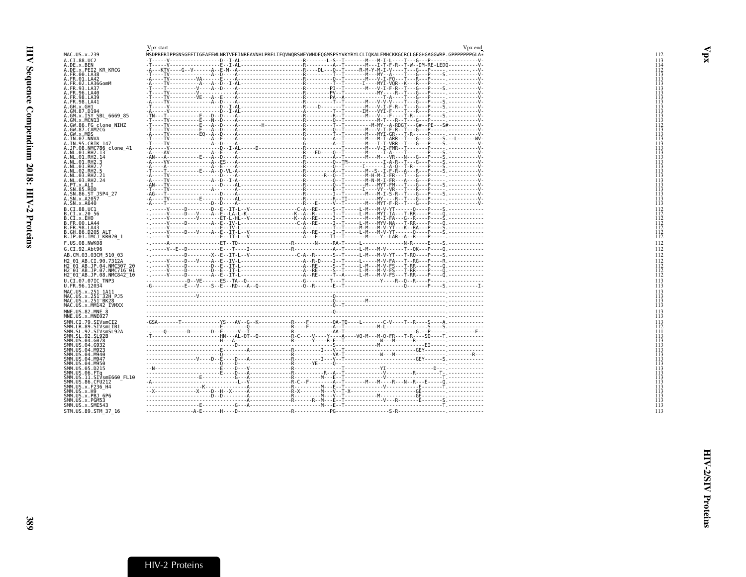```
                Vpx start                                                                                                                     Vpx end
MAC.US.x.239                MSDPRERIPPGNSGEETIGEAFEWLNRTVEEINREAVNHLPRELIFQVWQRSWEYWHDEQGMSPSYVKYRYLCLIQKALFMHCKKGCRCLGEGHGAGGWRP.GPPPPPPPGLA*     112
A.CI.88.UC2                 -T-----V-----------------D--I-AL---------------------R---------L-S--T-------M---M-I-L----T---G---P------.----------V-    113
A.DE.x.BEN                  -T-----V-----------------E--I-AL---------------------R---------A--T-------M---I-T-F-R--T-W--DM-RE-LEDQ----------V-    114
A.DE.x.PEI2_KR_KRCG         -A---KTV-----G--V-------A--E-M--A--------------------R-----DL---Q--T------R-M-Y-M-I-V----T---G---P------.--------V-    112
A.FR.00.LA38                -T----TV-----------------A--D----A--------------------R---------T--T-------M---MY--A----T---G---P----S.----------V-    113
A.FR.01.LA42                -A----TV---------VA------E----A--------------------R---------Q--T-------M---V-I-FQ---T---R---P------.----------V-    113
A.FR.02.LA36GomM            -A----TV------------A---A--D--I-AL-------------------R---------T--T-------I----MYI-VQR--K---R---P------.----------V-    113
A.FR.93.LA37                -T----T----------V-----A--D----A---------------------R--------PI--T-------M---V-I-F-R--T---G---P----S.----------V-    113
A.FR.96.LA40                -T----TV---------V--------------A---------------------R--------PV--T-----------MY-----R--T---G---P------.----------V-    113
A.FR.99.LA39                -T----TV---------VE-----A--E----A--------------------R--------PA--A-----------T-A-----T---G---P------.----------V-    113
A.FR.98.LA41                -A----TV-----------------A--D----A--------------------R---------T--T-------M---V-V-V----T---G---P----S.----------V-    113
A.GH.x.GH1                  -T-----V-----------------D--I-AL---------------------R-----D--------T-------M---V-I-F-R--T---G---P----S.----------V-    113
A.GM.87.D194                -A-----V-----------------D--I-AL---------------------A---------T--T-------IM---VYI-F----T---R---P------.----------V-    113
A.GM.x.ISY_SBL_6669_85      -TN---T-----------E---D--D----A--------------------R---------R--T-------M---V--F----T-R-----P----S.----------V-    113
A.GM.x.MCN13                -T----TV-----------E---N--D----A--------------------R---------Q--T-----------M-T---R--T---G---P------.----------V-    113
A.GW.86.FG_clone_NIHZ       -T----TV-----------E---A--D----A--------H-----------R---------T--T--------M-MY--A-RDGT---G#--PE---S#----------V-    112
A.GW.87.CAM2CG              -T----TV-----------E---A--D----A--------------------R---------Q--T-------M---V-I-F-R--T---G---P------.----------V-    113
A.GW.x.MDS                  -A----TV----------EQ--A--D----A--------------------R---------T--T-------M---MYI-GR---T-R-----P------.----------V-    113
A.IN.07.NNVA                -T----TV-----------------A--E----A--------------------G---------A--T-------M---M-I-ARR--T---G---G----S.--L------WV-    113
A.IN.95.CRIK_147            -T----TV-----------------A--D----A--------------------G---------A--T-------M---I-I-VRR--T---G---P----S.----------V-    113
A.JP.08.NMC786_clone_41     -A-----V-----------------D--I-AL-----D--------------R---------T--T-------M---V-I-FMR--T-------P------.----------V-    113
A.NL.01.RH2.13              -A----AV-----------------A--E----A--------------------R----ED-----Q--T-------M-----I-A----T---G---P------.----------V-    113
A.NL.01.RH2.14              -AN---A-----------E---A--D----A--------------------R---------A--T-------M---M---VR---N---G---P----S.----------V-    113
A.NL.01.RH2.3               -A----VV-----------------A--ES---A--------------------R---------Q--TM-----------I-A-R--T---G---P----S.----------V-    113
A.NL.01.RH2.7               -A----A-----------------A--E----A--------------------R---------Q--T-------I-----I-A-Q--T-R-----P----S.----------V-    113
A.NL.02.RH2.5               -T----T-----------E---A--D-VL-A--------------------R---------A--T-------M--S--I-F-R--A---R---P----S.----------V-    113
A.NL.03.RH2.21              -A----TV-----------------D----A--------------------R-------R--Q--T-------M-H-M-I-FR---T---G---P------.----------V-    113
A.NL.03.RH2.24              -A----TV-----------------A--I-A--------------------R---------Q--T-------M-N-M-I-FR---A---G---P------.----------V-    113
A.PT.x.ALI                  -AN---TV-----------------D----AL-------------------R---------Q--T-------M---MYT-FM---T---G---P----S.----------V-    113
A.SN.85.ROD                 -T----TV---------------A----A--------------------R---------E--T-------I----VY--VR---T---R---P------.----------V-    113
A.SN.86.ST_JSP4_27          -AG---T-----------------D----A--------------------R---------I--T-------MG--M-I-S-R--T---G---P----S.----------V-    113
A.SN.x.A2057                -A----TV-----------E-------D----AL-------------------R---------R--TI----------MY----R--T---G---P------.----------V-    113
A.SN.x.A640                 -A----T-----------------D-D----A--------------------R---E------V--T-------M---MYT-F-R--T---G---P------.----------V-    113
B.CI.88.UC1                 -.------V-----D----------D--E--IT-L--V--------------C-A--RE------S--T------L-M---M-V-YT-------Q---P----S.------------    112
B.CI.x.20_56                -.------V-----D---V-----A--E--LA-L-K----------------K--A--R------I--T------L-M---MYI-IA---T-RR----P----Q.------------    112
B.CI.x.EHO                  -.------V-----------V-------ET-L-HL--V--------------K--A--RE-----I--T------M---M-I-FA---G--R-----P----S.------------    112
B.FR.00.LA44                -.------V-----D----------A--E--IV-L-----------------C-A--RE------I--T------L-M---MYV-NA---T-RR----P----Q.------------    112
B.FR.98.LA43                -.------V-----------------E--IV-L----------------------A--------T--T------M-M---M-V-YT---K--RA---P----S.------------    112
B.GH.86.D205_ALT            -.------V-----D---V-----A--E--IT-L--V---------------A--RE------I--T------L-M---M-V-YT--------Q---P----S.------------    112
B.JP.01.IMCJ_KR020_1        -.------V-----------------E--IT-L--V------------------A---E------TI--T------M-----Y--LAR--A--R---P------.------------    112
F.US.08.NWK08               -.------A-----------------ET--TQ------------------R-------N-----RA-T------L---------------N-R-----E----S.------------    112
G.CI.92.Abt96               -.------V--E--D----------E---T----I---------------R---------------A--T------L-M---M-V------T--QK---P----Q.------------    112
AB.CM.03.03CM_510_03        -.------------D---------X--E--IT-L--V---------------C-A--R------S--T------L-M---M-V-YT---T-RQ----P----S.------------    112
H2_01_AB.CI.90.7312A        -.------V-----D---V-----A--E--IV-L------------------A--R-D-----I--T------L-----M-V-FA---T--RG---P----R.------------    112
H2_01_AB.JP.04.NMC307_20    -.------V-----D----------D--E--IT-L------------------A--RE------S--T------L-M---M-V-FS---T-RR----P----Q.------------    112
H2_01_AB.JP.07.NMC716_01    -.------V-----D----------D--E--IT-L------------------A--RE------S--T------L-M---M-V-FS---T-RR----P----Q.------------    112
H2_01_AB.JP.08.NMC842_10    -.------V-----D----------A--E--IT-L------------------A--RE------T--A------L-M---M-V-FS---T-RR----P----Q.------------    112
U.CI.07.07IC_TNP3           --------------D--VE------ES--TA--Q------------------G---------T---T-----------Y----R--Q--R----P------.------------    113
U.FR.96.12034               -G-----------E---V----S--E---RD---A--Q---------------Q--R------E--T--------------------Q--------P----S.----------I-    113
MAC.US.x.251_1A11           --------------------------------------------------------------------------------------------------------.------------    113
MAC.US.x.251_32H_PJ5        ------------------V-------------------------------Q-------------------------------------------------.------------    113
MAC.US.x.251_BK28           --------------------------------------------------Q-------------M---------------------------------------.------------    113
MAC.US.x.MM142_IVMXX        --------------------------------------------------Q--T--------------------------------------------------.------------    113
MNE.US.82.MNE_8             ----------------------------------------------------Q-----------------------------------------------------.------------    113
MNE.US.x.MNE027             --------------------------------------------------------------------------------------------------------.------------    113
SMM.CI.79.SIVsmCI2          -GSA-------T-------------YS----AV--G--K-----------R-----F---------QA-TQ----L-------C-V----T--R----S-----A.------------    113
SMM.LR.89.SIVsmLIB1         -------------------------E-------Q----------------R-----F---------A--T-------------M-L-------------S----S.------------    112
SMM.SL.92.SIVsmSL92A        -.-----Q-------D--------D--E-----V--T--------------R--------------AA-T-------------------------G.--P------.---------F--    111
SMM.SL.92.SL92B             -T-----------------------HN---AL-QT--Q------------R-C-----V-----Y----A----VQ-M---M-Q-FR---T-R-----SQ----T.------------    113
SMM.US.04.G078              ---------------------------H---A--------------------R-----Y-----R-E--T-----------W---M-----R--------.------------    113
SMM.US.04.G932              ----------------------------D------------------------------------S-----------------M-----------------EI------.------------    113
SMM.US.04.M923              --------------------------E--------A---------------R---------I---V--T--------------------------GEY-------.------------    113
SMM.US.04.M940              -------------------------Q-------------------------R---------VA-T---------------W---M-------------------.----------R---    113
SMM.US.04.M947              -----------------V----D--E----D---A-----------------R---------I---V--T--------------------------GEY------S.------------    113
SMM.US.04.M950              --------------------------Q---D--------------------R-----YE------Q--------------------------------------.------------    113
SMM.US.05.D215              --N-----------------------E----D---V-----------------R---------------T----------------YI------------D-----.------------    113
SMM.US.06.FTq               --------------------------E----D---A------------------R---------R--A--T-------------V---------R--------T-.------------    113
SMM.US.11.SIVsmE660_FL10    -------------------E--------G----A--------------------R---------M---E--T---------------V-----------------T.------------    113
SMM.US.86.CFU212            -A------------------------------L--V-----------------R-C--F--------A--T-------M---M----R---N--R---E-----Q.------------    113
SMM.US.x.F236_H4            ------------------K----------------A-----------------R---------M---E--T---------------V-----------E-------T.------------    113
SMM.US.x.H9                 --X--------------X----D--H--X------A-----------------R-X-------M---V--T-X-----------------------GE--------.------------    113
SMM.US.x.PBJ_6P6            ----------------------D--D--------A-----------------R---------M---V--T--------------M--------------GE--------.------------    113
SMM.US.x.PGM53              ----------------------------------A-----------------R------R--M---E--T---------------V---R--------E-------S.------------    113
SMM.US.x.SME543             ----------------E---------G----A--------------------------------M---E--T---------------------------------T.------------    113
STM.US.89.STM_37_16         -----------------A-E------H----D--------------------R-------------PG-----------------S-R----------------.------------    113
```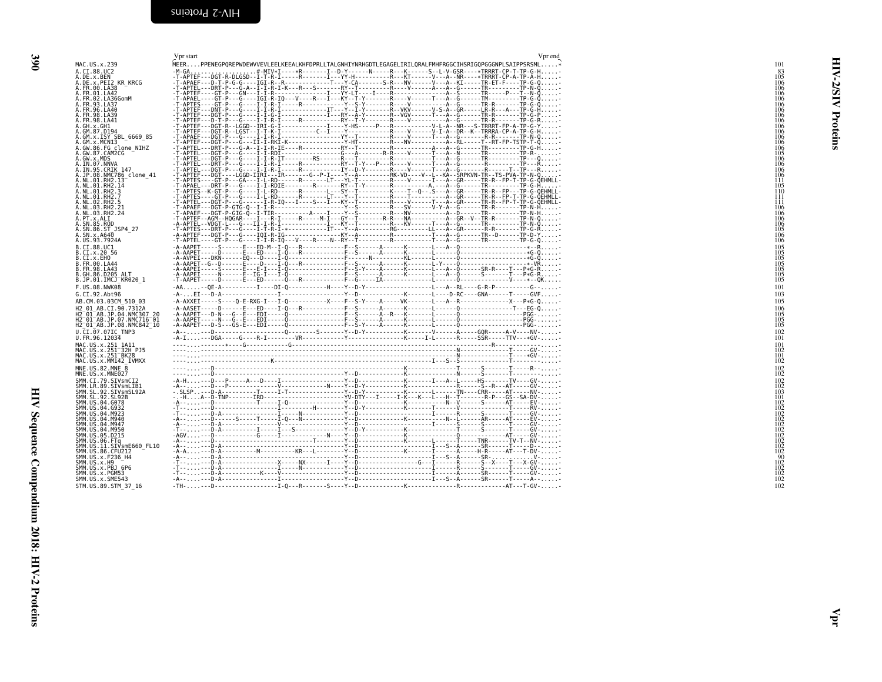Vpr start                                                                                                    Vpr end

```
MAC.US.x.239              MEER....PPENEGPQREPWDEWVVEVLEELKEEALKHFDPRLLTALGNHIYNRHGDTLEGAGELIRILQRALFMHFRGGCIHSRIGQPGGGNPLSAIPPSRSML.....*   101
A.CI.88.UC2               -M-GA..................#-MIV*I----*R-------I--D-Y------N-----R---K------S--L-V-GSR----*TRRRT-CP-T-TP-G-H.....-   83
A.DE.x.BEN                -T-APTEF---DGT-R-DLGSD--I-T-R-I-----R--------I---YY-H----------R---KT------V---A--NR----*TRRRT-CP-A-TP-A-H.....-  105
A.DE.x.PEI2_KR_KRCG       -T-APAEF---D-T-P-G-G----IGI-R--R-------------T---Y-CA--------S-R---NV------V---A--KI-----TR-ET-F----TP-G-Q.....-  106
A.FR.00.LA38              -T-APTEL---DRT-P---G-A--I-I-R-I-K---R---S--------RY--T---------R---V-------A---A--G------TR-----------TP-N-Q.....-  106
A.FR.01.LA42              -T-APTEF---GT-P----GN---I-I-R--------------------I---YY-LT----I----R---------------A--S------TR------P---T--N-Q.....-  106
A.FR.02.LA36GomM          -T-APAEL---GT-P---G----IGI-R-IQ---V----R---I----KY--T-Y--------R---V-------T---A--G------TM-----------TP-G-Q.....-  106
A.FR.93.LA37              -T-APTES----GT-P---G----I-I-R-I-----R-------------Y--S-Y-------R---V-------------A--G------TR-R-------TP-G-Q.....-  106
A.FR.96.LA40              -T-APTEF---DNT-P---G----I-I-R-I-------------IT---Y--I-Y--------R--VKV-------V-S-A--GR-----LR-R---A---TP-G-H.....-  106
A.FR.98.LA39              -T-APTEF---DGT-P---G----I-I-G-I-------------RY---A-Y-----------R--VKV------T---A--G------TR-R-------TP-G-P.....-  106
A.FR.98.LA41              -T-APTEF---D-T-P---G----I-I-R-I-----R-------------RY--T-Y-------R---V--------------A--G------TR-R-------TP-G-R.....-  106
A.GH.x.GH1                -T-APTEF---DGT-R--LGGD--IRI-G-I-------------I-----Y-HS------P---R-----------V-L-A--NR---S-TRRRT-FP-A-TP-G-Y.....-  106
A.GM.87.D194              -T-APTEF---DGT-R--LGST--I-T-K-I-------------C--I------Y-----------R--------V-I-A--DR--K--TRRRA-CP-A-TP-G-H.....-  106
A.GM.x.ISY_SBL_6669_85    -T-APAEF---DGT-P---G----I-I-R-I-----------------YY--T---------R---V-------T---A--G------R-R--------TP-N-Q.....-  106
A.GM.x.MCN13              -T-APTEF---DGT-P---G---II-I-RKI-K----------------Y-HT---------R---NV--------------A--RL-----T--RT-FP-TSTP-T-Q.....-  106
A.GW.86.FG_clone_NIHZ     -T-APTEL---DRT-P---G-A--I-I-R-IE----R------------RY--T---------R---------------A--G------TR-----------TP-G-H.....-  106
A.GW.87.CAM2CG            -T-APTEL---DGT-P---G----I-I-RDI-----------------G---A-------R-R----V-----T---A--N------TR-----------TP-R-.....-   105
A.GW.x.MDS                -T-APTEL---DGT-P---G----I-I-R-IT---------RS------R---T---------R---------------T---A--G------TR----------TP---Q.....-  106
A.IN.07.NNVA              -T-APTEL---DRT-P---G----I-I-R-I-----R---------RY--T-Y---P---R---V-------T---A--G------R---------TP---R.....-  106
A.IN.95.CRIK_147          -T-APTEL---DGT-P---G----I-I-R-I-----R-----------IY--D-Y-------R---V-------T---A--G------R-----T--TP---R.....-  106
A.JP.08.NMC786_clone_41   -T-APTEF---DGT----LGGD-IIRI---IR-------G--P-I----Y--A---------RK-VD----V--L--KA--SRPKVN-TR--TS-PVA-TP-N-Q.....-  106
A.NL.01.RH2.13            -T-APTES---GT-P---GA----I-L-RD-----R-------LT---YL-T---------R---V------I---A--GR-----TR-R--FP-T-TP-G-QEHMLL-  111
A.NL.01.RH2.14            -T-APAEL---DRT-P---G----I-I-RDIE--------R------RY--T-Y--------R---------A----A--G------TR-----------TP-G-H.....-  105
A.NL.01.RH2.3             -T-APTES--K-GT-P---G----I-L-RD--------R-------L---SY--T--------K----T--Q---S---A--GR-----TR-R--FP---TP-G-QEHMLL-  110
A.NL.01.RH2.7             -T-APTES---GT-P---G----I-L-RD-----R------LT---Y--T---------R---V------I---A--GR-----TR-R--FP-T-TP-G-QEHMLL-  111
A.NL.02.RH2.5             -T-APTEL---DGT-P---G------I-R-IQ---I-----S---I---KY--T--------R---V------T---A--GR-----TR-R--FP-T-TP-G-QEHMLL-  111
A.NL.03.RH2.21            -T-APAEF---DGT-P-GTG-Q--I-I-R--------------------Y--S---------R---SV-------V-Y-A--G------TR-R-------TP-N-H.....-  106
A.NL.03.RH2.24            -T-APAEF---DGT-P-GIG-Q--I-TIR-------A-----I------Y--S---------R---NV--------------A--D------TR-----------TP-N-H.....-  106
A.PT.x.ALI                -T-APTEF--AGM--HQGAR----I---R-I------R----M-I----GY--T-------R-R----NA---------A--GR--V--TR-R-------TP-N-Q.....-  106
A.SN.85.ROD               -A-APTEL--VDGT-L---G----II-I-R-I----------------I-----KY--T---------R---KV------T---A--G------TR-----------TP-N-Q.....-  106
A.SN.86.ST_JSP4_27        -T-APTES---DRT-P---G----I-T-K-I------------------IT---Y--A---------RG------------LL---A--GR-----R-R--------TP-G-R.....-  105
A.SN.x.A640               -A-APTEF---DGT-P---G----IQI-R-IG--------------KY--A---------R----------T---A--G------TR--D-------TP-D-Y.....-  106
A.US.93.7924A             -T-APTEL---GT-P---G-----I-I-R-IQ---V-----R----N--RY--T---------R---------------T---A--G------TR-----------TP-G-Q.....-  106
B.CI.88.UC1               -A-AAPET-----S------E---ED-M--I-Q---R-----------F--S------A------K-------L---A--Q-----------------*--R.....-  105
B.CI.x.20_56              -A-AAPET-----D------E---ED-----I-Q---R-----------F--S------A------K-------L-------Q-----------------+G-Q.....-  105
B.CI.x.EHO                -A-AVPEI---DKN------EQ---D-----I-Q-------------------F------N---------KL-------L-------Q-----------------+G-Q.....-  105
B.FR.00.LA44              -A-AAPET--G--D------E---D-----I-Q---R-----------F--S------A------K-------L-Y---Q-----------------*-VR.....-  105
B.FR.98.LA43              -A-AAPET-----S------E---E-I---I-Q----------------F--S-Y----A------K-------L---A--Q------SR-R-----T---P+G-R.....-  105
B.GH.86.D205_ALT          -A-AAPEI-----N------E--IG-I---I-Q----------------F--S------A------K-------L---A--Q------S--------T---P+G-R.....-  105
B.JP.01.IMCJ_KR020_1      -T-AAPET-----D------E---ED-----Q---R-----------F------IA----------------L-------Q-----------------V----+-QK.....-  105
F.US.08.NWK08             -AA.....-QE-A----------I----DI-Q----------H------Y--D-Y--------------------L---A--RL----G-R-P-----------G-.....-  101
G.CI.92.Abt96             -A-...EI---D-A-------------------I--------------------Y--D------------K-------L----D-RC----GNA------T-----GVF.....-  103
AB.CM.03.03CM_510_03      -A-AXXEI-----S----Q-E-RXG-I---I-Q-----------X-----F--S-Y----A------VK-------L---A--R-----------------X---P+G-Q.....-  105
H2_01_AB.CI.90.7312A      -A-AASET-----D------E---ED-----I-Q---R-----------F--S------A------K-------L-------Q-----------------T---EG-Q.....-  106
H2_01_AB.JP.04.NMC307_20  -A-AAPET---D-N---G--E---EDI-------Q---------------F--S------A--R---K-------L-------Q---------------------PGG-.....-  105
H2_01_AB.JP.07.NMC716_01  -A-AAPET-----N---G--E---EDI-------Q---------------F--S------A------K-------L-------Q---------------------PGG-.....-  105
H2_01_AB.JP.08.NMC842_10  -A-AAPET---D-S---GS-E---EDI-------Q---------------F--S-Y----A------K-------L-------Q---------------------PGG-.....-  105
U.CI.07.07IC_TNP3         -A-....---D----------------------Q-------S-------Y--D-Y--------------K-------V-------A-----GQR-----A-V----NV-.....-  102
U.FR.96.12034             -A-I....---DGA------G----R-I--------VR-----------Y--------------------K-----I-L------R------SSR-----TTV---+GV-.....-  101
MAC.US.x.251_1A11         ----....------*-----G-----------------G---------------------------------------------------------R-----------.....-  101
MAC.US.x.251_32H_PJ5      ----....---------------------------------------------------------------------------N--------------T-----GV-.....-  102
MAC.US.x.251_BK28         ----....---------------------------------------------------------------------------N--------------T-----+GV-.....-  101
MAC.US.x.MM142_IVMXX      ----....---------------------K----------------------------------------------I---S--S--------------T-------.....-  102
MNE.US.82.MNE_8           ----....---D---------------------------------------------------K------------------T-------S-------T-----R-.....-  102
MNE.US.x.MNE027           ----....---D-------------------------------------Y--D------------K--------------N-------S-------T----------.....-  102
SMM.CI.79.SIVsmCI2        -A-H....---D---P-----A---D----I-----------------Y--D------------K-------I---A--L------HS-------TV----GV-.....-  102
SMM.LR.89.SIVsmLIB1       -A-.....---D---P-----------V----------N-------Y--D-Y------------K-------I-------R-----S--R---AT------GV-.....-  102
SMM.SL.92.SIVsmSL92A      -.SLSP.....---D-A-----------T-----I-T-------------Y--D-Y-----------K-------L------TN----CRR-----AT----NV-.....-  103
SMM.SL.92.SL92B           -.-H....A--D-TNP-------IRD-------------------YV-DTY---I-----I-K---K---L---H--T-------R-P---GS--SA-DV-.....-  101
SMM.US.04.G078            -A-.....---D-------------T------I-Q--------------Y--D------------K-------------N--V-----S-------AT-----EV-.....-  102
SMM.US.04.G932            -T-.....---D---------------------I-----------H-------Y--D-Y------------K-------T-------V-----------T-----RV-.....-  102
SMM.US.04.M923            -T-.....---D-A--------------------I-----N------------Y--D------------------------I-------R-------S-------T-----GV-.....-  102
SMM.US.04.M940            -A-.....---D--------S-----T-----I-Q---N-----------Y--D------------K-------------N--L------AR------AT-----EV-.....-  102
SMM.US.04.M947            -A-.....---D-A-----------------V-------------------Y--D------------------------I---S-------S-------T-----GV-.....-  102
SMM.US.04.M950            -T-.....---D-A-----------I-----I---S---------------Y--D-Y-----------K-------------T-------S-------T-----GV-.....-  102
SMM.US.05.D215            -AGV....---D------------G----I---------------N-----Y--D------------K-------------Q-----------------AT-----GV-.....-  102
SMM.US.06.FTq             -A-.....---D------------------------------T----------Y--D------------K-------L------T------TNR------TV-T--NV-.....-  102
SMM.US.11.SIVsmE660_FL10  -A-.....---D-A-------------------------------------Y--D------------------------I---S--A------SR-------T-----D-.....-  102
SMM.US.86.CFU212          -A-A.....---D-A-----------M----------KR----L-------Y--D------------K-------I------A------H-R------AT---T-DV-.....-  102
SMM.US.x.F236_H4          -A-.....---D-A---------------------------------------Y--D------------------------I---S--A------SR-------------.V-.....-   90
SMM.US.x.H9               -T-.....---D-A-----------------X------NX-----I------Y--D-------------G---I-------R-------S--X----T---X-GV-.....-  102
SMM.US.x.PBJ_6P6          -T-.....---D-A------------------I-----N------------Y--D------------------------I-------R-------S-------T-----GV-.....-  102
SMM.US.x.PGM53            -T-.....---D-A-----------K----V--------------------Y--D------------------------I-------A------SR------T-----GV-.....-  102
SMM.US.x.SME543           -A-.....---D-A-----------------I-------------------Y--D------------------------I---S--A------SR------T-----A--.....-  102
STM.US.89.STM_37_16       -TH-.....---D-----------------I-Q---R-------S----Y--D------------K---------------R-------------AT---T-GV-.....-  102
```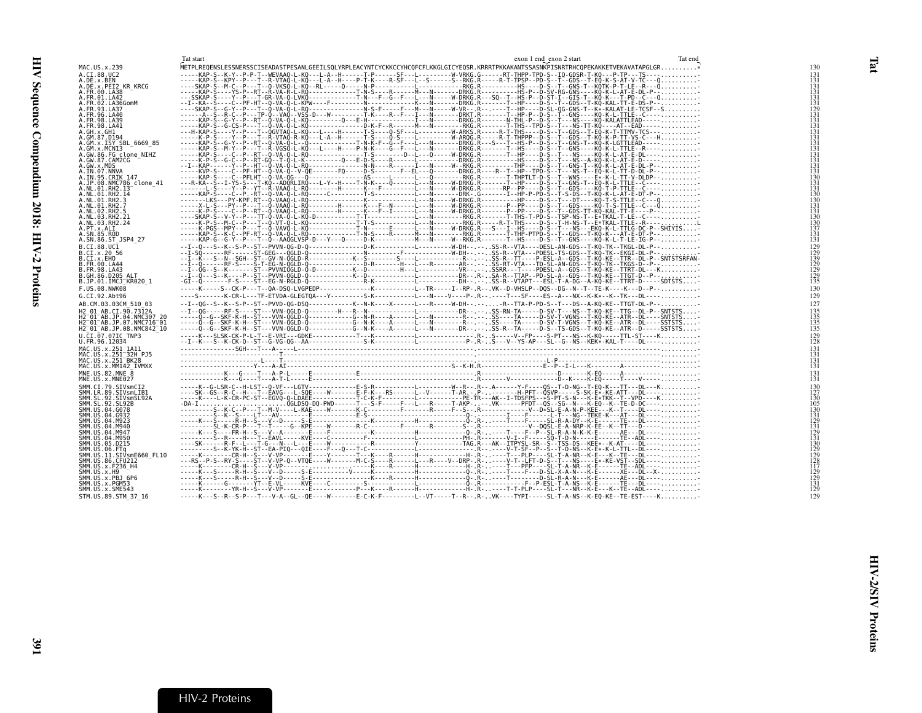```
                Tat start                                                                                  exon 1 end exon 2 start                         Tat end
MAC.US.x.239    METPLREQENSLESSNERSSCISEADASTPESANLGEEILSQLYRPLEACYNTCYCKKCCYHCQFCFLKKGLGICYEQSR.KRRRTPKKAKANTSSASNKPISNRTRHCQPEKAKKETVEKAVATAPGLR..........*   130
```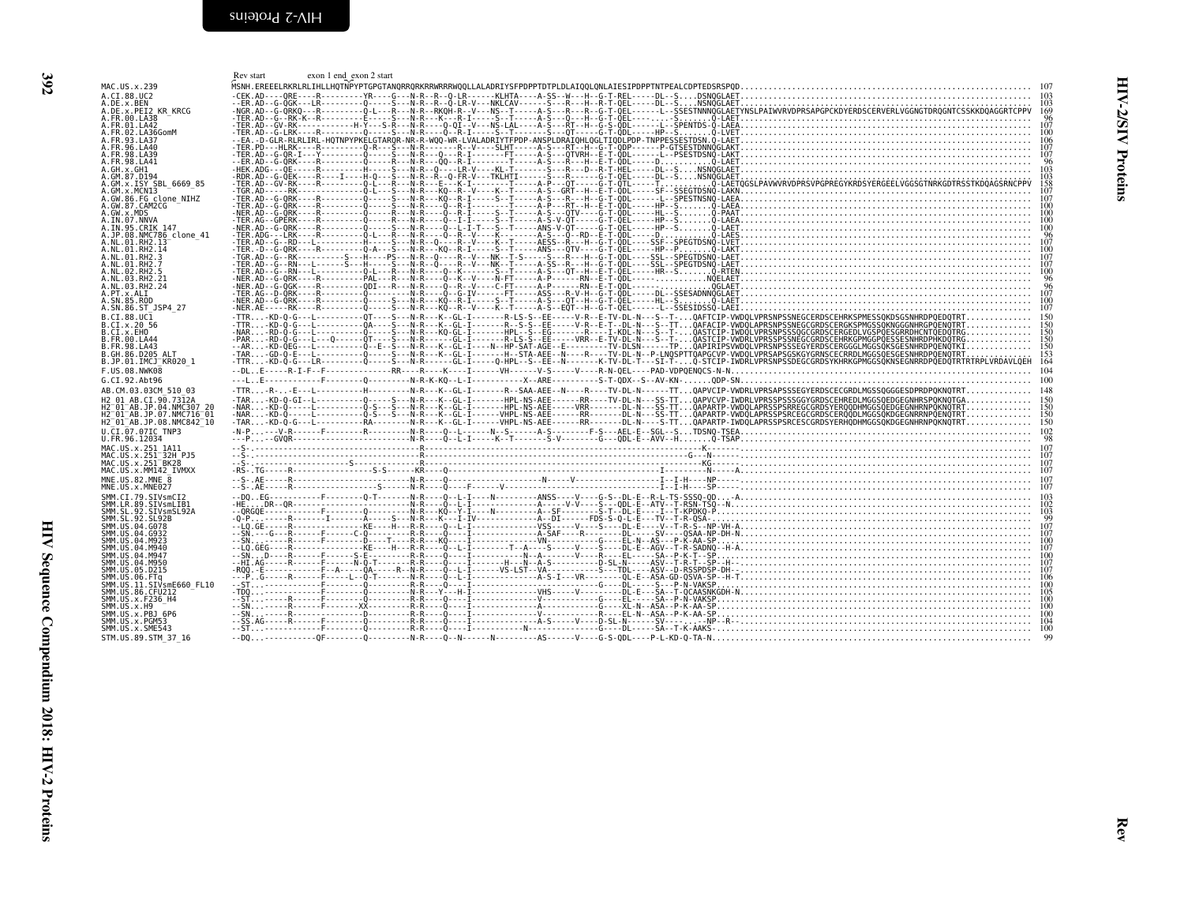```
                       Rev start                exon 1 end exon 2 start
MAC.US.x.239           MSNH.EREEELRKRLRLIHLLHQTNPYPTGPGTANQRRQRKRRWRRRWQQLLALADRIYSFPDPPTDTPLDLAIQQLQNLAIESIPDPPTNTPEALCDPTEDSRSPQD............................................................ 107
A.CI.88.UC2            -CEK.AD----QRE----R---------YR----G---N-R--R--Q-LR------KLHTA-----A-SS--W---H--G-T-REL------DL--S....DSNQGLAET............................................................ 103
A.DE.x.BEN             --ER.AD--G-QGK---LR---------Q-----S---N-R--R--Q-LR-V---NKLCAV------S---R---H--R-T-QEL------DL--S....NSNQGLAET............................................................ 103
A.DE.x.PEI2_KR_KRCG    -NGR.AD--G-QRKQ---R---------Q-L---R---N-R--RKQH-R--V---NS--T------A-S---R---R--G-T-QEL------L--SSESTNNNQGLAETYNSLPAIVWRVDPRSAPGPCKDYERDSCERVERLVGGNGTDRQGNTCSSKKDQAGGRTCPPV 169
A.FR.00.LA38           -TER.AD--G--RK-K--R---------E-----S---N-R--K---R-I------S--T------A-S---Q---H--G-T-QEL---------S.......Q-LAET............................................................ 96
A.FR.01.LA42           -TER.AD--GV-RK-------------H-Y---S-R---N-R-----Q-QI--V---NS-LAL-----A-S---RT--H--G-S-QDL-----L--SPENTDS-Q-LAEA........................................................... 107
A.FR.02.LA36GomM       -TER.AD--G-LRK----R---------Q-----S---N-R-----Q--R-I------S--T------A-S---QT------G-T-QDL------HP--S.......Q-LVET............................................................ 100
A.FR.93.LA37           --EA.-D-GLR-RLRLIRL-HQTNPYPKELGTARQR-NR-R-WQQ-WR-LVALADRIYTFPDP-ANSPLDRAIQHLQGLTIQDLPDP-TNPPESSESTDSN.Q-LAET......................................................... 106
A.FR.96.LA40           -TER.PD---HLRK----R---------Q-R---S---N-R--------R--V----SLHT------A-S---RT--H--G-T-QDP------P-GTSESTDNNGLAKT.......................................................... 107
A.FR.98.LA39           -TER.AD--G-QR-I---Y---------Q-----S---N-R-----Q--R-I------FT------A-S---QTVRH--E-T-QDL------L--PSESTDSNQ-LAKT........................................................... 107
A.FR.98.LA41           --ER.AD--G-QRK----R---------Q-----R---N-R-----QQ--R-I-------T------A-S---R---H--E-T-QDL------D.........Q-LAET............................................................ 96
A.GH.x.GH1             -HEK.ADG---QE-----R---------H-----S---N-R--Q-----LR-V----KL-T------S---R---D--R-T-HEL------DL--S....NSNQGLAET............................................................ 103
A.GM.87.D194           -RDR.AD--G-QEK----R-----I---H-Q---S---N-R--R--Q-FR-V---TKLHTI------S---R---H--G-T-QEL------DL--S....NSNQGLAET............................................................ 103
A.GM.x.ISY_SBL_6669_85 -TER.AD--GV-RK----R---------Q-L---R---N-R--E---K-I-------T------A-P---QT------G-T-QTL------T..........Q-LAETQGSLPAVWVRVDPRSVPGPREGYKRDSYERGEELVGGSGTNRKGDTRSSTKDQAGSRNCPPV 158
A.GM.x.MCN13           -TGR.AD------RK-------------Q-L---S---N-R--KQ--R--V----K--T------A-S---GRT--H--E-T-QDL------SF--SSEGTDSNQ-LAKN........................................................... 107
A.GW.86.FG_clone_NIHZ  -TER.AD--G-QRK----R---------Q-----S---N-R--KQ--R-I------S--T------A-S---R---H--G-T-QEL------L--SPESTNSNQ-LAEA........................................................... 107
A.GW.87.CAM2CG         -TER.AD--G-QRK----R---------Q-----S---N-R-----Q--R-I-------T------A-P---RT--H--E-T-QDL------HP--S.......Q-LAEA............................................................ 100
A.GW.x.MDS             -NER.AD--G-QRK----R---------Q-----R---N-R-----Q--R-I------S--T------A-S---QTV----G-T-QDL------HL--S.......Q-PAAT............................................................ 100
A.IN.07.NNVA           -TER.AG--GPERK----R---------Q-----R---N-R-----Q--I-I------S--T------A-S-V-QT------G-T-QEL------HP--S.......Q-LAEA............................................................ 100
A.IN.95.CRIK_147       -NER.AD--G-QRK----R---------Q-----S---N-R-----Q--L-I-T---S--T------ANS-V-QT------G-T-QEL------HP--S.......Q-LAET............................................................ 100
A.JP.08.NMC786_clone_41 -TER.ADG---LRK----R---------Q-L---R---N-R-----Q--R--V----K--------A-S---Q--RD--E-T-QDL------D..........Q-LAES............................................................ 96
A.NL.01.RH2.13         -TER.AD--G--RD---L----------H-----S---N-R--Q-----R--V----K--T------AESS--R---H--G-T-QDL------SSF--SPEGTDSNQ-LVET........................................................ 107
A.NL.01.RH2.14         -TER.-D--G-QRK----R---------Q-A---S---N-R--KQ--R-I------S--T------ANS---QTV----G-T-QEL------HP--P.......Q-LAKT............................................................ 100
A.NL.01.RH2.3          -TGR.AD--G--RK-----------S---H----PS--N-R--Q-----R--V---NK--T-S------S---R---H--G-T-QDL------SSL--SPEGTDSNQ-LAET........................................................ 107
A.NL.01.RH2.7          -TER.AD--G--RK----L------S---H-----S--N-R--Q-----R--V---NK--T------A-SS--R---H--E-T-QDL------SSL--SPEGTDSNQ-LAET........................................................ 107
A.NL.02.RH2.5          -TER.AD--G--RN---L----------Q-L---R---N-R-----Q--K-------S--T------A-S---QT--H--E-T-QEL------HR--S.......Q-RTEN............................................................ 100
A.NL.03.RH2.21         -NER.AD--G-QRK----R---------PAL---R---N-R-----Q--K--V----N-FT------A-P-------RN--E-T-QDL----------........NQELAET......................................................... 96
A.NL.03.RH2.24         -NER.AD--G-QGK----R---------QDI---R---N-R-----Q--R--V----C-FT------A-P-------RN--E-T-QDL----------........QGLAET.......................................................... 96
A.PT.x.ALI             -TER.AG--D-QRK----R---------Q-----------N-R-----Q--G-IV-------FT------ASS---R-V-H--G-T-QDL------DL--SSESADNNQGLAET....................................................... 107
A.SN.85.ROD            -NER.AD--G-QRK----R---------Q-----S---N-R--KQ--R-I------S--T------A-S---QT--H--G-T-QDL------HL--S.......Q-LAET............................................................ 100
A.SN.86.ST_JSP4_27     -NER.AE-----RK----R---------Q-----S---N-R--KQ--R--V----K--T------A-S--EQT---H--G-T-QEL------L--SSESIDSSQ-LAEI........................................................ 107
B.CI.88.UC1            -TTR...-KD-Q-G---L----------QT----S---N-R---K--GL-I--------R-LS-S--EE-----V-R--E-TV-DL-N---S--T-...QAFTCIP-VWDQLVPRSNPSSNEGCERDSCEHRKSPMESSQKDSGSNHRDPQEDQTRT............... 150
B.CI.x.20_56           -TTR...-KD-Q-G---L----------QA----S---N-R---K--GL-I--------R--S-S--EE-----V-R--E-T--DL-N---S--TT...QAFACIP-VWDQLAPRSNPSSNEGCGRDSCERGKSPMGSSQKNGGGNHRGPQENQTRT................ 150
B.CI.x.EHO             -NAR...-RD-Q-G---L----------Q-----S---N-R--KQ-GL-I--------HPL--S--EG------R---I-KDL-N---S--T-...QASTCIP-IWDQLVPRSNPSSSQGCGRDSCERGEDLVGSPQESGRRDHCNTQEDQTRG................ 150
B.FR.00.LA44           -PAR...-RD-Q-G---L---Q------QT----S---N-R-------GL-I--------R-LS-S--EE-----VRR--E-TV-DL-N---S--T-...QASTCIP-VWDRLVPRSSPSSNEGCGRDSCEHRKGPMGGPQESSESNHRDPHKDQTRG................ 150
B.FR.98.LA43           --AR...-KD-QEG---L----------Q--E--S---N-R---K--GL-I------N---HP-SAT-AGE--E---------TV-DLSN------TP...QAPIRIPSVWDQLVPRSNPSSSEGYERDSCERGGGLMGGSQKSGESNHRDPQENQTKI................ 150
B.GH.86.D205_ALT       -TAR...-GD-Q-E---L----------Q-----S---N-R---K--GL-I--------H--STA-AEE--N----R-----TV-DL-N---P-LNQSPTTQAPGCVP-VWDQLVPRSAPSGSKGYGRNSCECRRDLMGGSQESGESNHRDPQENQTRT........ 153
B.JP.01.IMCJ_KR020_1   -TTR...-KD-Q-G---LR---------Q-----S---N-R--------GL-I------Q-HPL---S--EE--N--------K-TV-DL-T---SI-T-...Q-STCIP-IWDRLVPRSNPSSDEGCGRDSYKHRKGPMGGSQKNSEGNRRDPQEDQTRTRTRPLVRDAVLQEH 164
F.US.08.NWK08          --DL..E------R-I-F--F---------------RR----R-----K----I------VH------V-S------V----R-N-QEL----PAD-VDPQENQCS-N-N........................................................... 104
G.CI.92.Abt96          ---L..E----------F---------Q---------N-R-K-KQ--L-I-----------X--ARE----------S-T-QDX--S--AV-KN------QDP-SN.............................................................. 100
AB.CM.03.03CM_510_03   -TTR...-R-..-E---L----------H----------N-R---K--GL-I--------R--SAA-AEE--N----R-----TV-DL-N------TT...QAPVCIP-VWDRLVPRSAPSSSEGYERDSCECGRDLMGSSQGGGESDPRDPQKNQTRT.............. 148
H2_01_AB.CI.90.7312A   -TAR...-KD-Q-GI--L----------Q-----S---N-R---K--GL-I--------HPL-NS-AEE------RR-----TV-DL-N---SS-TT...QAPVCVP-IWDRLVPRSSPSSSSGYGRDSCEHREDLMGGSQEDGESNHRSPQKNQTGA............. 150
H2_01_AB.JP.04.NMC307_20 -NAR...-KD-Q-----L----------Q-S---S---N-R---K--GL-I--------HPL-NS-AEE------VRR-----DL-N---SS-TT...QAPARTP-VWDQLAPRSSPSRREGCGRDSYEROQDHMGGSQEDGEGNHRNPQKNQTRT.............. 150
H2_01_AB.JP.07.NMC716_01 -NAR...-KD-Q-----L----------Q-S---S---N-R---K--GL-I--------VHPL-NS-AEE------RR-----DL-N---SS-TT...QAPARTP-VWDQLAPRSSPSRCEGCGRDSCERQQDLMGGSQKDGEGNRRNPQENQTRT.............. 150
H2_01_AB.JP.08.NMC842_10 -TAR...-KD-Q-G---L----------RA---------N-R---K--GL-I--------VHPL-NS-AEE------RR-----DL-N---S-TT...QAPARTP-IWDQLAPRSSPSRCESCGRDSYERHQDHMGGSQKDGEGNHRNPQKNQTRT.............. 150
U.CI.07.07IC_TNP3      -N-P......-V-R------F---------R---------N-R-----Q--L------N--S------A-S------------F-S---AEL-E--SGL--S....TDSNQ-TSEA....................................................... 102
U.FR.96.12034          ---P.....GVQR----------------------------N-R-----Q--L-I------K--T---------S-V---------G----QDL-E--AVV--H........Q-TSAP....................................................... 98
MAC.US.x.251_1A11      --S--------------------------------------------------------------------------------------------------------K.............................................................. 107
MAC.US.x.251_32H_PJ5   --S--------------------------------------R-------------------------------------------------------------G---N-............................................................. 107
MAC.US.x.251_BK28      --S----------------S----------------------------------------------------------------------------------KG--................................................................ 107
MAC.US.x.MM142_IVMXX   -RS-.TG-----R---------------S-S------KR----Q-----------------------------------------------I---------N-----A-.............................................................. 107
MNE.US.82.MNE_8        --S-.AE-----R-----------------------N-R-----Q-------------------N------V------------------I--I-H----NP-.................................................................... 107
MNE.US.x.MNE027        --S-.AE-----R--------------------S------N-R-----Q-----F-----V--------------------------I--I-H----SP-.................................................................... 107
SMM.CI.79.SIVsmCI2     --DQ..EG---------F---------Q-T-------N-R-----Q--L-I----N---------ANSS-----V----G-S--DL-E--R-L-TS-SSSQ-QD....A............................................................. 103
SMM.LR.89.SIVsmLIB1    -HE....DR--QR--------------------------N-R-----Q--L-I--------------A-----V-V----S---QDL-E--ATV--T-RSN-TSQ--N............................................................. 102
SMM.SL.92.SIVsmSL92A   --QRGQE-----------F---------Q-----------N-R--KQ--Y-I-----N----------A--SF---------S-T--DL-E----I--T-KPDKQ-P............................................................... 103
SMM.SL.92.SL92B        -Q-P.......R-------I--------A-----S---N-R-----K---I-IV---------------A--DI----------FDS-S-Q-L-E---TV--T-R-QSA-............................................................ 99
SMM.US.04.G078         --LQ.GE-----R--------------KE-----H---R-R-----Q--L-I--------------VSS-----V----S-----DL-E----V--T-R-S--NP-VH-A............................................................ 107
SMM.US.04.G932         --SN.----G---R-----F------C-Q-----------R-R-----Q-----I----------A-SAF----R--------DL------SV----QSAA-NP-DH-N............................................................. 107
SMM.US.04.M923         --SN.------R---------------D----T-----R-R-----KQ--I---------------VN------------G-----EL-N--AS---P-K-AA-SP............................................................... 100
SMM.US.04.M940         --LQ.GEG----R--------------KE-----H---R-R-----Q--L-I--------T--A----S-----V----S-----DL-E--AGV--T-R-SADNQ--H-A........................................................... 107
SMM.US.04.M947         --SN..D----R-------F-----S-E---------R-R-----Q-----I---------N---A------V----R-----EL-----SA--P-K-T--SP.................................................................. 100
SMM.US.04.M950         --HI.AG-----R------F-----N-Q-T-------N-R-----Q--L-I----------H---N--A-S-----------D-SL-N-----ASV--T-R-T--SP--H-.......................................................... 107
SMM.US.05.D215         -RQQ.-E--------------F--A----QA----R--N-R-----Q--L-I--------VS-LST--VA----------S---TDL-----ASV--D-RSSPDSP-DH--.......................................................... 107
SMM.US.06.FTq          ---P..G-----R------F-----L-Q-T--------N-R-----Q--L-I-------------A-S-I---VR--------QL-E--ASA-GD-QSVA-SP--H-T............................................................. 106
SMM.US.11.SIVsmE660_FL10 --ST.---------------F--------Q----------R-R-----Q-----I---------------------------G-----DL-----S---P-N-VAKSP............................................................. 100
SMM.US.86.CFU212       -TDQ.--------------F--------Q---------N-R---Y---H-I-------------VHS------V------------DL-E---SA--T-QCAASNKGDH-N.......................................................... 105
SMM.US.x.F236_H4       --ST.-------R------F--------Q-----------R-R-----Q-----I---------------V--------------G-----EL-----SA--P-N-VAKSP........................................................... 100
SMM.US.x.H9            --SN.-------R------F--------XX----------R-R-----Q-----I---------------A-------------G-----XL-N--ASA--P-K-AA-SP........................................................... 100
SMM.US.x.PBJ_6P6       --SN.-------R---------------D-----------R-R-----Q-----I---------------V--------------R-----EL-N--ASA--P-K-AA-SP........................................................... 100
SMM.US.x.PGM53         --SS.AG-----R------F--------Q-----------R-R-----Q-----I---------------A-S------V----D-SL-N-----SV------NP--R-............................................................. 104
SMM.US.x.SME543        --ST.-------------F--------Q-----------R-R-----Q-----I----------N-------------------G-----DL-----SA--T-K-AAKS-............................................................. 100
STM.US.89.STM_37_16    --DQ.-----------QF---------Q----------N-R-----Q--N------N---------AS------V----G-S-QDL----P-L-KD-Q-TA-N.................................................................. 99
```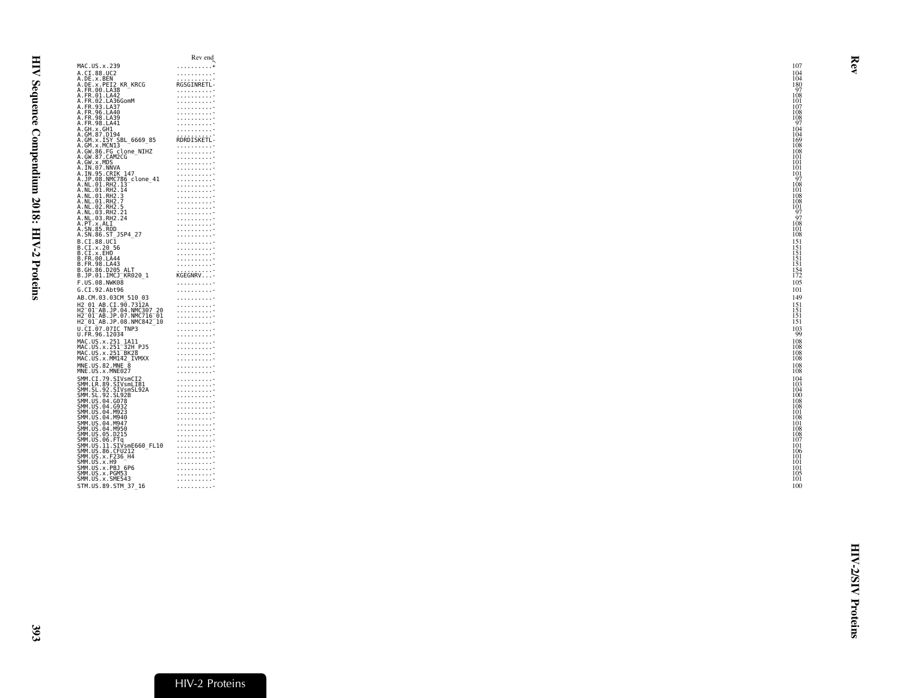| | Rev end | |
|---|---|---|
| MAC.US.x.239 | ..........* | 107 |
| A.CI.88.UC2 | ..........- | 104 |
| A.DE.x.BEN | ..........- | 104 |
| A.DE.x.PEI2_KR_KRCG | RGSGINRETL- | 180 |
| A.FR.00.LA38 | ..........- | 97 |
| A.FR.01.LA42 | ..........- | 108 |
| A.FR.02.LA36GomM | ..........- | 101 |
| A.FR.93.LA37 | ..........- | 107 |
| A.FR.96.LA40 | ..........- | 108 |
| A.FR.98.LA39 | ..........- | 108 |
| A.FR.98.LA41 | ..........- | 97 |
| A.GH.x.GH1 | ..........- | 104 |
| A.GM.87.D194 | ..........- | 104 |
| A.GM.x.ISY_SBL_6669_85 | RDRDISKETL- | 169 |
| A.GM.x.MCN13 | ..........- | 108 |
| A.GW.86.FG_clone_NIHZ | ..........- | 108 |
| A.GW.87.CAM2CG | ..........- | 101 |
| A.GW.x.MDS | ..........- | 101 |
| A.IN.07.NNVA | ..........- | 101 |
| A.IN.95.CRIK_147 | ..........- | 101 |
| A.JP.08.NMC786_clone_41 | ..........- | 97 |
| A.NL.01.RH2.13 | ..........- | 108 |
| A.NL.01.RH2.14 | ..........- | 101 |
| A.NL.01.RH2.3 | ..........- | 108 |
| A.NL.01.RH2.7 | ..........- | 108 |
| A.NL.02.RH2.5 | ..........- | 101 |
| A.NL.03.RH2.21 | ..........- | 97 |
| A.NL.03.RH2.24 | ..........- | 97 |
| A.PT.x.ALI | ..........- | 108 |
| A.SN.85.ROD | ..........- | 101 |
| A.SN.86.ST_JSP4_27 | ..........- | 108 |
| B.CI.88.UC1 | ..........- | 151 |
| B.CI.x.20_56 | ..........- | 151 |
| B.CI.x.EHO | ..........- | 151 |
| B.FR.00.LA44 | ..........- | 151 |
| B.FR.98.LA43 | ..........- | 151 |
| B.GH.86.D205_ALT | ..........- | 154 |
| B.JP.01.IMCJ_KR020_1 | KGEGNRV...- | 172 |
| F.US.08.NWK08 | ..........- | 105 |
| G.CI.92.Abt96 | ..........- | 101 |
| AB.CM.03.03CM_510_03 | ..........- | 149 |
| H2_01_AB.CI.90.7312A | ..........- | 151 |
| H2_01_AB.JP.04.NMC307_20 | ..........- | 151 |
| H2_01_AB.JP.07.NMC716_01 | ..........- | 151 |
| H2_01_AB.JP.08.NMC842_10 | ..........- | 151 |
| U.CI.07.07IC_TNP3 | ..........- | 103 |
| U.FR.96.12034 | ..........- | 99 |
| MAC.US.x.251_1A11 | ..........- | 108 |
| MAC.US.x.251_32H_PJ5 | ..........- | 108 |
| MAC.US.x.251_BK28 | ..........- | 108 |
| MAC.US.x.MM142_IVMXX | ..........- | 108 |
| MNE.US.82.MNE_8 | ..........- | 108 |
| MNE.US.x.MNE027 | ..........- | 108 |
| SMM.CI.79.SIVsmCI2 | ..........- | 104 |
| SMM.LR.89.SIVsmLIB1 | ..........- | 103 |
| SMM.SL.92.SIVsmSL92A | ..........- | 104 |
| SMM.SL.92.SL92B | ..........- | 100 |
| SMM.US.04.G078 | ..........- | 108 |
| SMM.US.04.G932 | ..........- | 108 |
| SMM.US.04.M923 | ..........- | 101 |
| SMM.US.04.M940 | ..........- | 108 |
| SMM.US.04.M947 | ..........- | 101 |
| SMM.US.04.M950 | ..........- | 108 |
| SMM.US.05.D215 | ..........- | 108 |
| SMM.US.06.FTq | ..........- | 107 |
| SMM.US.11.SIVsmE660_FL10 | ..........- | 101 |
| SMM.US.86.CFU212 | ..........- | 106 |
| SMM.US.x.F236_H4 | ..........- | 101 |
| SMM.US.x.H9 | ..........- | 101 |
| SMM.US.x.PBJ_6P6 | ..........- | 101 |
| SMM.US.x.PGM53 | ..........- | 105 |
| SMM.US.x.SME543 | ..........- | 101 |
| STM.US.89.STM_37_16 | ..........- | 100 |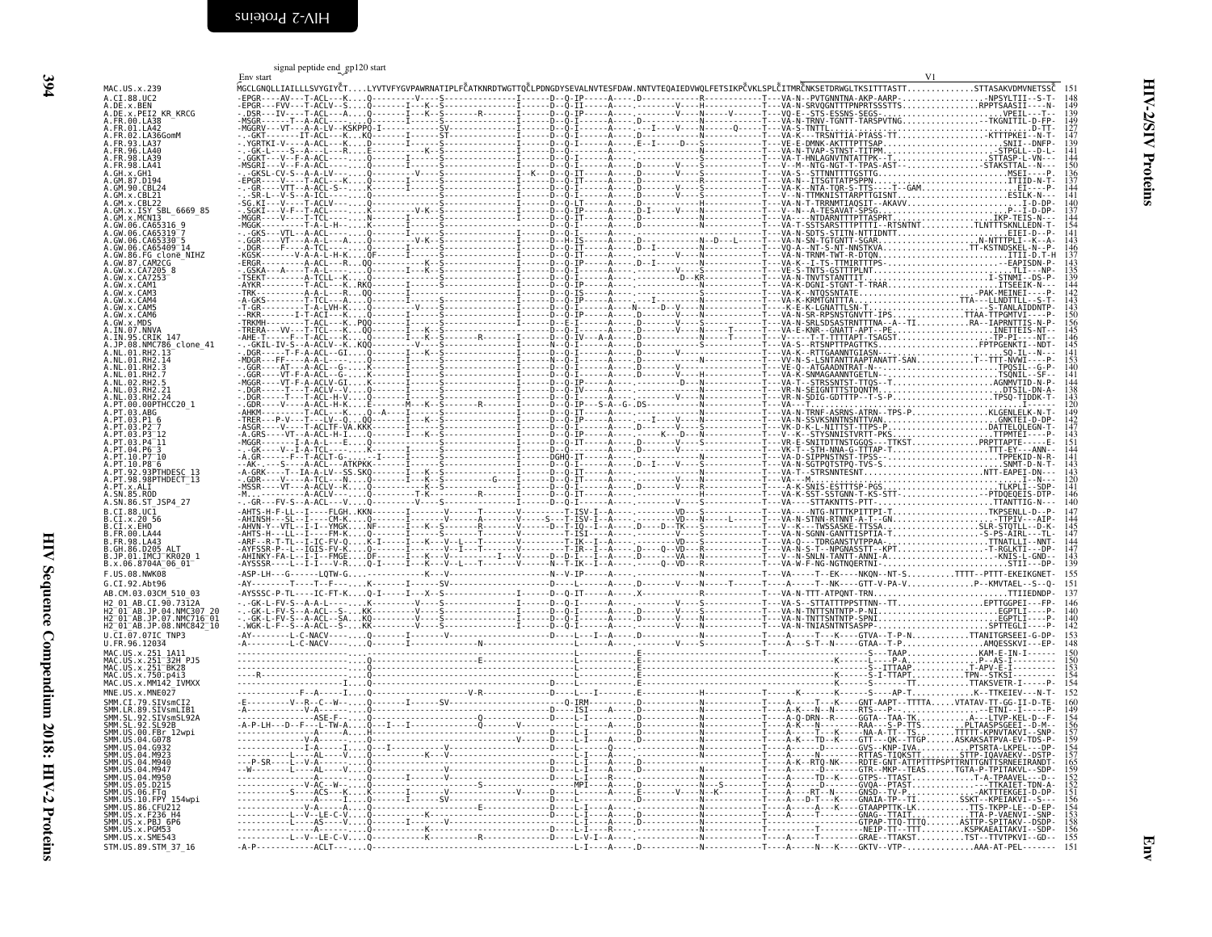```
                signal peptide end gp120 start
         Env start                                                                                                                                  V1
MAC.US.x.239                MGCLGNQLLIAILLLSVYGIYC....LYVTVFYGVPAWRNATIPLFCATKNRDTWGTTQCLPDNGDYSEVALNVTESFDAW.NNTVTEQAIEDVWQLFETSIKPCVKLSPLCITMRCNKSETDRWGLTKSITTTASTT..............STTASAKVDMVNETSSC  151
A.CI.88.UC2                 -EPGR----AV---T-ACL---K....Q---------V----S--------------I------D--Q-IP-----A----.D------------R------------T----VA-N--PVTGNNTNA-AKP-AARP.................-NPSYLTII--S-T-  148
A.DE.x.BEN                  -EPGR---FVV---T-ACLV--S....Q---------I---K--S--------------I------D--Q-II-----A----.-------V----H------------T----VA-N-SRVQGNTTTPNPRTSSSTTS................RPPTSAASII----N-  149
A.DE.x.PEI2_KR_KRCG         -.DSR----IV----T-ACL---K....Q---------I---K--S-------R-------I------D--Q-IP-----A----.--------V----N-----V------T----VQ-E--STS-ESSNS-SEGS..............................VPEIL---T--  140
A.FR.00.LA38                -MSGR-----T---A-ACL---K....Q---------I-------S--------------I------D--Q-I-------A----.D-----------N------------T----VA-N-TRNV-TGNTT-TARSPVTNG........................TKGNITIL-D-FP  149
A.FR.01.LA42                -MGGRV---VT---A-A-LV--KSKPPQ-I---------SV--------------I------D--Q-I-------A----.--------V-----N------Q------T----VA-S-TNTTL..........................................D-TT-  127
A.FR.02.LA36GomM            -.-GKT--------IT-ACL---K....KQ--------I-------ST-------------I------D--Q-I-------A----.D----I-----V-------------T----VA-K---TRSNTTIA-PTASS-TT...............KTTTPKEI---N-T-  147
A.FR.93.LA37                -.YGRTKI-V---A-ACL---K....Q---------I-------S--------------I------D--Q-I-------A----.E--I-----D---S------------T----VE-E-DMNK-AKTTTPTTSAP.....................SNII--DNFP-  139
A.FR.96.LA40                -.-GK-L----S--A---L---R....E---------------K--S--------------I------D--Q-------------.------------N------------T----VA-N-TVAP-STNST-TITPM........................STPGLL--D-L-  141
A.FR.98.LA39                -.GGKT---V---F-ACL---K....Q---------I-------S--------------I------D--Q-I-------A----.D-----V-----S------------T----VA-T-HNLAGNVTNTATTPK--T..................STTASP-L-VN---  144
A.FR.98.LA41                -MSGRI---V--F-A-ACL---K....Q---------I-------S--------------I------D--Q-I-------A----.D-----V-----N------------T----V--M--NTG-NGT-T-TPAS-AST....................STAKSTTAL--N---  150
A.GH.x.GH1                  -.-GKSL-CV-S--A-A-LV--....Q---------V----S--------------I--K---D--Q-IT-----A----.D-----V-----S------------T----VA-S--STTNNTTTTGSTTG...............................MSEI----P-  136
A.GM.87.D194                -EPGR----V-S--T-ACL---K....Q---------I-------S--------------I------D--Q-I-------A----.D-----------N------------T----VA-N-T-TSGTTATPSPPN...............................ITIID-N-T-  137
A.GM.90.CBL24               -.-GR----VTT--A-ACL-S--....K---------I-------S--------------I------D--Q-I-------A----.D-----V-----S------------T----VA-K--NTA-TQR-S-TTS----T--GAM...........................EI----P-  144
A.GM.x.CBL21                -.-SR-L--V-S--A-ICL---....Q---------I-------S--------------I------D--Q-I-------A----.D-----V-----S------------T----V--N-TTMKNISTTARPTTGISNT.......................ESILK-N---  141
A.GM.x.CBL22                -SG.KI--------T-ACLV---....Q---------I-------S--------------I------D--Q-LT-----A----.D-----------N------------T----VA-N-T-TRNMTTIAQSIT--AKAVV................................I-D-DP-  139
A.GM.x.ISY_SBL_6669_85      -.SGKI---V-F---F-ACL---....K---------V-K--S--------------I------D--Q-IP-----A----.D-I-----V----N------------T----V--N--A-TESAVAT-SPSG..............................P--I-D-DP-  137
A.GM.x.MCN13                -MGGR----V----T-TCL---....N---------I-------S--------------I------D--Q-IT-----A----.------------N------------T----VA----NTDARNTTTPTTASPRT.....................IKP-TEIS-N---  144
A.GW.06.CA65316_9           -MGGK----T--A-L-H-----....K---------I-------S--------------I------D--Q-I-------A----.D-----------N------------T----VA-T-SSTSARSTTTPTTTI--RTSNTNT.............TLNTTTSKNLLEDN-T-  154
A.GW.06.CA65319_7           -.-GKS---VTL--A-ACL----....Q---------I-------S--------------I------D--Q-I-------A----.D-----------N------------T----VA-N-SDTS-STITN-NTTIDNTT.........................EIEI-D--P-  141
A.GW.06.CA65330_5           -.GGR----VT---A-A-L----A....Q---------V-K--S--------------I------D--H-IS-----A----.D-----------N--D---L------T----VA-N-SN-TGTGNTT-SGAR...................N-NTTTPLI--K--A-  143
A.GW.06.CA65409_14          -.DGR----F----A-TCL----....Q---------I-------S--------------I------D--Q-IT-----A----.D--I-----V----S------------T----VQ-A---NT-S-NT-NNSTKVA....................TT-KSTNDSKEL-N--P-  146
A.GW.86.FG_clone_NIHZ       -KGSK--------V-A-A-L-H-K....QF--------I-------S--------------I------D--Q-I-------A----.--------V----N------------T----VA-N-TRNM-TWT-R-DTQN..............................ITII-D-T-H  137
A.GW.87.CAM2CG              -ERGR--------A-ACL---R....QQ---------K--S--------------I------D--Q-IP-----A----.D--I-----------N------------T----VA-K--I-TS-TTMIRTTTPS-..........................EAPISDN-P-  143
A.GW.x.CA7205_8             -.GSKA---A---T-A-L-----....Q---------I---K--S--------------I------D--Q-I-------A----.-------V-----N------------T----VE-S-TNTS-GSTTTPLNT.............................TLI---NP-  135
A.GW.x.CA7253               -TSEKT-------A-TCLL--K....Q---------I-------S--------------I------D--Q-I-------A----.--------D--KR-----------T----VA-N-TNVTSTANTTIT.........................I-STNMI--DS-P-  139
A.GW.x.CAM1                 -AYKR--------T-ACL---K..RKQ---------I-------S--------------I------D--Q-IP-----A----.------------N------------T----VA-K-DGNI-STGNT-T-TRAR............................ITSEEIK-N---  144
A.GW.x.CAM3                 -TRK---------A-A-L---R....QQ---------I-------S--------------I------D--Q-IS-----A----.-------------N------------T----VA-K--NTQSSNTATE.............................PAK-MEINEI----P-  142
A.GW.x.CAM4                 -A-GKS-------T-TCL---A....Q---------I-------S--------------I------D--Q-IP-----A----.D-----V----N------------T----VA-K-KRMTGNTTTA..........................TTA---LLNDTTLL--S-T-  143
A.GW.x.CAM5                 -T-GR--------T-A-LVH-K....Q---------V-------S--------------I------D--Q-I-------A----N----D--V-----N------------T----K-E-K-LGNATTLSN-T..............................S-TANLAIDDNTP-  143
A.GW.x.CAM6                 --RKR--------I-T-ACI--K....Q---------I-------S--------------I------D--Q-IP-----A----.D-----------S------------T----VA-N-SR-RPSNSTGNVTT-IPS...................TTAA-TTPGMTVI---P-  150
A.GW.x.MDS                  -TRKMH-------T-ACL---K.PQQ---------I-------S--------------I------D--E-I-------A----.D-----V----N------------T----VA-N-SRLSDSASTRNTTTNA--A--TI...........RA--IAPRNTTIS-N-P-  156
A.IN.07.NNVA                -TRERA---VV--T-TCL---K....QQ---------I---K--S--------------I------D--Q-I-------A----.D-----V----N-------T------T----VA-E-KNR--GNATT-APT--PE..........................INETTEIS-NT-  145
A.IN.95.CRIK_147            -AHE-T----F--T-ACL---K....Q---------I-------S---R--------------I------D--Q-IV---A-A----.D-----V------------T------T----V----T-T-TTTTAPT-TSAGST.........................TP-PI----NT--  146
A.JP.08.NMC786_clone_41     -.-GKIL-IV-S--A-ACLV--K.KQQ--------V---S--------------I------N--Q-I-------A----.D-----V----S------------T----VA-S--RTSNPTTPAGTTKS...................FPTPGENKTI--NDT-  145
A.NL.01.RH2.13              -.DGR-----T-F-A-ACL--GI....Q---------I---K--S--------------I------D--Q-I-------A----.D--------V------------T----VA-K--RTTGAANNTGIASN-.........................SQ-IL--N---  141
A.NL.01.RH2.14              -MDGR--------A-A-L-----....Q---------I-------S--------------I------D--Q-I-------A----.D-----V-----N------------T----VA-N-S-LSNTANTTAAPTANATT-SAN................T--TTT-NVWI----P-  153
A.NL.01.RH2.3               -.GGR----AT---A-ACL--G-....K---------I-------S--------------I------D--Q-I-------A----.D-----V-----N------------T----VE-Q--ATGAADNTRAT-N-.............................TPQSIL--G-P-  140
A.NL.01.RH2.7               -.GGR----VT-F-A-ACL--G-....K---------I-------S--------------I------D--Q-I-------A----.D-----V-----H------------T----VA-K-SNMAGAANNTGETLN--..........................TSQNIL--SF-  141
A.NL.02.RH2.5               -MGGR----VT-F-A-ACLV-GI....K---------I-------S--------------I------D--Q-IP-----A----.D-----------N------------T----VA-T--STRSSNTST-TTQS--T.........................AGNMVTID-N-P-  144
A.NL.03.RH2.21              -.DGR-------T--A-ACLV--V....Q---------I-------S--------------I------D--Q-IV-----A----.D-----------N------------T----VR-N-SEIGNTTTSTDQNTM...............................DTSIL-DN-A-  138
A.NL.03.RH2.24              -.DGR-------T--T-ACL-H-V....Q---------I-------S--------------I------D--Q-IT-----A----.D-----------N------------T----VR-N-SDIG-GDTTTP--T-S-P............................TPSQ-TIDDK-T-  143
A.PT.00.00PTHCC20_1         -.GDR----V---A-ACL-H-K....E---------M--K--S--------------I------D--Q-IS--S-A-G-.DS-------------N------------T----VA---I...................................................I-------  120
A.PT.03.ABG                 -AHKM--------T-ACL---K....Q--A---I-------S--------------I------D--Q-I-------A----.D-----------N------------T----VA-N-TRNF-ASRNS-ATRN--TPS-P.........................KLGENLELK-N-T-  149
A.PT.03.P1_6                -TRER----P-V---T---LV--Q....QQ---------I---K--S--------------I------D--Q-IP-----A----.---I-----V----N------------T----VA-N-SSVKSNNTNSNTTVAN...........................GNKTEI-D-DP-  142
A.PT.03.P2_7                -ASGR----V-----T-ACLTF-VA.KKK---------I-------S--------------I------D--Q-I-------A----.D-----V-----N------------T----VA-D-K-L-NITTST-TTPS-P.....................DATTELQLEGN-T-  147
A.PT.03.P3_12               -A.GRS-----VT--A-ACL-H-I....Q---------I---K--S--------------I------D--Q-IP-----A----.------K---D---N------------T----V--K--STYSNNISTVRTT-PKS.........................TTPMTEI----P-  143
A.PT.03.P4_11               -MGGR--------I-A-A-L---E....Q---------I-------S--------------I------D--Q-IT-----A----.D-----V----S------------T----VR-E-SNITDTTNSTGGQS---TTKST...................PRPTTAPTE-------E-  151
A.PT.04.P6_3                -.-GK----V--I-A-TCL----K....Q---------I-------S--------------I------D--Q-I-------A----.D-----------N------------T----VK-T--STH-NNA-G-TTTAP-T..............................TTT-EY---ANN-  144
A.PT.10.P7_10               -A.GR-------F--T-ACLT-G-....I-----I---S--------------I------DGHQ-IT-----A----.D-----------N------------T----VA-D-SIPPNSTNST-TPSS--..............................TPPEKID-N-R-  141
A.PT.10.P8_6                --AK-----S----A-ACL---ATKPKK-------I-------S--------------I------D--Q-I-------A----.D--I-----V----S------------T----VA-N-SGTPQTSTPQ-TVS-S................................SNMT-D-N-T-  143
A.PT.92.93PTHDESC_13        -A-GRK-----T--IA-A-LV--SS.SKQ---------I---K--S--------------I------D--Q-IT-----A----.--------------N------------T----VA-T--STRSNNTESNT........................NTT-EAPEI-DN---  143
A.PT.98.98PTHDECT_13        -.GDR-----V---A-TCL----N....Q---------I---K--S--------------I------D--Q-IT-----A----.--------------N------------T----VA---M..........................................I---N--  120
A.PT.x.ALI                  -MSSR----VT---A-ACLV--K....Q---------I-------S--------------I------D--Q-I-------A----.D-----V-----N------------T----A-K-SNIS-ESTTTSP-PGS..........................TLKPLI--SDP-  141
A.SN.85.ROD                 -M.-----------A-ACLV---....Q---------T---K--S------R-------I------D--Q-IT-----A----.D-----------N------------T----VA-K-SST-SSTGNN-T-KS-STT......................PTDQEQEIS-DTP-  146
A.SN.86.ST_JSP4_27          -.-GR---FV-S--A-ACL---V....Q---------V---S--------------I------D--Q-I-------A----.D-----V-----N------------T----VA----STTAKNTTS-PTT.................................TTANTTIG-N---  140
B.CI.88.UC1                 -AHTS-H-F-LL---I-----FLGH..KKN---------I-------V-------T------V-------T-ISV-I--A----.--------VD---S------------T----VA----NTG-NTTTKPITTPI-T.........................TKPSENLL-D--P-  147
B.CI.x.20_56                -AHINSH---SL--I-----CM-K....Q---------I-------V-------T-----S--T-ISV-I--A----.---------VD---N-------L--------T----VA-N-STNN-RTNNT-A-T--GN.........................TTPIV---AIP-  144
B.CI.x.EHO                  -AHVN-Y--VTL--I-I--YMGK.....NF---------I---K--S-----------V------D--T-IQ--I--A----.D-----D--TK---S------------T----V--K--TWSSASKE-TTSSA..........................SLR-STQTLL--D-K-  145
B.FR.00.LA44                -AHTS-H---LL--I-----FM-K....Q---------I-------S-------T-------V-------T-ISI--A----.--------------V---S------------T----VA-N-SGNN-GANTTISPTIA-T..............................S-PS-AIPL---TL-  147
B.FR.98.LA43                -ARF--R-T-TL---I-IC-FV-Q....K-I-------I---K--V--L-----T-------V-------T-IK--I--A----.D-----D--VD---S------------T----VA-Q---TDRGANSTVTPPAA--...........................TTNATLLI--NNT-  147
B.GH.86.D205_ALT            -AYFSSR-P--L--IGIS-FV-K....Q---------I-------V--I----T-------V-------T-IR--I--A----.D-----Q--VD---N------------T----VA-N-S-T--NPGNASSTT--KPT.........................T-RGLKTI---DP-  147
B.JP.01.IMCJ_KR020_1        -AHINKY-FA-L--I-I---FMGE....DF---------I---K--V-------T------I---V--------D--D-I---I--A----.---------VA---N------------T----V--N-SNLN-TANTT-ANNI-A...........................-KNIS-L-GND--  143
B.x.06.8704A_06_01          -AYSSSR---L---I-I---V-R....Q-I-------I---K--S-------T-------V-------N--T-IK--I--A----.D-------Q--VD---N------------T----VA-W-F-NG-NGTNQERTNI............................STII---DP-  139
F.US.08.NWK08               -ASP-LH---G--------LQTW-G..........K---V-------------------N--V-IP-----A----.------------N------------T----VA-----T--EK----NKQN--NT-S..............TTTT--PTTT-EKEIKGNET-  155
G.CI.92.Abt96               -AY--------T----T--F----....K----------I------SV-------------------------D----L-----A----.D-------V----N-----T------T----VA-----T--NK----GTT-V-PA-V...................P--KMVTAEL--S--Q-  151
AB.CM.03.03CM_510_03        -AYSSSC-P-TL----IC-FT-K....Q-I-----I---X--S--------------I------D--Q-IT-----A----.X----------R------------T----VA-N-TTT-ATPQNT-TRN.........................................TTIIEDNDP-  137
H2_01_AB.CI.90.7312A        -.-GK-L-FV-S--A-A-L-----....K---------V----S--------------I------D--Q-I-------A----.--------V-----S------------T----VA-S--STTATTTPPSTTNN--TT..........................EPTTGGPEI---FP-  146
H2_01_AB.JP.04.NMC307_20    -.-GK-L-FV-S--A-ACL--S-....KK---------V----S--------------I------D--Q-I-------A----.D-----V-----N------------T----VA-N-TNTTSNTNTP-P-NI..............................EGPTLI----P-  140
H2_01_AB.JP.07.NMC716_01    -.-GK-L-FV-S--A-ACL--SA....KQ---------V----S--------------I------D--Q-I-------A----.D-----V-----N------------T----VA-N-TNTTSNTNTP-SPNI..............................EGPTLI----P-  140
H2_01_AB.JP.08.NMC842_10    -.WGK-L-F--S--A-ACL--S-....KK---------V----S--------------I------D--Q-I-------A----.D-----V-----N------------T----VA-N-TNIASNTNTSASPP-............................SPTTEGLI---P-  142
U.CI.07.07IC_TNP3           -AY-------L-C-NACV------....Q--------I-------V--------------------D------L---I--A----.D-----V-----S------------T----A------T---K----GTVA--T-P-N...............TTANITGRSEEI-G-DP-  153
U.FR.96.12034               -A---------L-C-NACV---..-...Q---------I----------N-------------------D---L-----A----.D-----V-----S------------T----A-----S-T--N-----GTAA--T-P..................AMQESSKVI----EP-  148
MAC.US.x.251_1A11           -----------------------....Q------------------------------------------------L--------.E------------------------------------------K--S---TAAP..........................KAM-E-IN-I------  150
MAC.US.x.251_32H_PJ5        -----------------------....Q------------------------------------E----------L--------.E------------------------------------------K------P-A...............................P---AS-I------  150
MAC.US.x.251_BK28           -----------------------....Q-------------------------------------------------L--------.E-----------------------------------------S---ITTAAP..........................T-APV-E-I------  153
MAC.US.x.750_p413           ----R-------------------....Q------------------------------------------------L--------.E-----------------------------------------S-I-TTAPT...........................TPN--STKSI------  154
MAC.US.x.MM142_IVMXX        ----------------I-------....Q---------------------------------------D--------L--------.E-----------------------------------------S------TT............................TTAKSVETR-I-----P-  154
MNE.US.x.MNE027             ---------F--A----I------....Q---------------------V-R----------------D---L---I-------.E-----------------------------------------K------S----AP-T...........................K--TTKEIEV---N-T-  152
SMM.CI.79.SIVsmCI2          -E---------V--R--C--W---....Q---------I-------SV------------------Q-IRM--------A----.D-----------N------------T----A-----T--K-----GNT-AAPT--TTTTA.....VTATAV-TT-GG-II-D-TE-  160
SMM.LR.89.SIVsmLIB1         -A--------------V-A-----....Q---------I---------------------------I-ISI-----A----.D-----------N------------T----A-K---N--N-----RTS---P-.............................-ETNI---S---P-  149
SMM.SL.92.SIVsmSL92A        -----------ASE-F--------....Q-------------------------Q---------D----L-I-------A----.D-----------N------------T----A-Q-DRN--R-----GGTA--TAA-TK...........A---LTVP-KEL-D--F-  154
SMM.SL.92.SL92B             -A-P-LH---D--F----L-TW-A....Q---I---I--------------Q--------D----L-I-------A----.D-----------N------------T----A-K---N--------RAA---S-P-TTS........PLTAASPSGEEI--D-M--  156
SMM.US.00.FBr_12wpi         -----------A-----A------....Q-----------------V-----D----L-I-------A----.D-----------N------------T----A------T---K----NA-A-TT--TS......TTTTT-KPNVTAKVI--SNP-  157
SMM.US.04.G078              -----------V-A----------....Q-----------------------------V-----D----L-I-------A----.D-----------N------------T----A-K---TD--K-----GTT---QK--TTGP.......ASKAKSATPVA-EV-TDS-P-  159
SMM.US.04.G932              -----------I-A------I---Q---I-----------------------------------D----Q-----A----.D-----------N------------T----A------D-----GVS--KNP-IVA...........PTSRTA-LKPEL---DP-  154
SMM.US.04.M923              -----------AL---V-------....Q---------V-------K----V----------------D----L-I-------A----.D-----------N------------T----A------N-----RTTAS-TIQKSTT.........STTP-IQAVAEKV--DSTP-  157
SMM.US.04.M940              ---P-SR----L-V-A--------....Q-------------------------------------------D----L-I-------A----.D-----------N------------T----A-K--RTQ-NK----RDTE-GNT-ATTPTTTPSPTTRNTTGNTTSRNEEIRANDT-  165
SMM.US.04.M947              --W--------L-----AL--V--....Q-------------------------------------------D----L-I-------A----.D-----------N------------T----A------D-----GTR--MKP--TEAS.......TGTA-P-TPITAKVL--SDP-  159
SMM.US.04.M950              -----------A-------I----....Q---------I-------------------------------------D----L-I-------A----.D-----------N------------T----A-----TD--K-----GTPS--TTAST...................T-A-TPAAVEL---D--  152
SMM.US.05.D215              -----------V-AC--W------....Q---------------S---------------------MPI-----A----.D-----------N---S------------T----A------D-----GVQA--PTAST...................TTKAIET-TDN-A-  152
SMM.US.06.FTq               -----------S----ACS---K.....K---------I-------V-----D----L-I-------A----.E------V----N-K----------T----A-----RT--N-----GNSD--TV-P...............AKTTTEKGEI-D-DP-  151
SMM.US.10.FPY_154wpi        -----------I-A-----I----....Q---------I-------SV-----------------------D----L-I-------A----.D-----------N------------T----A----D-T---K-----GNAIA-TP--TI........SSKT--KPEIAKVI--S---  156
SMM.US.86.CFU212            -----------V-A----------....K---------------------E---------------------D----L-I-------A----.D-----------N------------T----A-----A---K-----GTAAPPTTK-LK..............TTS-TKPP-LE--D-EP-  154
SMM.US.x.F236_H4            -----------L--V--LE-C-V-....Q-------K-------------------------D----L-I-------A----.D-----------N------------T----A------T-------GNAG--TTAIT.............TTA-P-VAENVI--SNP-  153
SMM.US.x.PBJ_6P6            -----------L--AS---V----....Q-------------------------I------------D----L-I-------A----.D-----------N------------T----A-----T--K-----GTPAP-TTQ-TTTQ.......ASTTP-SPITAKV--DSDP-  158
SMM.US.x.PGM53              -----------A-----.------....Q---------------K-----------------------D----L-I--R-------.D-----------N------------T----------T-------NEIP-TT--TTT..........KSPKAEAITAKVI--SDP-  156
SMM.US.x.SME543             -----------L--V--LE-C-V-....Q-------K--------R---------------------D----L-V-I--A----.D-----------N------------T----A-----------GRAE--TTAKST...........TST--TTVTPKVI--GD--  155
STM.US.89.STM_37_16         -A-P-----------ACLT-----....Q---------------------------------------D----L-I----A----.D-----------N------------T----A-----N---K-----GKTV--VTP-.......................AAA-AT-PEL-------  151
```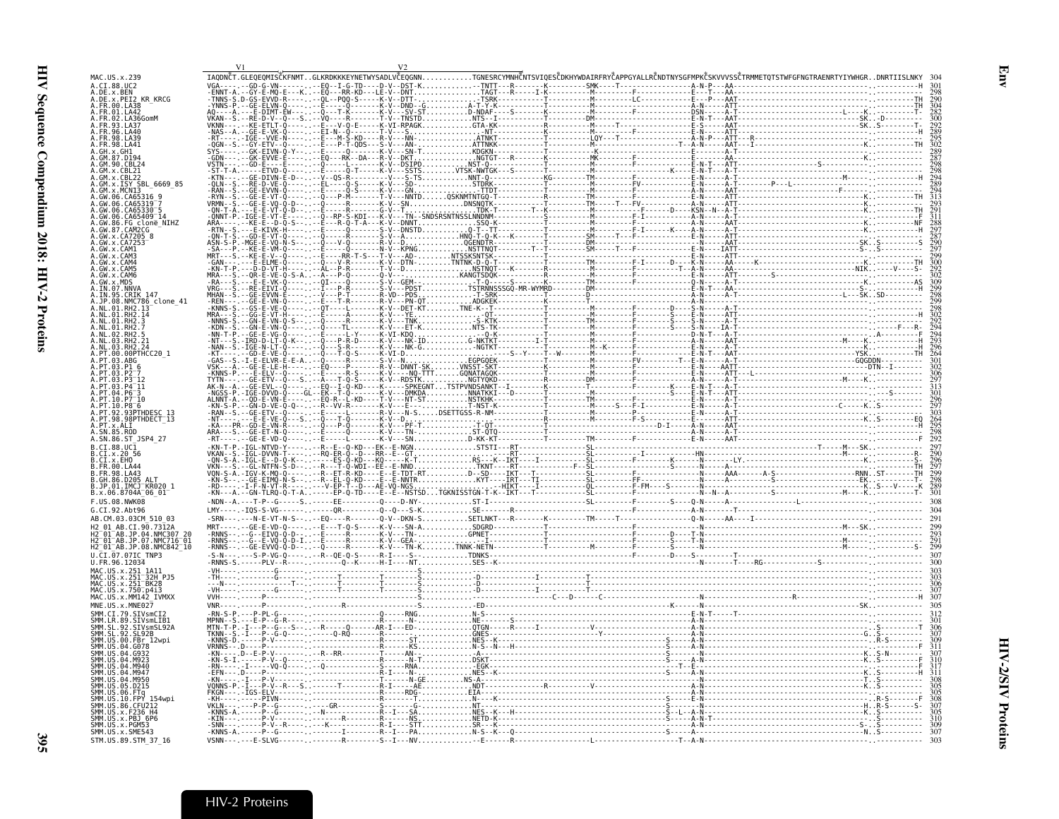```
                     V1                               V2
MAC.US.x.239   IAQDNCT.GLEQEQMISCKFNMT..GLKRDKKKEYNETWYSADLVCEQGNN...........TGNESRCYMNHCNTSVIQESCDKHYWDAIRFRYCAPPGYALLRCNDTNYSGFMPKCSKVVVSSCTRMMETQTSTWFGFNGTRAENRTYIYWHGR..DNRTIISLNKY   304
```

| Sequence | Position |
|---|---|
| MAC.US.x.239 | 304 |
| A.CI.88.UC2 | 301 |
| A.DE.x.BEN | 298 |
| A.DE.x.PEI2_KR_KRCG | 290 |
| A.FR.00.LA38 | 304 |
| A.FR.01.LA42 | 282 |
| A.FR.02.LA36GomM | 300 |
| A.FR.93.LA37 | 292 |
| A.FR.96.LA40 | 289 |
| A.FR.98.LA39 | 295 |
| A.FR.98.LA41 | 302 |
| A.GH.x.GH1 | 289 |
| A.GM.87.D194 | 287 |
| A.GM.90.CBL24 | 298 |
| A.GM.x.CBL21 | 298 |
| A.GM.x.CBL22 | 294 |
| A.GM.x.ISY_SBL_6669_85 | 289 |
| A.GM.x.MCN13 | 294 |
| A.GW.06.CA65316_9 | 313 |
| A.GW.06.CA65319_7 | 293 |
| A.GW.06.CA65330_5 | 291 |
| A.GW.06.CA65409_14 | 311 |
| A.GW.86.FG_clone_NIHZ | 288 |
| A.GW.87.CAM2CG | 297 |
| A.GW.x.CA7205_8 | 287 |
| A.GW.x.CA7253 | 290 |
| A.GW.x.CAM1 | 297 |
| A.GW.x.CAM3 | 299 |
| A.GW.x.CAM4 | 300 |
| A.GW.x.CAM5 | 292 |
| A.GW.x.CAM6 | 302 |
| A.GW.x.MDS | 309 |
| A.IN.07.NNVA | 299 |
| A.IN.95.CRIK_147 | 298 |
| A.JP.08.NMC786_clone_41 | 299 |
| A.NL.01.RH2.13 | 298 |
| A.NL.01.RH2.14 | 302 |
| A.NL.01.RH2.3 | 292 |
| A.NL.01.RH2.7 | 294 |
| A.NL.02.RH2.5 | 294 |
| A.NL.03.RH2.21 | 293 |
| A.NL.03.RH2.24 | 296 |
| A.PT.00.00PTHCC20_1 | 264 |
| A.PT.03.ABG | 301 |
| A.PT.03.P1_6 | 302 |
| A.PT.03.P2_7 | 306 |
| A.PT.03.P3_12 | 297 |
| A.PT.03.P4_11 | 313 |
| A.PT.04.P6_3 | 301 |
| A.PT.10.P7_10 | 296 |
| A.PT.10.P8_6 | 297 |
| A.PT.92.93PTHDESC_13 | 303 |
| A.PT.98.98PTHDECT_13 | 264 |
| A.PT.x.ALI | 295 |
| A.SN.85.ROD | 298 |
| A.SN.86.ST_JSP4_27 | 292 |
| B.CI.88.UC1 | 297 |
| B.CI.x.20_56 | 290 |
| B.CI.x.EHO | 296 |
| B.FR.00.LA44 | 297 |
| B.FR.98.LA43 | 299 |
| B.GH.86.D205_ALT | 298 |
| B.JP.01.IMCJ_KR020_1 | 289 |
| B.x.06.8704A_06_01 | 301 |
| F.US.08.NWK08 | 308 |
| G.CI.92.Abt96 | 304 |
| AB.CM.03.03CM_510_03 | 291 |
| H2_01_AB.CI.90.7312A | 299 |
| H2_01_AB.JP.04.NMC307_20 | 293 |
| H2_01_AB.JP.07.NMC716_01 | 291 |
| H2_01_AB.JP.08.NMC842_10 | 299 |
| U.CI.07.07IC_TNP3 | 307 |
| U.FR.96.12034 | 300 |
| MAC.US.x.251_1A11 | 303 |
| MAC.US.x.251_32H_PJ5 | 303 |
| MAC.US.x.251_BK28 | 306 |
| MAC.US.x.750_p413 | 307 |
| MAC.US.x.MM142_IVMXX | 307 |
| MNE.US.x.MNE027 | 305 |
| SMM.CI.79.SIVsmCI2 | 312 |
| SMM.LR.89.SIVsmLIB1 | 301 |
| SMM.SL.92.SIVsmSL92A | 306 |
| SMM.SL.92.SL92B | 307 |
| SMM.US.00.FBr_12wpi | 309 |
| SMM.US.04.G078 | 311 |
| SMM.US.04.G932 | 307 |
| SMM.US.04.M923 | 310 |
| SMM.US.04.M940 | 317 |
| SMM.US.04.M947 | 311 |
| SMM.US.04.M950 | 308 |
| SMM.US.05.D215 | 305 |
| SMM.US.06.FTq | 305 |
| SMM.US.10.FPY_154wpi | 308 |
| SMM.US.86.CFU212 | 307 |
| SMM.US.x.F236_H4 | 305 |
| SMM.US.x.PBJ_6P6 | 310 |
| SMM.US.x.PGM53 | 309 |
| SMM.US.x.SME543 | 307 |
| STM.US.89.STM_37_16 | 303 |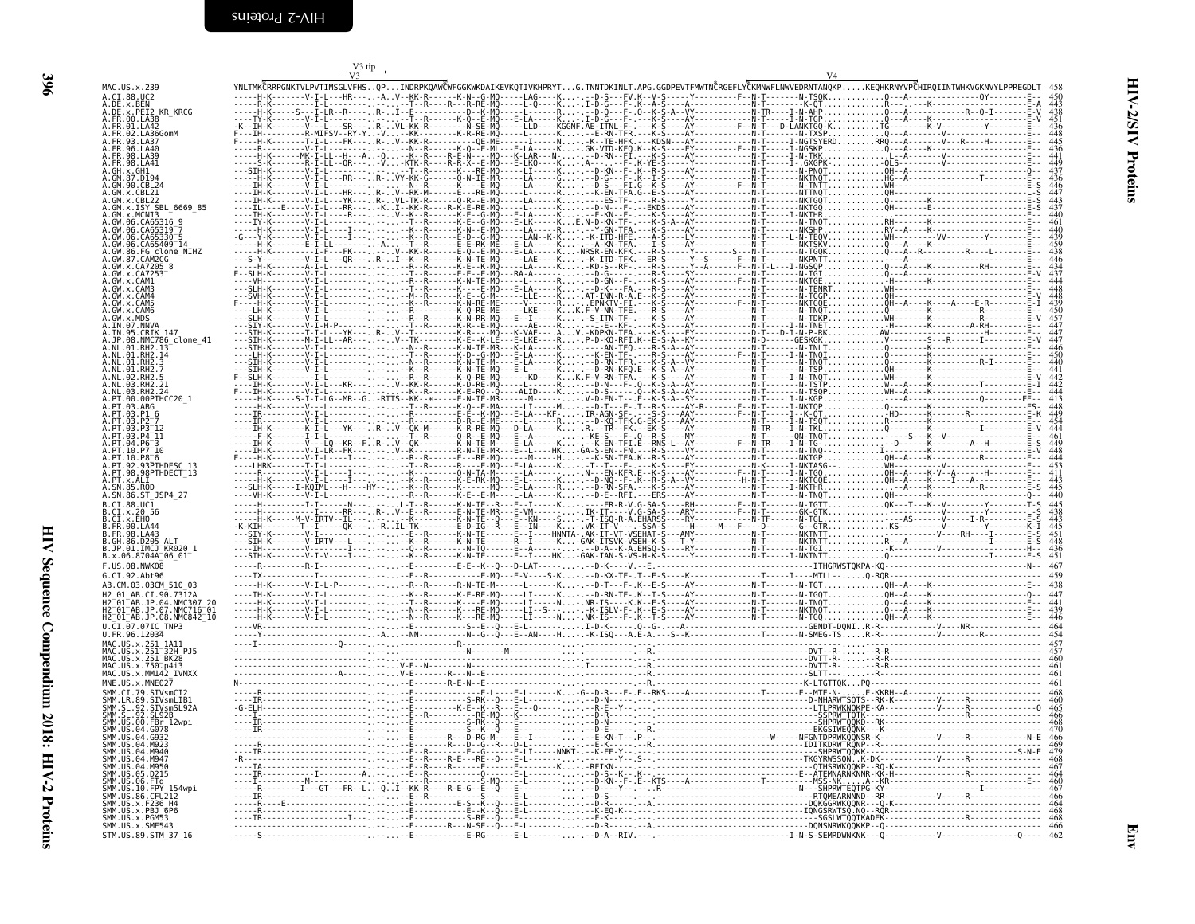```
                              V3 tip
                               V3                                                                                                                  V4
MAC.US.x.239             YNLTMKCRRPGNKTVLPVTIMSGLVFHS..QP...INDRPKQAWCWFGGKWKDAIKEVKQTIVKHPRYT...G.TNNTDKINLT.APG.GGDPEVTFMWTNCRGEFLYCKMNWFLNWVEDRNTANQKP.....KEQHKRNYVPCHIRQIINTWHKVGKNVYLPPREGDLT  458
A.CI.88.UC2              -----H-K-------V-I-L---HR----..-A..V--KK-R------K-N--G-MQ-----LAG----K...-..-D-S---FV.K--V-S-----Y---------F--N-T-------N-TSQK..........Q---A-------------QY--------E--  450
A.DE.x.BEN               -----R-K-------I-L---------..-..-..-T--R----R---R-RE-MQ------L-Q----K..-.I-D-G---F-.K--A-S----A-------------N-T--------K-QT...........R------K----------------------E-A  443
A.DE.x.PEI2_KR_KRCG      -----H-K-----S---I-LR--R----..R-..I--E----------D--K-MQ-------L------R...-..-D-Q---F-.Q--K-S-A--VY------------N-TR----I-N-AHP.........Q---A--------------R--Q-I-------E-V  438
A.FR.00.LA38             ----TY-K-------V-I-L-------..-..-..-T--R-------K-Q--E-MQ-----E-LA----K...-.I-D-G---F-.K--S-S----AY------------N-T------I-N-TGP.........Q---A------K------------------E-V  451
A.FR.01.LA42             -K--IH-K-------V--L---SR----..R-..VL-KK-R-------N-SE-MQ-----LLD----KGGNF.AE-ITNL-F-----K-S----AY---------F--N-T---D-LANKTGQ-K..........TG-------K-V-----------Y---------E--  436
A.FR.02.LA36GomM         F---IH-------R-MIFSV--RY-Y..-V..-.---KK-----K-R-RE-MQ-----L-----K...-..--E-RN-TFR.---K-S----AY-------------N-T-----N-TXSP..........Q---A------V------------------------E--  448
A.FR.93.LA37             F----H-K-------T-I-L---FK----..R-..V--KK-R--------QE-ME------I-----N...-..K--TE-HFK.---KDSN---AY------------N-T------I-NGTSYERD........RRQ---A-------V---R-----H---------E--  445
A.FR.96.LA40             -----R---------V-I-L---------..-..-..--N--R-------K-Q--E-ML----E-LA----K...-.GK-VTD-KFQ.K--K-S-----EY---------F--N-T------I-NGSKP.........Q---A---K--------------------------E--  436
A.FR.98.LA39             -----H-K-----MK-I-LL--H---A..Q..-.---K--R------R-E--K-MQ-----K-LAR---N...-..-D-RN--FI.----K-S-----AY-------------N-T-----I-N-TKK..........L---A------V---------------------E--  441
A.FR.98.LA41             -----S-K-------R-I-LL--QR----..-V..-.KTK-R-----R-R-X--E-MQ-----E-LKQ----K...-.A-----F-.K-YE-S-----Y-----------N-T------I-.GXGPK........QLS--------V------------------------E--  449
A.GH.x.GH1               ----SIH-K-------V-I-L-------..-..-..-T--R-----K----RE-MQ------LI----K...-..-D-KN--F-.K--R-S-----AY-------------N-T------N-PNQT..........QH--A------K------------------------Q--  437
A.GM.87.D194             ----H-K-------V-I-L----RR----..R-..VY-KK-G------Q-N-TE-MR-----LA----K...-..D-G---F-.K--I-S-----AY-------------N-T------N-KTNT..........HG--A-----------------T------------E--  436
A.GM.90.CBL24            ----IH-K-------V-I-L---------..-..-..--N--R------K--E-MQ------LA----K...-..-D-S---FI.G--K-S----AY---------F--N-T-------N-TNTT..........WH-------------------------------E-S  446
A.GM.x.CBL21             ----IH-K-------V-I-L---HR----..R-..V--RK-M-------E---RE-MQ------L------R...-..-K-EN-TFA.G--E-S----AY-------------N-T-------NTTNQT..........QH------------------------------E--  447
A.GM.x.CBL22             ----SLH-K-------V-I-L---YK----..-..-..-T--R-------K-E--E-MQ-------L------K...-..---ES-TF-.---K-S----AY-------------N-T-------NKTGQT..........Q---A-----K------------------------L-S  443
A.GM.x.ISY_SBL_6669_85   ----IL----E----V-I-L---RR----..-K..I--KK-R-----R-K-E-RE-MQ------L------K...-..-D-N---F-.---EKDS----AY------------N-T-------NKTGQ...........QH-------E-----------------------E-S  437
A.GM.x.MCN13             ----IH-K-------V-I-L------R----..-..V--K--R-----K-E--G-MQ----E-LA----K...-..---E-KN--F-.---K-S----AY---------------N-T-----I-NKTHR.................K-----------------------------E--  440
A.GW.06.CA65316_9        ----IY-K-------V-I-L---------..-..-..-T--R-------K-E--G-MQ----E-LK----K...E.N-D-KN-TF-.---K-S-A--AY-------------N-T------N-TNQT..........RH-------K-----------------------E--  461
A.GW.06.CA65319_7        -----H-K-------V-I-L----I----..-..-..-K--R-------K-N--E-MQ-----LA----R...-..-Y-GN-TFA.---K-S----AY-------------N-T------N-NKSHP.........RY--A----K-----------------------E--  440
A.GW.06.CA65330_5        -G---Y-K-------V-I-L----I----..-..-..-K--R------E-D--G-MQ-----LAN--K-K...-..-K-ITD-HFE.---A-S----LY-------------N-T-----L-N-TEQV.........WH-------------VV----------Y-----------E--  439
A.GW.06.CA65409_14       ----H-K-------E-I-L---------..-A..-..-T--R------E-E-RK-ME-----E-LA----K...-..-A-KN-TFA.---I-S-----AY-------------N-T-------NKTSKS..........Q---A----K------------------------E--  459
A.GW.86.FG_clone_NIHZ    -----H-K-------I-F---FK----..-..-..V--KK-R-------E-Q--E-MQ-----E-LA----K...-NRSR-EN-KFK.---R-S-----Y--------S---N-T--------N-TGQK..........Q---A--R--------R-----L------------E--  438
A.GW.87.CAM2CG           ---S-Y---------V-I-L---QR----..R-..I--K--R------K-N-TE-MQ-----LAE----K...-..-K-ITD-TFK.---ER-S-----Y--S-----F--N-T-------NKPNTT..........Q---------K-----------------------E--  446
A.GW.x.CA7205_8          ----H-K-------V-I-L---------..-..-..-T--R-----K-E--K-MQ------LA----K...-..-KD-S--RF-.---R-S-----Y---A--------F--N-T----L---I-NGSQP.........Q---A-----K--------------RH---------E--  434
A.GW.x.CA7253            F--SLH-K-------V-I-L---------..-..-..-T--R-------E-E--E-MQ-----RA-A-------...-..-D-G-----F-.---R-S-----SY-------------N-T-------N-TGI...........Q---A-----------------------------E-V  437
A.GW.x.CAM1              ----VH----------V-I-L---------..-..-..-R--R-------K-N-TE-MQ--------------K...-..-D-GN--F-.---K-S----AY---------F--N-T-------NKTGE.............H---------K-----------------------E--  444
A.GW.x.CAM3              ---SLH-K-------V-I-L---------..-..-..-T--R-------K-E--E-MQ----E-LA----K...-..-D-K---FA.---K-S----AY-------------N-T-------N-TENRT..........WH-------------------------------E--  448
A.GW.x.CAM4              ---SVH-K-------V-I-L---------..-..-..-M--R-------K-E--G-M------LLE----K...-.AT-INN-R-A.E--K-S----AY-------------N-T-------N-TGGP...........QH-------------------------------E-V  448
A.GW.x.CAM5              F----H-K-------V-I-L---------..-..-..-K--R-------K-N-RE-ME------V------K...-..-EPNKTV-FI.---K-S----AY---------F--N-T-------NKTGQE..........QH--A-----K-----A----E-R---------E-I  439
A.GW.x.CAM6              ----LH-K-------V-I-L---------..-..-..-K--R-------K-Q-RE-ME-----LKE----K...K.F-V-NN-TFE.---K-S----AY-------------N-T-------N-TNQT..........Q---A-------------------R------------E--  450
A.GW.x.MDS               ---SLH-K-------V-I-L---------..-..-..-R--R-------K-N-RR-MQ----E--I----K...-..-S-ITN-TF-.---K-S----AY-------------N-T-------N-TDKP..........WH--A-----K-----------------R--------E-V  457
A.IN.07.NNVA             ---SIY-K-------V-I-H-P-------..-..-..-T--R-------K-R---MQ-------AE----R...-..--I-E--KF-.---K-S----AY-------------N-T-----I-N-TNET..........-H-------K---------A-RH----------E--  447
A.IN.95.CRIK_147         ----SIH-K-------T-I-L---YK----..R-..V--K--R-------K-R---MQ-K-VAE----A...V..KDPKN-TFA.---K-S----EY-------------N-T-----D-I-N-P-RK..........AW-------------------------------E--  447
A.JP.08.NMC786_clone_41  ---SIH-K-------M-I-LL--AR----..-..-..V--TK-------K-E--K-LE----E-LKE----R...-..P-D-KQ-RFI.K--E-S-A--KY-------------N-D-----GESKGK..........V----------S---R-------I------------E-V  447
A.NL.01.RH2.13           ---SIH-K-------V-I-L---------..-..-..-N--R-------K-N-TE-MR-----K-LA----K...-..----AN-TFQ.---R-S-A--AY-------------N-T-------N-TNLT..........Q---A-----K------------------------E--  446
A.NL.01.RH2.14           ---SIH-K-------V-I-L---------..-..-..-K--R-------K-D--E-MQ-----K-LA----K...-..---K-EN-TF-.---K-S----AY---------F--N-T------I-N-TNQT..........Q---A-----K------------------------E--  450
A.NL.01.RH2.3            ---SIH-K-------V-I-L---------..-..-..-N--R-------K-N-TE-M------E-LA----K...-..--D-RN-TFR.---K-S-A--VY-------------N-T-------N-TNQT..........Q---A-----K----------R-I--------E--  440
A.NL.01.RH2.7            ---SIH-K-------V-I-L---------..-..-..-K--R-------K-N-TE-MQ-----E-L----K...-..--D-RN-KFQ.E--K-S-A--AY-------------N-T-------N-TSP...........QH-------K-----------------------E--  441
A.NL.02.RH2.5            F-SLH-K-------V-I-L---------..-..-..-R--R-------K-Q-RE-MQ------KD----K...K.F-V-RN-TFA.---K-S----AY-------------N-T-----I-N-TNQT..........WH-------K-----------------------E-V  442
A.NL.03.RH2.21           ----IH-K-------V-I-L---KR----..-..-..V--KK-R-----K-D-RE-MQ------L------R...-..--D-N---F-.Q--K-S-A--AY-------------N-T-------N-TSTP...........W---A-------K--------------T-------E-I  442
A.NL.03.RH2.24           F---IH-K-------V-I-L---------..-..-..-K--R-------K-E-RQ-Q-----ALID----K...-..--D-S-----Q--K-S-A--AY-------------N-T-------N-TSQP..........WH--A-----K-----------------------E--  444
A.PT.00.00PTHCC20_1      -----H-K-----S-I-LG--MR--G..RITS--KK--R-------E-N-TE-MR------M-----K...-..V-D-EN-T-.E--K-S-A--SY-------------N-T-----LI-N-KGP...............A---------------------Q-------EE-  413
A.PT.03.ABG              -----H-K-------V---L---------..-..-..-T--R-------K-E--Q-MA-----LI-----M...-..--D-T--F-.T--R-S-----AY-R------F--N-T------I-NKTQP.........Q---A-----K------------------------ES-  448
A.PT.03.P1_6             ----IR---------V-I-L---------..-..-..-R--------E-E--K-MQ-----E-LA---KF-...-.IR-AGN-SF-.---S-S----AAY---------F--N-T-----I-.K-QT..........-HD-------K------R-----------E-K  449
A.PT.03.P2_7             ----IR-K-------V-I-L---------..-..-..-R--R------E-N--E-ME------L------K...-..-D-KQ-TFK.G-E-S-----AAY--------------N-T-------N-SQT...........Q---A-----K------------------------E--  454
A.PT.03.P3_12            ----IH-K-------K-I-L---YK----..R-..V--QK-M-------K-R-RE-MQ-----D-LA----K...-.R.--TR--FK.--EK-S-----AY-------------N-TR-----I-N-TKL..........Q---------K---------------I--------E-V  444
A.PT.03.P4_11            -----F-K-------I-I-L---------..-..-..-T--R-------Q-R--E-MQ-----E--A-------...-..---KE-S--F-.Q--R-S-----MY-------------N-T------QN-TNQT..........-------S---K-V-----------------E--  461
A.PT.04.P6_3             ----IH-K-------V---LQ--KR--F..R-..V--QK-------R-N-TE-M-----E-LA----K...-..--K-EN-TFI.E--RNS-L--AY----------F--TR----I-N-TG-..........-D-----A------K-------A--H--------E-S  449
A.PT.10.P7_10            ----IH-K-------V-I-LR--FK----..-V..K-----------R-N-TE-MR-----E--L-----HK...GA-S-EN--FN.---R-S----VY-------------N-T-------I-N-TNQ-...........I-------A-----------------------E-V  448
A.PT.10.P8_6             F---IH-K-------V-I-L----I----..-..-..-R--R-------E---RE-MQ--------M-----H...-..-K-SN-TFA.K-R-S-----AY-------------N-T-------NKTGP...........QH--------K--------R----------E--  444
A.PT.92.93PTHDESC_13     ----LHRK-------T-I-L---------..-..-..-T--R------E-N--E-MQ-----E-LA----K...-..-T--T--F-.---K-S----EY-----------K----N-T-------N-NKTASG..........WH-----------V-----------------E--  453
A.PT.98.98PTHDECT_13     -----R---------V-I-L----I----..-..-..-K--R-------Q-N-TA-M-------LA------...-..N---EN-KFR.E--K-S----AY---------F--N-T-----I-N-TGQ............QH--A---K-V--A-----H---------E--  411
A.PT.x.ALI               -----H-K-------V-I-L----I----..-..-..-K--R-------K-E-RK-MQ----E-L-----K...-..--D-NQ--F-.K--R-S-A--VY-----------H-N-T-------NKTGQE..........QH--A----K-----I---A---------------E--  443
A.SN.85.ROD              ---SLH-K-----I-KQIML---H----HY-..-..-K--R-------K-N--E-MQ-----E-LA----R...-..--D-RN-SFA.---K-S----AY-------------N-T-------I-NKTHR..........-----A-----K------------R---------E-S  445
A.SN.86.ST_JSP4_27       ----VH-K-------V-I-L---------..-..-..-R--R-------K-E--E-M-----E-LA----K...-..-D-E--RFI.----ERS----AY-------------N-T-------N-TNQT..........QH-------K-----------------------E--  440
B.CI.88.UC1              -----H---------I-I------N----..-..-..L-T--R-------K-N-TE--R----E--I-----K...-..---ER-R-V.G-SA-S----RH---------F--N-T-------N-TGTT..........QK---T---K--V---------Y----------T-S  445
B.CI.x.20_56             -----H---------I-----RR----..R-..V--E--R-------K-N-TE-MR----E-VM-----K...-.IK-IT---.V-G-SA-S----ARY---------F--N-T-------GK-GTK.......-..----------V----------Y----------L-S  438
B.CI.x.EHO               -----H-K-----M-V-IRTV--IL----..-..-..-K--------K-N-TE-MQ----E--KN----S...-..-T-ISQ-R-A.EHARSS----RY--------------N-TF-------N-TGL............-AS--------V------I-R--------E-S  443
B.FR.00.LA44             -K-KIH---------T--I------QK----..R..IL-TK-------E-D-IG--R---E--IN----K...-.VK-IT-V-.----SSA-S----H-------M---F----D------G--GTR...........KS--------------V---------Y-------K-I  445
B.FR.98.LA43             ----SIY-K-------V-I-L-------..-..-..-K--R-------K-N-TE-----E--I-----HNNTA-.AK-IT-VT-VSEHAT-S----AMY-------------N-T------NKTNTT...................--------V---RH---I----------E-S  451
B.GH.86.D205_ALT         ----SIH-K-------V-IRTV--I----..-..-..-K--R-------K-N-TE-----R--I-----K...-.GAK-ITSVK-VSEH-K-S----T-Y-------------N-T-------NKTNTT..........R----A-----------------I----------E-S  448
B.JP.01.IMCJ_KR020_1     ----IH---------V-----I----..-..-..-Q--R-------K-N-TQ-----E--A-------...-..--D-A--K-A.EHSQ-S----RY-------------N-T-------N-TGI...........-K-----------------------------H--  436
B.x.06.8704A_06_01       ----SIH-K-------V-I-V-----I---..-..-..-K--R-------K-N-TE-----E--I-----HK...GAK-IAN-S-VS-H-K-S----AY-------------N-T------I-NKTNT...........K----------------------I---------E-S  451
F.US.08.NWK08            ----R---------R-I----------..-..-..-E------------E-E--K--Q--D-LAT-------...-..-D-K---V.--E-...---------------------------------------ITHGRWSTQKPA-KQ--------------------------N--  467
G.CI.92.Abt96            ----IX----------I----------..-..-..-E--R--------------E-MQ----E-V----S-K...-..-D-KX-TF-.T--E-S----K------------------T------I----MTLL--.......Q-RQR---------------------------E--  459
AB.CM.03.03CM_510_03     ----H-K-------V-I-L-P------..-..-..-R--R-------R-N-TE-M------L-------K...-..-D-T---F-.K--E-S----AY-------------N-T-------N-TGT...........QH--A-----K------------------------E--  438
H2_01_AB.CI.90.7312A     ----IH-K-------V-I-L-------..-..-..-K--R-------K-E-RE-MQ-------LI----K...-..-D-RN-TF-.K--T-S----AY-------------N-T-------N-TGQT..........QH--A-----K------------------------Q--  447
H2_01_AB.JP.04.NMC307_20 ----H-K-------V-I-L-------..-..-..-T--R-------K-----E-MQ-------LI----N...-.NR-IS---K.K--E-S----AY-------------N-T-------N-TNQT..........Q---A-----K------------------------E--  441
H2_01_AB.JP.07.NMC716_01 ----H-K-------V-I-L-------..-..-..-N--R-------K-N-TE-MQ-------LI--S-...-..-K-ISLV-F-.K--E-S----AY-------------N-T-------NKTNQT..........Q---A-----K------------------------E--  439
H2_01_AB.JP.08.NMC842_10 ----H-K-------V-I-L-------..-..-..-N--R-------K-----RE-MQ-------LI----N...-..NK-IS---F-.K--T-S----AY-------------N-T-------N-TGQ...........QH--A-----K------------------------E--  446
U.CI.07.07IC_TNP3        ----VR-----------------..-..-..-E-----------S--E--Q---E-L-------...-.I-D-K------.Q--G-.---A------------------------------GENDT-DQNI..R-R-------------V----NR----------------E--  464
U.FR.96.12034            ----Y-------------------..-..A..---NN-------N--G--Q---E--AN----H...-..-K-ISQ---A.E-A.---S--K---------------T-------N-SMEG-TS.....R-R---------------V-------R--------------E--  454
MAC.US.x.251_1A11        ----I---------------Q-----..-..-..------------------------------------...-..-----R------------------------------------------------------------------------------------  457
MAC.US.x.251_32H_PJ5     -----------------------..-..-..-N--------------M----------------...-..-----R.---------------------------------------------------DVT--R-......-R-R---------------------------  457
MAC.US.x.251_BK28        -----------------------..-..-..-----------------------------------...-..-----R.---------------------------------------------------DVTT-R-......-R-R--------------------------  460
MAC.US.x.750.p413        -----------------------..-..-..-V-E--N------------------------------...-.I---------------------------------------------------------DVTT-R-......-R-R--------------------------  461
MAC.US.x.MM142_IVMXX     -------------A-----------..-..-..-V-E------R---N--E-------------------...-..-----R---------------------------------------------------SLTT---.......-R---------------------------  461
MNE.US.x.MNE027          N-----------------------..-..-..-E-------R-E-N--E---------------------...-..-----R.-------------------------------------------------K-LTGTTQK.....PQ-----------------------------  461
SMM.CI.79.SIVsmCI2       ----R------------------..-..-..-E-----------E-L-----E-L------K...-G--D-R---F-.E--RKS----A------------------T--------E--MTE-N-.......E-KKRH--A----------------------------  468
SMM.LR.89.SIVsmLIB1      ---IR------------------..-..-..-E-----------S-RK---Q---E-L------...-..-D-N--------------------------------------------------D-NHARWTSQTS--RK-K------------V-----R------------  460
SMM.SL.92.SIVsmSL92A     -G-ELH-----------------..-..-..-E-----------K-E--K--R---E---Q--------...-..-R-E--Y---------------------------------------------LTLPRWKNQKPE-KA------------V-----R-------------Q  465
SMM.SL.92.SL92B          ----I------------------..-..-..-E--R-----------RE-MQ---K--------------...-..-D-R-------------------------------------------------SSPRWTTQTK------------------------R--------------  466
SMM.US.00.FBr_12wpi      ----IR-----------------..-..-..-E-----------S-RK--Q---E-----------...-..-D-N----------------------------------------------------SHPRWTQQKD--RK-----------------------------------  468
SMM.US.04.G078           ----IR-----------------..-..-..-E-----------S--K--Q---E-------------...-..-D-E-------.-R-----------------------------------------EKGSIWEQQNK---K--------------------------------  470
SMM.US.04.G932           -----------------------..-..-..-E---------R---D-RG-M----E--I------.-..-E-KN-T--.P-----------------------------W------NFGNTDPRWKQQNSR-K------------V-----R-------------N-E  466
SMM.US.04.M923           -----R-----------------..-..-..-E--R------R---D--G--R---D-L-------.-..-E-K---.----.-R--------------------------------------IDITKDRWTRQNP--R--------------------------------  469
SMM.US.04.M940           ----IR-----------------..-..-..-E-----------E---G-----E-LI-----NNKT.-..-K-EE-Y-.------------------------------------------SHPRWTQQKK------------------------------------S-N-E  479
SMM.US.04.M947           -R---------------------..-..-..-E--R------R---E--RE--Q---E-L--------...-..-Y----.--S-.-------------------------------------TKGYRWSSQN..K-DK-----------V-----R--------------  468
SMM.US.04.M950           ----IA-----------------..-..-..-E--R------R-----------E------K-...-REIKN-------.-----------------------------------------------QTHSRWKQQKP--RQ-K-------------------------------  467
SMM.US.05.D215           ----IR------I----------..A..-..-E--R-----------Q------E-L-------...-..-D-S--K-.K--.-------------------------------------E--ATEMNARNKNNR-KK-H---------------R------------------  464
SMM.US.06.FTq            ----I------M--------------..-..-..-E-----------S-MQ----L-------...-..-D-KN--F-.E--KTS----A----------------------T-------MSS-NK.......A--KR------------------------------------E--  460
SMM.US.10.FPY_154wpi     ----R-------I---GT---FR--L..Q..I--KK-R-----R-E-G--E---Q---E--------...-..-D--Y---.--.R-------------------------------------N---SHPRWTEQTPG-KY--------------------I--------------  467
SMM.US.86.CFU212         ----IR-----------------..-..-..-E--R-----------S----------E-L-------...-..-D-S-----.-------------------------------------------RTQMEARNNND--RR-----------V-----R------------------  466
SMM.US.x.F236_H4         ----R-----E------------..-..-..-E-----------E-S--K--Q---E-L-------...-..-D-R-------A.---------------------------------------DQKGGRWKQQNR---Q-K-----------------------------------  464
SMM.US.x.PBJ_6P6         -----R-----------------..-..-..-E-----------S-RK---Q---E-L-------...-..-K-EQ-K-.-----------------------------------------IQNGSRWTSQ.NQ--RQR--------------------------------------  468
SMM.US.x.PGM53           ----IR------------I----..-..-..-E-----------S-RE--Q---E-------------...-..-D-R--------------------------------------------------SGSLWTQQTKADEK-------------------R----------------  468
SMM.US.x.SME543          -----------------------..-..-..-E----------R---N-SE--Q---E-L-------...-..-D-R-------A.-------------------------------------------DQNSNRWKQQKKP--Q-------------------------------------  466
STM.US.89.STM_37_16      ----S------------------..-..-..-E-----------E-RG------E-L-------...-..-D-A--RIV.----------------------------------I-N-S-SEMRDWNKNK---Q------------V-----------------Q----  462
```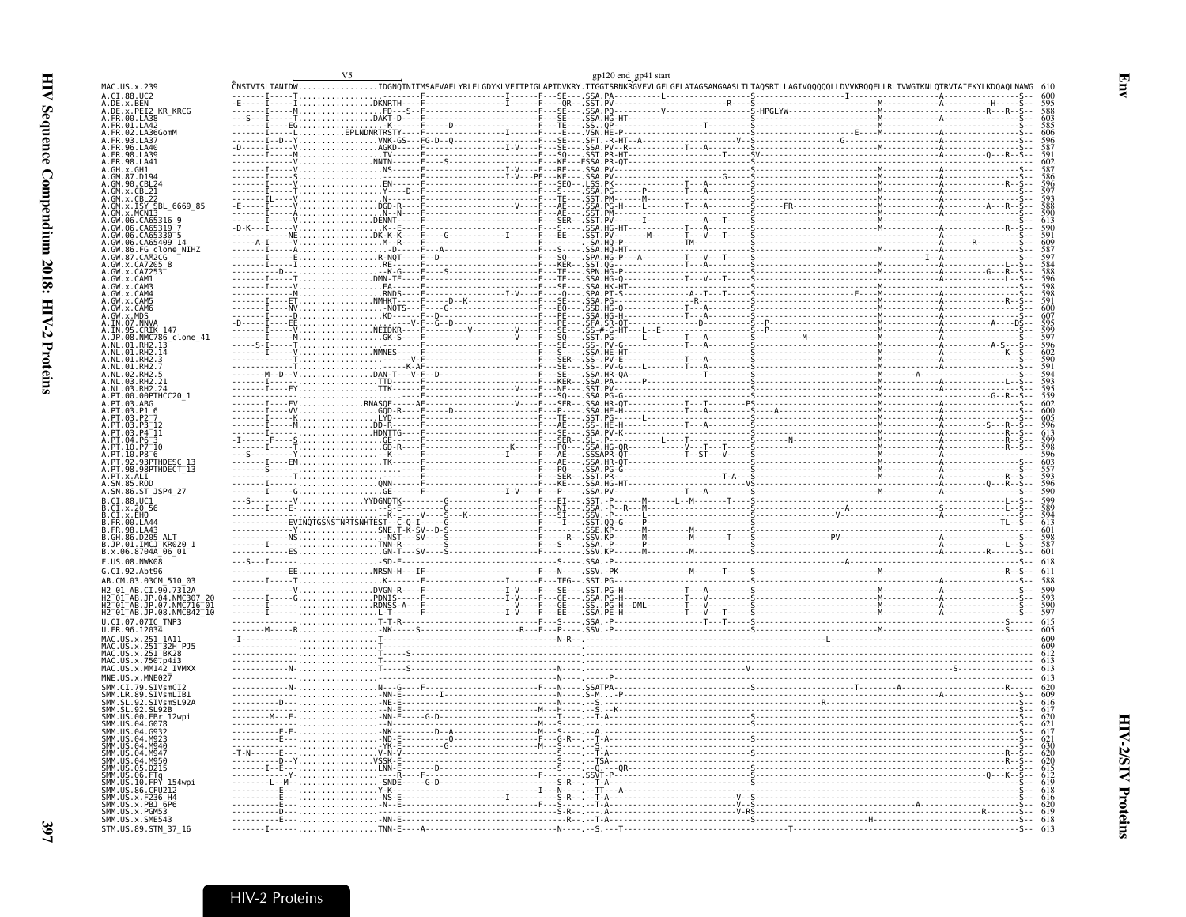```
                              V5                                        gp120 end_gp41 start
MAC.US.x.239                 CNSTVTSLIANIDW.................IDGNQTNITMSAEVAELYRLELGDYKLVEITPIGLAPTDVKRY.TTGGTSRNKRGVFVLGFLGFLATAGSAMGAASLTLTAQSRTLLAGIVQQQQQLLDVVKRQQELLRLTVWGTKNLQTRVTAIEKYLKDQAQLNAWG  610
A.CI.88.UC2                  600
A.DE.x.BEN                   595
A.DE.x.PEI2_KR_KRCG          588
A.FR.00.LA38                 603
A.FR.01.LA42                 585
A.FR.02.LA36GomM             606
A.FR.93.LA37                 596
A.FR.96.LA40                 587
A.FR.98.LA39                 591
A.FR.98.LA41                 602
A.GH.x.GH1                   587
A.GM.87.D194                 586
A.GM.90.CBL24                596
A.GM.x.CBL21                 597
A.GM.x.CBL22                 593
A.GM.x.ISY_SBL_6669_85       588
A.GM.x.MCN13                 590
A.GW.06.CA65316_9            613
A.GW.06.CA65319_7            590
A.GW.06.CA65330_5            591
A.GW.06.CA65409_14           609
A.GW.86.FG_clone_NIHZ        587
A.GW.87.CAM2CG               597
A.GW.x.CA7205_8              584
A.GW.x.CA7253                588
A.GW.x.CAM1                  596
A.GW.x.CAM3                  598
A.GW.x.CAM4                  598
A.GW.x.CAM5                  591
A.GW.x.CAM6                  600
A.GW.x.MDS                   607
A.IN.07.NNVA                 595
A.IN.95.CRIK_147             599
A.JP.08.NMC786_clone_41      597
A.NL.01.RH2.13               596
A.NL.01.RH2.14               602
A.NL.01.RH2.3                590
A.NL.01.RH2.7                591
A.NL.02.RH2.5                594
A.NL.03.RH2.21               593
A.NL.03.RH2.24               595
A.PT.00.00PTHCC20_1          559
A.PT.03.ABG                  602
A.PT.03.P1_6                 600
A.PT.03.P2_7                 605
A.PT.03.P3_12                596
A.PT.03.P4_11                613
A.PT.04.P6_3                 599
A.PT.10.P7_10                598
A.PT.10.P8_6                 596
A.PT.92.93PTHDESC_13         603
A.PT.98.98PTHDECT_13         557
A.PT.x.ALI                   593
A.SN.85.ROD                  596
A.SN.86.ST_JSP4_27           590
B.CI.88.UC1                  599
B.CI.x.20_56                 589
B.CI.x.EHO                   594
B.FR.00.LA44                 613
B.FR.98.LA43                 601
B.GH.86.D205_ALT             598
B.JP.01.IMCJ_KR020_1         587
B.x.06.8704A_06_01           601
F.US.08.NWK08                618
G.CI.92.Abt96                611
AB.CM.03.03CM_510_03         588
H2_01_AB.CI.90.7312A         599
H2_01_AB.JP.04.NMC307_20     593
H2_01_AB.JP.07.NMC716_01     590
H2_01_AB.JP.08.NMC842_10     597
U.CI.07.07IC_TNP3            615
U.FR.96.12034                605
MAC.US.x.251_1A11            609
MAC.US.x.251_32H_PJ5         609
MAC.US.x.251_BK28            612
MAC.US.x.750.p413            613
MAC.US.x.MM142_IVMXX         613
MNE.US.x.MNE027              613
SMM.CI.79.SIVsmCI2           620
SMM.LR.89.SIVsmLIB1          609
SMM.SL.92.SIVsmSL92A         616
SMM.SL.92.SL92B              617
SMM.US.00.FBr_12wpi          620
SMM.US.04.G078               621
SMM.US.04.G932               617
SMM.US.04.M923               621
SMM.US.04.M940               630
SMM.US.04.M947               620
SMM.US.04.M950               620
SMM.US.05.D215               615
SMM.US.06.FTq                612
SMM.US.10.FPY_154wpi         619
SMM.US.86.CFU212             618
SMM.US.x.F236_H4             616
SMM.US.x.PBJ_6P6             620
SMM.US.x.PGM53               619
SMM.US.x.SME543              618
STM.US.89.STM_37_16          613
```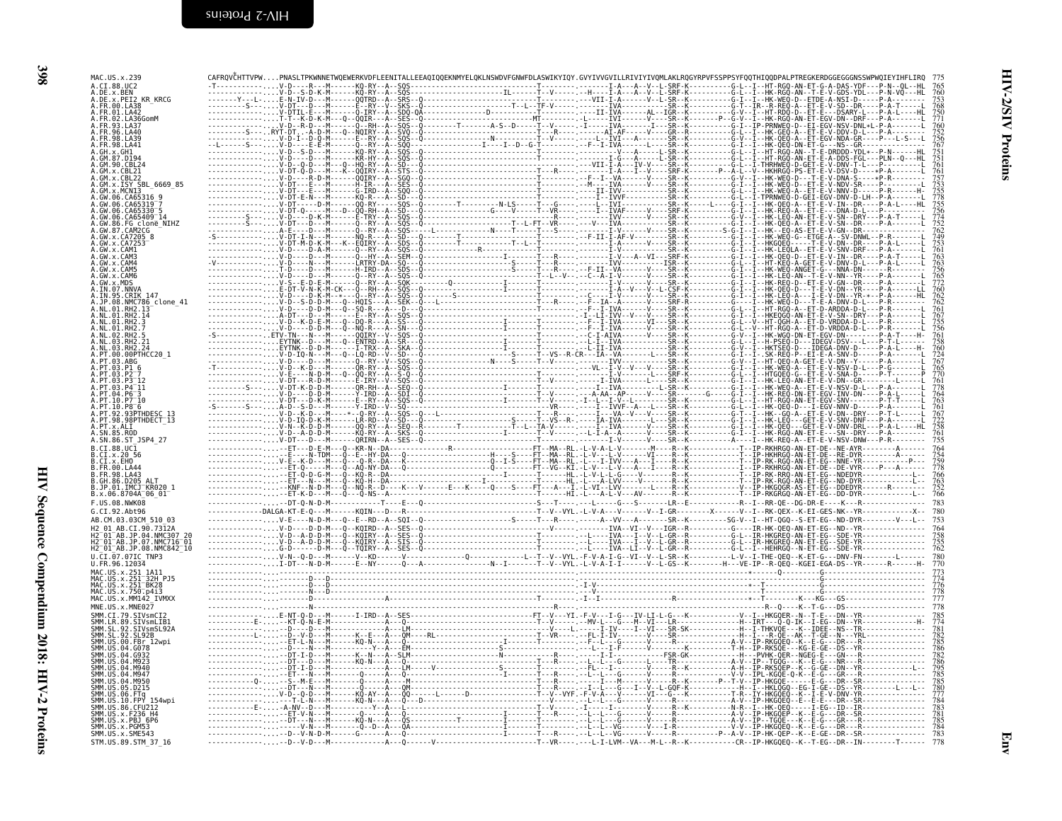```
MAC.US.x.239                CAFRQVCHTTVPW....PNASLTPKWNNETWQEWERKVDFLEENITALLEEAQIQQEKNMYELQKLNSWDVFGNWFDLASWIKYIQY.GVYIVVGVILLRIVIYIVQMLAKLRQGYRPVFSSPPSYFQQTHIQQDPALPTREGKERDGGEGGGNSSWPWQIEYIHFLIRQ  775
A.CI.88.UC2                 765
A.DE.x.BEN                  760
A.DE.x.PEI2_KR_KRCG         753
A.FR.00.LA38                768
A.FR.01.LA42                750
A.FR.02.LA36GomM            771
A.FR.93.LA37                760
A.FR.96.LA40                752
A.FR.98.LA39                756
A.FR.98.LA41                767
A.GH.x.GH1                  751
A.GM.87.D194                751
A.GM.90.CBL24               761
A.GM.x.CBL21                761
A.GM.x.CBL22                757
A.GM.x.ISY_SBL_6669_85      753
A.GM.x.MCN13                755
A.GW.06.CA65316_9           778
A.GW.06.CA65319_7           755
A.GW.06.CA65330_5           756
A.GW.06.CA65409_14          774
A.GW.86.FG_clone_NIHZ       752
A.GW.87.CAM2CG              762
A.GW.x.CA7205_8             749
A.GW.x.CA7253               753
A.GW.x.CAM1                 761
A.GW.x.CAM3                 763
A.GW.x.CAM4                 763
A.GW.x.CAM5                 756
A.GW.x.CAM6                 765
A.GW.x.MDS                  772
A.IN.07.NNVA                760
A.IN.95.CRIK_147            762
A.JP.08.NMC786_clone_41     762
A.NL.01.RH2.13              761
A.NL.01.RH2.14              767
A.NL.01.RH2.3               755
A.NL.01.RH2.7               756
A.NL.02.RH2.5               761
A.NL.03.RH2.21              758
A.NL.03.RH2.24              760
A.PT.00.00PTHCC20_1         724
A.PT.03.ABG                 767
A.PT.03.P1_6                765
A.PT.03.P2_7                770
A.PT.03.P3_12               761
A.PT.03.P4_11               778
A.PT.04.P6_3                764
A.PT.10.P7_10               763
A.PT.10.P8_6                761
A.PT.92.93PTHDESC_13        767
A.PT.98.98PTHDECT_13        722
A.PT.x.ALI                  758
A.SN.85.ROD                 761
A.SN.86.ST_JSP4_27          755
B.CI.88.UC1                 764
B.CI.x.20_56                754
B.CI.x.EHO                  759
B.FR.00.LA44                778
B.FR.98.LA43                766
B.GH.86.D205_ALT            763
B.JP.01.IMCJ_KR020_1        752
B.x.06.8704A_06_01          766
F.US.08.NWK08               783
G.CI.92.Abt96               780
AB.CM.03.03CM_510_03        753
H2_01_AB.CI.90.7312A        764
H2_01_AB.JP.04.NMC307_20    758
H2_01_AB.JP.07.NMC716_01    755
H2_01_AB.JP.08.NMC842_10    762
U.CI.07.07IC_TNP3           777
U.FR.96.12034               770
MAC.US.x.251_1A11           773
MAC.US.x.251_32H_PJ5        774
MAC.US.x.251_BK28           776
MAC.US.x.75O_p413           778
MAC.US.x.MM142_IVMXX        777
MNE.US.x.MNE027             778
SMM.CI.79.SIVsmCI2          785
SMM.LR.89.SIVsmLIB1         774
SMM.SL.92.SIVsmSL92A        781
SMM.SL.92.SL92B             782
SMM.US.00.FBr_12wpi         785
SMM.US.04.G078              786
SMM.US.04.G932              782
SMM.US.04.M923              786
SMM.US.04.M940              795
SMM.US.04.M947              785
SMM.US.04.M950              785
SMM.US.05.D215              780
SMM.US.06.FTq               777
SMM.US.10.FPY_154wpi        784
SMM.US.86.CFU212            783
SMM.US.x.F236_H4            781
SMM.US.x.PBJ_6P6            785
SMM.US.x.PGM53              784
SMM.US.x.SME543             783
STM.US.89.STM_37_16         778
```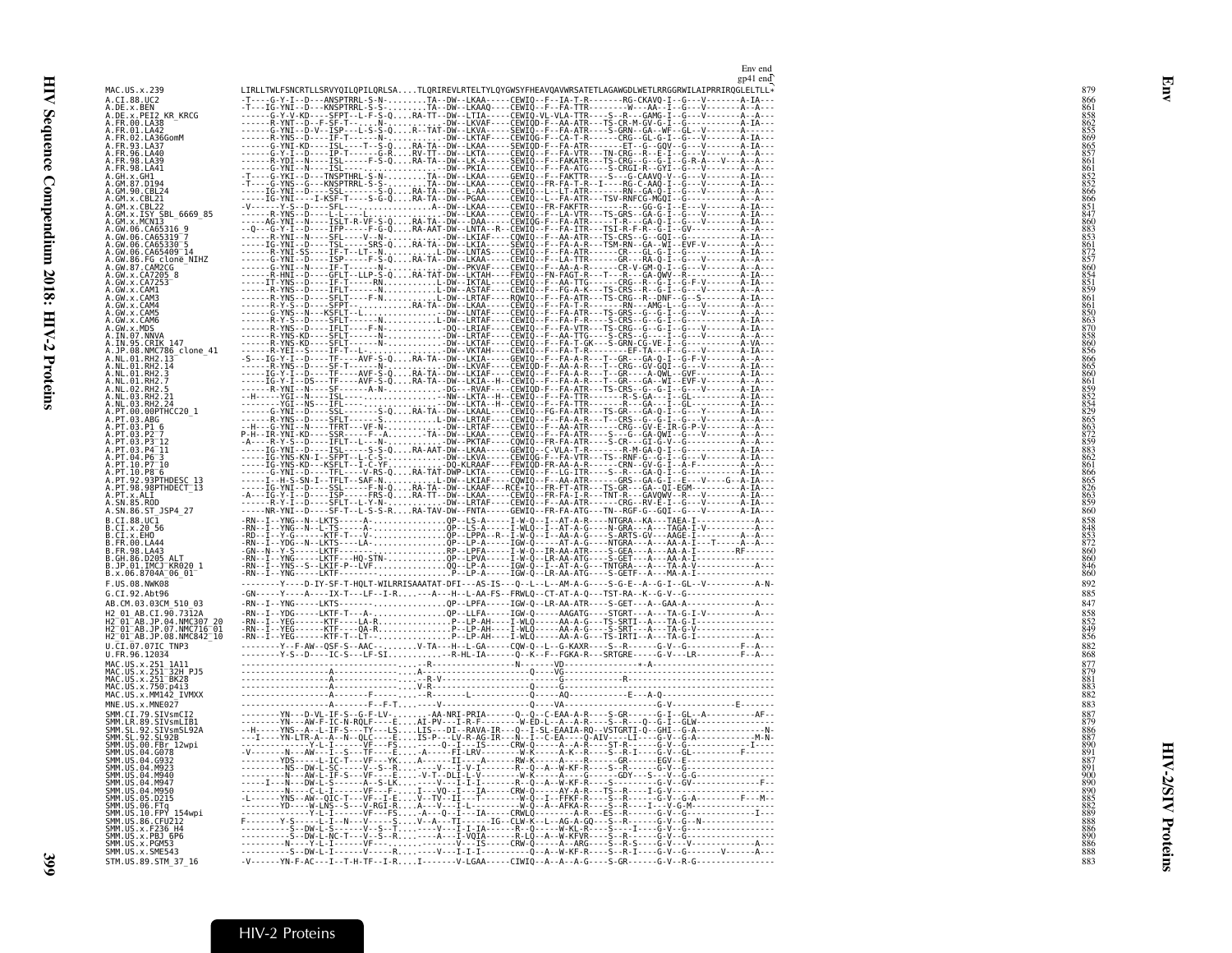```
                                                                                                                                                   Env end
                                                                                                                                                   gp41 end
MAC.US.x.239                LIRLLTWLFSNCRTLLSRVYQILQPILQRLSA....TLQRIREVLRTELTYLQYGWSYFHEAVQAVWRSATETLAGAWGDLWETLRRGGRWILAIPRRIRQGLELTLL*   879
A.CI.88.UC2                 -T----G-Y-I--D---ANSPTRRL-S-N--.......TA--DW--LKAA-----CEWIQ--F--IA-T-R-------RG-CKAVQ-I--G---V-------A-IA---   866
A.DE.x.BEN                  -T---IG-YNI--D---KNSPTRRL-S-S-........TA--DW--LKAAQ----CEWIQ--F--FA-TTR---------W---AA--I--G---V-------A--A---   861
A.DE.x.PEI2_KR_KRCG         ------G-Y-V-KD----SFPT--L-F-S-Q....RA-TT--DW--LTIA-----CEWIQ-VL-VLA-TTR----S--R---GAMG-I--G---V-------A--A---   858
A.FR.00.LA38                ------R-YNT--D--F-SF-T-----.N-..........-DW--LKVAF----CEWIQD-F--AA-ATR---TS-CR-M-GV-G-I--G---V-------A-IA---   862
A.FR.01.LA42                ------G-YNI--D-V--ISP---L-S-S-Q....R--TAT-DW--LKVA-----SEWIQ--F--FA-ATR----S-GRN--GA--WF--GL--V-------A-----   855
A.FR.02.LA36GomM            ------R-YNS--D----IF-T-----N-..........-DW--LKTAF-----CEWIQG-F--CA-T-R-------CRG--GL-G-I--G---V-------A-IA---   869
A.FR.93.LA37                ------G-YNI-KD----ISL----T--S-Q....RA-TA--DW--LKAA-----SEWIQD-F--FA-ATR--------ET--G--GQV--G---V-------A-IA---   865
A.FR.96.LA40                ------G-Y-I--D----IP-T------G-R....RV-TT--DW--LKTA-----CEWIQ--F--FA-VTR---TN-CRG--R--E-I--G---V-------A--A---   857
A.FR.98.LA39                ------R-YNI--N----ISL-----F-S-Q....RA-TA--DW--LK-KA----CEWIQ--F--FAKATR---TS-CRG--G--G-I--G-R-A---V---A-IA---   861
A.FR.98.LA41                ------G-YNI--N----ISL-----..........-DW--PKIA-----CEWIQ--F--FA-ATG----S-CRGI-R--GYI--G---V-------A-IA---   861
A.GH.x.GH1                  -T----G-YKI--D---TNSPTHRL-S-N--.......TA--DW--LKAA-----GEWIQ--F--FAKTTR----S---G-CAAVQ-V--G---V-------A-IA---   852
A.GM.87.D194                -T----G-YNS--G---KNSPTRRL-S-S-........TA--DW--LKAA-----CEWIQ--FR-FA-T-R---I----RG-C-AAQ-I--G---V-------A-IA---   852
A.GM.90.CBL24               ------IG-YNI--D---SSL-------S-Q....RA-TA--DW--L-AA-----CEWIQ--L--LT-ATR-------RN--GA-Q-I--G---V-------A-IA---   866
A.GM.x.CBL21                ------IG-YNI----I-KSF-T----S-G-Q....RA-TA--DW--PGAA----CEWIQ--L--FA-ATR---TSV-RNFCG-MGQI--G---------A--A---   866
A.GM.x.CBL22                -V-----Y-S--D----SFL---........................-DW--LKAA-----CEWIQ--FR-FAKFTR--------R----GG-G-I--E---V-------A-IA---   851
A.GM.x.ISY_SBL_6669_85      ------R-YNS--D----L-L----L......................-DW--LKAA-----CEWIQ--F--LA-VTR---TS-GRS--GA-G-I--G---V-------A-IA---   847
A.GM.x.MCN13                ------AG-YNI--N----ISLT-R-VF-S-Q....RA-TA--DW--DAA-----CEWIQG-F--FA-ATR------T-R---GA-Q-I--G---V-------A-IA---   860
A.GW.06.CA65316_9           --Q---G-Y-I--N----IFP-----F-G-Q....RA-AAT-DW--LNTA--R--CEWIQ--F--FA-ITR---TSI-R-F-R--G-I-GV------------A--A---   883
A.GW.06.CA65319_7           ------R-YNI--N----SFL-----V--N-..........-DW--LKIAF----CQWIQ--F--AA-ATR---TS-CRS--G--GQI--G-----------A--A---   853
A.GW.06.CA65330_5           ------IG-YNI--D----TSL-----SRS-Q....RA-TA--DW--LKIA-----SEWIQ--F--FA-A-R---TSM-RN--GA--WI--EVF-V-------A-IA---   861
A.GW.06.CA65409_14          ------R-YNI-SS----IF-T--LT--N-..........L-DW--LNTAS----CEWIQ--F--FA-ATR-------CR---GL-G-I--G---V-------A-IA---   872
A.GW.86.FG_clone_NIHZ       ------G-YNI--D----ISP-----F-S-Q....RA-TA--DW--LKAA-----CEWIQ--F--LA-TTR---------GR---RA-Q-I--G---V-------A--A---   857
A.GW.87.CAM2CG              ------G-YNI--N----IF-T-----N-...........-DW--PKVAF----CEWIQ--F--AA-A-R------CR-V-GM-Q-I--G---V-------A--A---   860
A.GW.x.CA7205_8             ------R-YNI--D-----SFL--LLP-S-Q....RA-TAT-DW--LKTAH----CEWIQ--FN-FAGT-R---T---R--GA-QWV--R---V-------A-IA---   854
A.GW.x.CA7253               ------IT-YNS--D----IF-T------RN..........L-DW--IKTAL----CEWIQ--F--AA-TTG-------CRG--R--G-I--G-F-V-------A-IA---   851
A.GW.x.CAM1                 ------R-YNS--D----IFLT-----N.............L-DW--ASTAF----CEWIQ--F--FG-A-K---TS-CRS--R--G-I--G---V-------A--A---   859
A.GW.x.CAM3                 ------R-YNS--D----SFLT-----F-N...........L-DW--LRTAF----RQWIQ--F--FA-ATR---TS-CRG--R--DNF--G--S-------A-IA---   861
A.GW.x.CAM4                 ------R-Y-S--D----SFPT-.........RA-TA--DW--LKAA-----CEWIQ--F--FA-T-R---------RN---AMG-L--G---V-------A-IA---   861
A.GW.x.CAM5                 ------G-YNS--N----KSFLT--L.................-DW--LNTAF----CEWIQ--F--FA-ATR---TS-GRS--G--G-I--G---V-------A--A---   850
A.GW.x.CAM6                 ------R-Y-S--D----SFLT-----N.............L-DW--LRTAF----CEWIQ--F--FA-F-R----S-CRS--G--G-I--G---V-------A-IA---   863
A.GW.x.MDS                  ------R-YNS--D----IFLT-----F-N-.........-DQ--LRIAF----CEWIQ--F--FA-VTR---TS-CRG--G--G-I--G---V-------A-IA---   870
A.IN.07.NNVA                ------R-YNS-KD----SFLT-----N-............-DW--LRTAF----CEWIQ--F--AA-TTG----S-CRS--G-----I--G---V-------A--A---   858
A.IN.95.CRIK_147            ------R-YNS-KD----SFLT-----N-............-DW--LKTAF----CEWIQ--F--FA-T-GK---S-GRN-CG-VE-I--G---------A--VA---   860
A.JP.08.NMC786_clone_41     ------R-YEI--S----IF-T--L.................-DW--VKTAH----CEWIQ--F--FA-T-R---------EF-TA---F--G---V-------A-IA---   856
A.NL.01.RH2.13              -S---IG-Y-I--D----TF----AVF-S-Q....RA-TA--DW--LKIA-----GEWIQ--F--FA-A-R---T--GR---GA-Q-I--G-F-V-------A-IA---   866
A.NL.01.RH2.14              ------R-YNI--D----SF-T-----N-............-DW--LKVAF----CEWIQD-F--AA-A-R---T--CRG--GV-GQI--G---V-------A-IA---   865
A.NL.01.RH2.3               ------IG-Y-I--D----TF----AVF-S-Q....RA-TA--DW--LKIAF----CEWIQ--F--FA-A-R---T--GR----A-QWL--GVF-------A-IA---   860
A.NL.01.RH2.7               ------IG-Y-I--DS---TF----AVF-S-Q....RA-TA--DW--LKIA--H--CEWIQ--F--FA-A-R---T--GR---GA--WI--EVF-V-------A-IA---   861
A.NL.02.RH2.5               ------R-YNI--N----SF-------A-N-...........-DG--RVAF----CEWIQD-F--FA-ATR---TS-CRS--G--G-I--G---V-------A-IA---   859
A.NL.03.RH2.21              --H-----YGI--N----ISL------...............-NW--LKTA--H--CEWIQ--F--FA-TTR---------R-S-GA--I--GL--------A-IA---   852
A.NL.03.RH2.24              ------YGI--NS---IFL-------................-DW--LKTAL----CEWIQ--F--FA-TTR---------R---GA---I--GL--------A-IA---   854
A.PT.00.00PTHCC20_1         ------G-YNI--D----SSL-------S-Q....RA-TA--DW--LKAAL----CEWIQ--FG-FA-ATR---TS-GR---GA-Q-I--G---V-------A-IA---   829
A.PT.03.ABG                 ------R-YNS--D----SFLT------S............L-DW--LRTAF----CEWIQ--F--FA-A-R---T--CRS--G--G-I--G---V-------A-IA---   865
A.PT.03.P1_6                --H---G-YNI--N----TFRT---VF-N-............-DW--LRTAF----CEWIQ--F--AA-ATR-------CRG--GV-E-IR-G-P-V-------A--A---   863
A.PT.03.P2_7                P-H--IR-YNI-KD----SSR-----F--A-..........TA--DW--LKAA-----CEWIQ--F--FA-ATR----S---G-GA-QWI--G---V-------A--A---   872
A.PT.03.P3_12               -A----R-Y-S--D----IFLT--L---N-............-DW--PKTAF----CQWIQ--FR-FA-ATR----S-CR---GI-G-V--G---V-------A--A---   859
A.PT.03.P4_11               ------IG-YNI--D----ISL------S-S-Q....RA-AAT-DW--LKAA-----CEWIQ--C-VLA-T-R--------R-M-GA-Q-I--G---------A-IA---   883
A.PT.04.P6_3                ------IG-YNS-KN-I--SFPT--L-C-S-..........-DW--LKVA-----CEWIQG-F--FA-VTR---TS--RNF-G--G-I--G---V-------A--A---   862
A.PT.10.P7_10               ------IG-YNS-KD----KSFLT--I-C-YF............-DQ-KLRAAF----FEWIQD-FR-AA-A-R-------CRN--GV-G-I--A-F---------A-IA---   861
A.PT.10.P8_6                ------G-YNI--D----TFL-----V-RS-Q....RA-TAT-DWP-LKTA-----CEWIQ--F--LG-ITR-------S--R---GA-Q-I--G---------A-IA---   866
A.PT.92.93PTHDESC_13        ------I--H-S-SN-I--TFLT--SAF-N-..........L-DW--LKIAF----CQWIQ--F--AA-ATR-------GRS--GA-G-I--E---V---G--A-IA---   865
A.PT.98.98PTHDECT_13        ------IG-YNI--D----SSL-----F-N-Q....RA-TA--DW--LKAAF---RCE+IQ--FR-FT-ATR---TS-GR---GA--QI-EGM----------A-IA---   826
A.PT.x.ALI                  -A---IG-Y-I--D----ISP-------FRS-Q....RA-TT--DW--LKAA-----CEWIQ--FR-FA-I-R---TNT-R---GAVQWV--R---V-------A-IA---   863
A.SN.85.ROD                 ------R-Y-I--D----SFLT--L-Y-N-............-DW--LRTAF----CEWIQ--F--AA-ATR-------CRG--RV-E-I--G---V-------A--A---   859
A.SN.86.ST_JSP4_27          ------NR-YNI--D----SF-T--L-S-S-R....RA-TAV-DW--FNTA-----GEWIQ--FR-FA-ATG---TN--RGF-G--GQI--G---V-------A-IA---   860
B.CI.88.UC1                 -RN--I--YNG--N--LKTS------A-..............QP--LS-A-----I-W-Q--I--AT-A-R----NTGRA--KA---TAEA-I-------------A---   858
B.CI.x.20_56                -RN--I--YNG--N--LTS-------A-..............QP--LS-A-----I-WLQ--I--AT-A-G-R----N-GRA---A---TAGA-I-----------A-IA---   848
B.CI.x.EHO                  -RD--I--Y-G-------KTF-T---V-..............QP--LPPA--R--I-W-Q--I--AA-A-G-R----S-ARTS-GV---AAGE-I---------A--A---   853
B.FR.00.LA44                -RN--I--YDG--N--LKTS------LA-..............QP--LP-A-----IGW-Q--------AT-A-G-----NTGRA---A---AA-A-I---T-----A--A---   872
B.FR.98.LA43                -GN--N--Y-S----LKTF--------...............RP--LPFA-----I-W-Q--IR-AA-ATR----S-GEA---A---AA-A-I------------RF-----   860
B.GH.86.D205_ALT            -RN--I--YNG-----LKTF---HQ-STN-............QP--LPVA-----I-W-Q--LR-AA-ATG----S-GET---A---AA-A-I---------------   860
B.JP.01.IMCJ_KR020_1        -RN--I--YNS--S--LKTF-P--LVF...............QQ--LP-A-----IGW-Q--I--AT-A-G----TNTGRA---A---TA-A-V--------------A---   846
B.x.06.8704A_06_01          -RN--I--YNG-----LKTF--------..............P--LP-A-----IGW-Q--LR-AA-ATG----S-GETF--A---MA-A-I----------------   860
F.US.08.NWK08               ---------Y----D-IY-SF-T-HQLT-WILRRISAAATAT-DFI---AS-IS---Q--L--L--AM-A-G----S-G-E--A--G-I--GL--V-----------A-N-   892
G.CI.92.Abt96               -GN-----Y----A----IX-T---LF--I-R....---A---H--L-AA-FS--FRWLQ--CT-AT-A-Q---TST-RA--K--G-V--G-----------------   885
AB.CM.03.03CM_510_03        -RN--I--YNG-----LKTS-------..............QP--LPFA-----IGW-Q--LR-AA-ATR----S-GET---A--GAA-A---------------   847
H2_01_AB.CI.90.7312A        -RN--I--YDG-----LKTF-T---A-..............QP--LLFA-----IGW-Q-------AAGATG----STGRT---A---TA-G-I-V---------A---   858
H2_01_AB.JP.04.NMC307_20    -RN--I--YEG-----KTF-----LA-R...............P--LP-AH----I-WLQ-------AA-A-G---TS-SRTI--A---TA-G-I------------   852
H2_01_AB.JP.07.NMC716_01    -RN--I--YEG-----KTF-----QA-R...............P--LP-AH----I-WLQ-------AA-A-G---S-SRT---A---TA-G-V------------   849
H2_01_AB.JP.08.NMC842_10    -RN--I--YEG-----KTF-T---LT-...............P--LP-AH----I-WLQ-------AA-A-G---TS-IRTI--A---TA-G-I----------A---   856
U.CI.07.07IC_TNP3           ---------Y--F-AW--QSF-S--AAC-........V-TA---H--L-GA-----CQW-Q--L--G-KAXR----S--R------G-V--G----------F--A---   882
U.FR.96.12034               ---------Y-S--D----IC-S---LF-SI...........--R-HL-IA-----Q--K--F--FGKA-R---SRTGRE-----G-V---LR---------F--A---   868
MAC.US.x.251_1A11           ------------------------------........R-..................N-------VD---------------------+-A--------------------   877
MAC.US.x.251_32H_PJ5        ------------------A------------........-A-.................Q-----VG-------------------------------------------   879
MAC.US.x.251_BK28           ------------------A-------------........R-V-.........................G----------R-----------------------------   881
MAC.US.x.75O.p413           ------------------A-------------........V-R-.........................G------------------------------------------   883
MAC.US.x.MM142_IVMXX        ------------------A--------------........-R-..........................Q-----AQ-----------E---A-Q-----------------------   882
MNE.US.x.MNE027             ------------------A--------F--F-T....---V-.........................Q-----VA-----------------G-V---------------E-------   883
SMM.CI.79.SIVsmCI2          ---------YN---D-VL-IF-S--G-F-LV-.......-AA-NRI-PRIA-------Q--Q--C-EAA-A-R----S-GR------G-I--GL--A---------AF--   887
SMM.LR.89.SIVsmLIB1         ---------YN---AW-F-IC-N-RQLF----E....AI-PV---I-R-F-------W-ED-L--A--A-R----S--R---Q--G-I--GLW--------------   879
SMM.SL.92.SIVsmSL92A        --H-----YNS--A--L-IF-S---TY---LS....LIS---DI--RAVA-IR---Q--I-SL-EAAIA-RQ--VSTGRTI-Q--GHI--G-A---------------N-   886
SMM.SL.92.SL92B             ---I----YN-LTR-A--A--N--QLC----E....IS-P---LV-R-AG-IR---N--I--C-EA----Q-AIV----LI----G-V--G-A-----------M-N-   887
SMM.US.00.FBr_12wpi         --------------Y-L-I-----VF---FS.......-Q--I---IS-----CRW-Q------A--A-R---ST-R-------G-V--G------------I----   890
SMM.US.04.G078              -V-------N---AW---I--S---TF----E....-A-----FI-LRV-------W-K------A-K--R----S--R-I----G-V--GL----------F-----   891
SMM.US.04.G932              ---------YDS------L-IC-T---VF---YK....A------II----A-------RW-K-------A---R------GR-------EGV--E--------------   887
SMM.US.04.M923              ---------NS--DW-L-SC-----V--S--R.......V---I-V-I--------R--Q--A--W-KF-R----S--R------G-V--G--------------   891
SMM.US.04.M940              ---------N---AW-L-IF-S---VF--S-E....-V-T--DLI-L-V-------W-K-----A-----G-----GDY---S---V--G-G----------------   900
SMM.US.04.M947              -----I---N---DW-L-S------A--S-LK.......--V---I-I-I-------R--Q--A--W-KF-R----S------G-V--GV---------------F--   890
SMM.US.04.M950              ---------N----C-L-I------VF---F....I---VQ--I---IA-------CRW-Q------AY-A-R---TS--R---I-G-V----------------------   890
SMM.US.05.D215              -L-------YNS--AW--QIC-T---VF--I-E....V--TV--II---T--------W-Q--I--FFKF-R----S--R------G-V--G-A---------F---M--   885
SMM.US.06.FTq               ---------YD----W-LNS--S---V-RGI-R....A---V---I-L----------W-Q--A--AFKA-R----S--R-----I---V-G-M-----------------   882
SMM.US.10.FPY_154wpi        --------------Y-L-I-----VF---FS.......-A---Q--I---IA-----CRWLQ--------A-R----ES--R------G-V--G-----------I-----   889
SMM.US.86.CFU212            F-------Y-S-----L-I--N---V----S....V--A---TI-------IG--CLW-K--L--AG-A-GQ---S--R------G-V--G--N----------------   888
SMM.US.x.F236_H4            ---------S--DW-L--S--T------......-V---I-I-IA-------R--Q--A--W-KL-R----S--I-----G-V--G-----------------------   886
SMM.US.x.PBJ_6P6            ---------S--DW-L-NC-T---V--S-R......A---I-VQIA-------R-LQ--A--W-KFVR----S--R------G-V--G-----------------------   890
SMM.US.x.PGM53              ---------N----Y-L-I-----VF---.......-----V---IS-----CRW-Q------A--ARG----S--R-S-----G-V---V----------------A---   886
SMM.US.x.SME543             ---------S--DW-L-I--------R.......---V---I-I-I-----------Q--A--W-KF-R----S--R-I----G-V--G---------V-------A---   888
STM.US.89.STM_37_16         -V-------YN-F-AC---I--T-H-TF--I-R....I--------V-LGAA-----CIWIQ--A--A--A-G----S-GR------G-V--R-G---------------   883
```

HIV-2 Proteins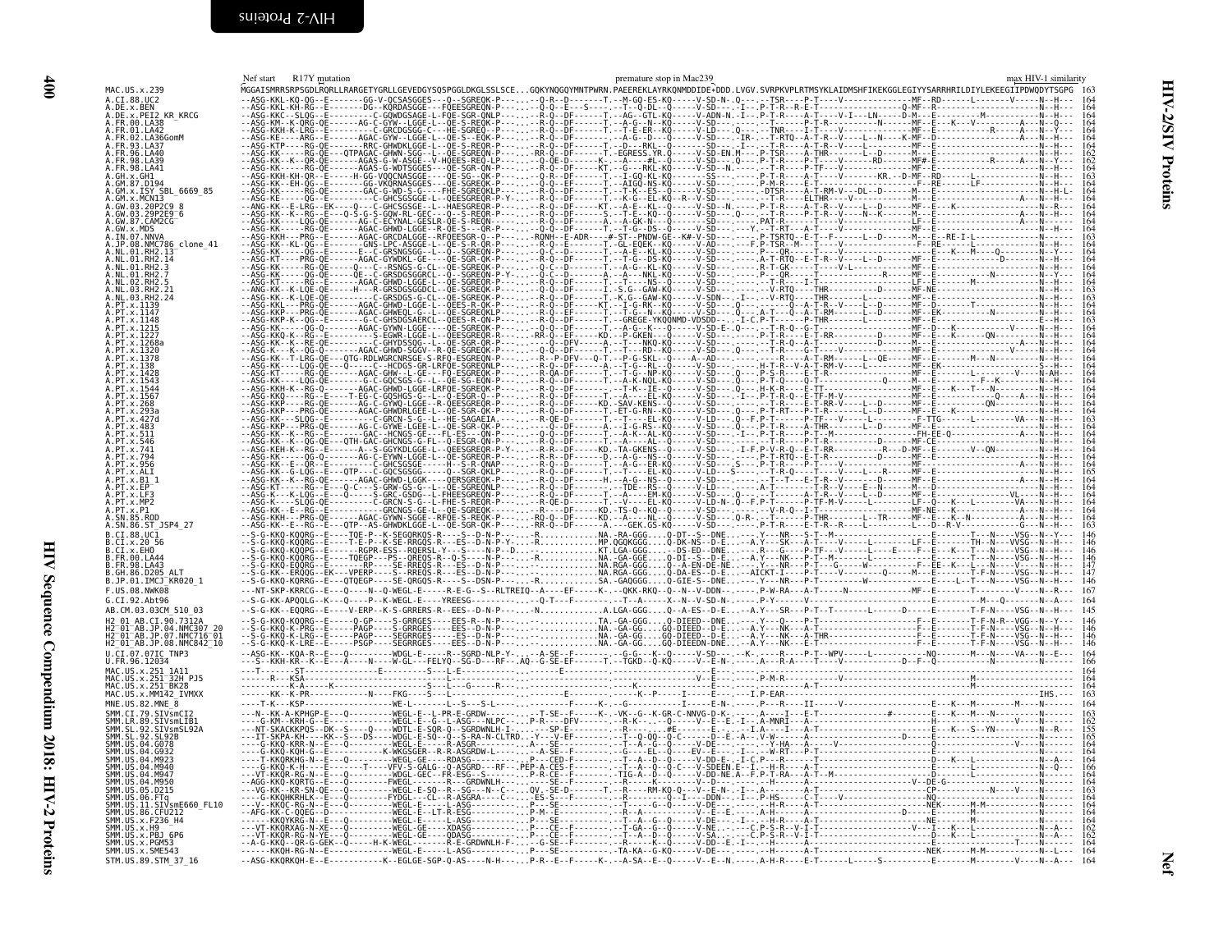# HIV-2/SIV Proteins — Nef

Nef start — R17Y mutation — premature stop in Mac239 — max HIV-1 similarity

```
MAC.US.x.239       MGGAISMRRSRPSGDLRQRLLRARGETYGRLLGEVEDGYSQSPGGLDKGLSSLSCE...GQKYNQGQYMNTPWRN.PAEEREKLAYRKQNMDDIDE*DDD.LVGV.SVRPKVPLRTMSYKLAIDMSHFIKEKGGLEGIYYSARRHRILDIYLEKEEGIIPDWQDYTSGPG  163
```

| Sequence | Position |
|---|---|
| A.CI.88.UC2 | 164 |
| A.DE.x.BEN | 164 |
| A.DE.x.PEI2_KR_KRCG | 164 |
| A.FR.00.LA38 | 164 |
| A.FR.01.LA42 | 164 |
| A.FR.02.LA36GomM | 164 |
| A.FR.93.LA37 | 164 |
| A.FR.96.LA40 | 162 |
| A.FR.98.LA39 | 162 |
| A.FR.98.LA41 | 164 |
| A.GH.x.GH1 | 163 |
| A.GM.87.D194 | 164 |
| A.GM.x.ISY_SBL_6669_85 | 164 |
| A.GM.x.MCN13 | 164 |
| A.GW.03.20P2C9_8 | 164 |
| A.GW.03.29P2E9_6 | 164 |
| A.GW.87.CAM2CG | 164 |
| A.GW.x.MDS | 164 |
| A.IN.07.NNVA | 163 |
| A.JP.08.NMC786_clone_41 | 164 |
| A.NL.01.RH2.13 | 164 |
| A.NL.01.RH2.14 | 164 |
| A.NL.01.RH2.3 | 164 |
| A.NL.01.RH2.7 | 164 |
| A.NL.02.RH2.5 | 164 |
| A.NL.03.RH2.21 | 163 |
| A.NL.03.RH2.24 | 163 |
| A.PT.x.1139 | 164 |
| A.PT.x.1147 | 164 |
| A.PT.x.1148 | 164 |
| A.PT.x.1215 | 164 |
| A.PT.x.1227 | 164 |
| A.PT.x.1268a | 164 |
| A.PT.x.1320 | 164 |
| A.PT.x.1378 | 164 |
| A.PT.x.138 | 164 |
| A.PT.x.1428 | 164 |
| A.PT.x.1543 | 164 |
| A.PT.x.1544 | 164 |
| A.PT.x.1567 | 164 |
| A.PT.x.268 | 164 |
| A.PT.x.293a | 164 |
| A.PT.x.427d | 163 |
| A.PT.x.483 | 164 |
| A.PT.x.511 | 164 |
| A.PT.x.546 | 164 |
| A.PT.x.741 | 164 |
| A.PT.x.794 | 164 |
| A.PT.x.956 | 164 |
| A.PT.x.ALI | 165 |
| A.PT.x.B1_1 | 164 |
| A.PT.x.EP | 164 |
| A.PT.x.LF3 | 164 |
| A.PT.x.MP2 | 164 |
| A.PT.x.P1 | 164 |
| A.SN.85.ROD | 164 |
| A.SN.86.ST_JSP4_27 | 163 |
| B.CI.88.UC1 | 146 |
| B.CI.x.20_56 | 146 |
| B.CI.x.EHO | 146 |
| B.FR.00.LA44 | 146 |
| B.FR.98.LA43 | 147 |
| B.GH.86.D205_ALT | 147 |
| B.JP.01.IMCJ_KR020_1 | 146 |
| F.US.08.NWK08 | 167 |
| G.CI.92.Abt96 | 164 |
| AB.CM.03.03CM_510_03 | 145 |
| H2_01_AB.CI.90.7312A | 146 |
| H2_01_AB.JP.04.NMC307_20 | 146 |
| H2_01_AB.JP.07.NMC716_01 | 146 |
| H2_01_AB.JP.08.NMC842_10 | 146 |
| U.CI.07.07IC_TNP3 | 164 |
| U.FR.96.12034 | 166 |
| MAC.US.x.251_1A11 | 164 |
| MAC.US.x.251_32H_PJ5 | 164 |
| MAC.US.x.251_BK28 | 164 |
| MAC.US.x.MM142_IVMXX | 163 |
| MNE.US.82.MNE_8 | 164 |
| SMM.CI.79.SIVsmCI2 | 163 |
| SMM.LR.89.SIVsmLIB1 | 162 |
| SMM.SL.92.SIVsmSL92A | 155 |
| SMM.SL.92.SL92B | 165 |
| SMM.US.04.G078 | 164 |
| SMM.US.04.G932 | 164 |
| SMM.US.04.M923 | 164 |
| SMM.US.04.M940 | 166 |
| SMM.US.04.M947 | 164 |
| SMM.US.04.M950 | 164 |
| SMM.US.05.D215 | 163 |
| SMM.US.06.FTq | 164 |
| SMM.US.11.SIVsmE660_FL10 | 164 |
| SMM.US.86.CFU212 | 164 |
| SMM.US.x.F236_H4 | 164 |
| SMM.US.x.H9 | 162 |
| SMM.US.x.PBJ_6P6 | 162 |
| SMM.US.x.PGM53 | 164 |
| SMM.US.x.SME543 | 164 |
| STM.US.89.STM_37_16 | 164 |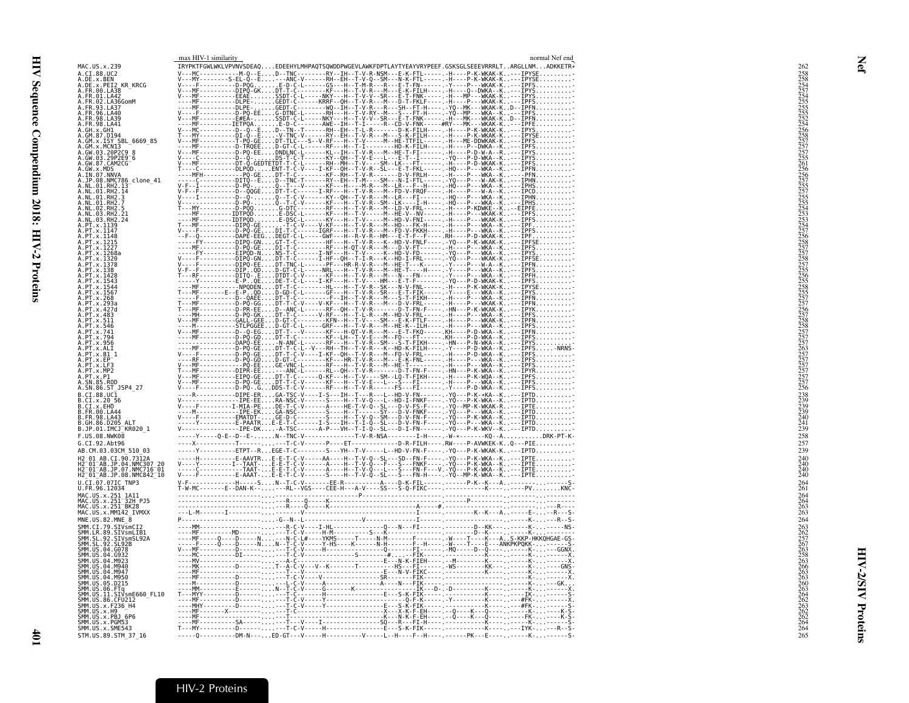```
              max HIV-1 similarity                                                                    normal Nef end
MAC.US.x.239                  IRYPKTFGWLWKLVPVNVSDEAQ....EDEEHYLMHPAQTSQWDDPWGEVLAWKFDPTLAYTYEAYVRYPEEF.GSKSGLSEEEVRRRLT..ARGLLNM...ADKKETR*   262
A.CI.88.UC2                   V---MC-----------M-Q--E....D--TNC--------RY--IH--T-V-R-NSM---E-K-FTL------.-H----P-K-WKAK-K.----IPYSE.........-   258
A.DE.x.BEN                    V---MY--------S-EL-Q--E....---ANC-V------RH--EH--T-V-Q--SM---N-K-FTL------.-H----P-K-WKAK-K.----IPYSE.........-   258
A.DE.x.PEI2_KR_KRCG           V----F-----------D-PQG.......E-D-C-L------GS---H--T-M-R---R---E-T-FN------.-Y----P---WKAK-K.----IPFS..........-   254
A.FR.00.LA38                  V---MF-----------DIPQ-GK.....DT-T-C-------KF---H--T-V-R---M---E-K-FILH----.-H----Q--DWKA--K.----IPYS..........-   257
A.FR.01.LA42                  V---MF-----------EEAE........SSDT-C-L-----NKY---H--T-V-V--SR---E-T-FNK----.-H---MP---WKAK-K.----IPYS..........-   254
A.FR.02.LA36GomM              ----MF-----------DLPE........GEDT-C-------KRRF--QH--T-V-R--M---D-T-FKLF---.-H----P---WKAK-K.----IPFS..........-   255
A.FR.93.LA37                  ----MF-----------DLPE........GEDT-C--------WQ--IH--T-V-R---R---SH--FT-H----.-YQ--MK---WKAK-K..D--IPFN.........-   255
A.FR.96.LA40                  V----F-----------D-PQ-EE.....G-DTNC-L------RH---H--T-V-RY--M---S---FT-H----.-YQ--MP---WKA--K.----IPFS..........-   255
A.FR.98.LA39                  V---MF----------E#EA.........SSDT-C-L------NKY---H--T-V-V--SR---E-T-FNK----.-H---MK---WKAK-K..D--IPFS.........-   252
A.FR.98.LA41                  ----MF-----------IETPQA.......E-D-C-------AWE--IH--T-I-----R--CD-V-FNK----#RY---MK---WKAK-K.----IPFE..........-   254
A.GH.x.GH1                    V---MC-----------D--Q--E....D--TN--T------RH--EH--T-L-R-------D-K-FILH----.-H----P-K-WKAK-K.----IPYS..........-   256
A.GM.87.D194                  T---MY-----------DI-Q--E....-V-TNC-V------RY--EH--T-V-R---M---S-K-FILH----.-H----P-K-WKAK-K..D--IPYSE........-   258
A.GM.x.ISY_SBL_6669_85        V---MF-----------T-PQ-GE.....DT-TLC---S--V-RF---H--T-V-----M--HE-TTFIL----.-H---ME-DDWKAK-K.----IPFS..........-   257
A.GM.x.MCN13                  ----MF-----------D-TRQEE.....D-GT-C-L------RF---H--T-I---------HD-K-FILH----.-H----P--DWKA--K.----IPFS..........-   257
A.GW.03.20P2C9_8              V---MF-----------D-PQ-EE.....DNDLNC-L------KL--IH--T-V-R---M--HE-T-FI------.-H----P-D-W-A--R.----IPYS..........-   257
A.GW.03.29P2E9_6              V----C-----------D--Q........DS-T-C-T------KY--QH--T-V-E---L---E-T--I------.-YQ---P---WKAK-K.----IPYS..........-   255
A.GW.87.CAM2CG                V---MF-----------DT-Q-GEDTETDT-T-C-L-------RH--MH--T-V-----SM--LK---FT------.-H----P-D-WKAK-K.----IPFS..........-   261
A.GW.x.MDS                    T----C-----------DLPQD.......ENT-T-C-V-----I-KF--QH--T-V-R--SL---E-T-FKL----.-HQ---P---WKA--K..D--IPFN.........-   256
A.IN.07.NNVA                  ----MFH----------PQ-GE.......DT-T-C--------KF--RH--T-V-R------D-V-FRLH----.-H----P---WKA--K.-----PFN..........-   256
A.JP.08.NMC786_clone_41       -----C-----------DITQ--E....D--TNC-T------RY--EH--T-M----SM---N-I-FTL------.-YQ---P---W-AK-K.----IPHN..........-   257
A.NL.01.RH2.13                V-F--I-----------D-PQ........Q--T---V------KF---H--M-R---M---LR---F--H----.-HQ---P---WKA--K.----IPHS..........-   255
A.NL.01.RH2.14                V-F--F-----------D--QQGE.....DT-T-C-------I-RF---H--T-V-R---M--FD-V-FRQF----.-H----P---W-A--K.----IPCD..........-   253
A.NL.01.RH2.3                 V----I-----------D--Q........Q--T-C-V------KY--QH--T-V-R---M--LR---FI------.-HQ---P---WKA--K.----IPHN..........-   255
A.NL.01.RH2.7                 V-F--F-----------D-PQ........Q--T-C-V------KF---H--T-V-R--SM---LK---I-H----.-H----P---WKA--K.----IPHS..........-   255
A.NL.02.RH2.5                 T---MY-----------D-PQQ.......G-DTC---------RF---H--T-V-R---M--LD-V-FRL-----.-H----P-KDWKE--K.----EIPFE.........-   254
A.NL.03.RH2.21                ----MF-----------IDTPQD.......E-DSC-L------KF---H--T-V-R---M--HE-V--NV------.-H----P---WKAK-K.----IPFS..........-   253
A.NL.03.RH2.24                ----MF-----------IDTPQ........E-DSC-L------KY---H--T-V-R---M--HD-V-FNI------.-H----P---WKAK-K.----IPFS..........-   253
A.PT.x.1139                   T---MF-----------DIPQ-GE......-T-C-V-----V-KF---H--T-V-R---M--HD---FK-H----.-H----P---WKA--K.----IPF...........-   254
A.PT.x.1147                   V----F-----------D-PQ-GE.....DI-T-C-------IGRF---H--T-V-R---M--FD-V-FKKH----.-H----P---WKA--K.----IPFS..........-   257
A.PT.x.1148                   --F--Q-----------DAPE-EEG....DEGT-C-L-----GWF---H--R-V-R--HM---E-T-F---F----.RH----P-D-WKAK-K.----IPF...........-   256
A.PT.x.1215                   -----FY----------DIPQ-GN.....GT-T-C--------HF---H--T-V-R---K--HD-V-FNLF----.-YQ---P-K-WKAK-K.----IPFSE.........-   258
A.PT.x.1227                   ----MF-----------D-PQ-GE.....DI-T-C--------RF---H-QT-V-R---M---D-V-FT------.-H----P---WKA--K.----IPFS..........-   257
A.PT.x.1268a                  -----FY----------EIPQD-N.....NS-T-C-------I-NF---H--T-V-----K--HD-V-FD------.-YQ---P---WKA--K.----IPYS..........-   257
A.PT.x.1320                   V----F-----------DIPQ-GN.....DT-T-C-------I-HF--QH--T-I-R---K--HD-I-FRL-----.-YQ---P---WKAK-K.----IPFSE.........-   258
A.PT.x.1378                   V----F-----------DIPQ-EE.....DT-TNC-L------PF---HR-R-V-R---M--HE-T---K------.-Y----P---W-A--K.----IPFN..........-   257
A.PT.x.138                    V-F--F-----------DIP..QD.....D-GT-C-L------NRL---H--T-V-R---M--HE-T---H-----.-Y----P---WKA--K.----IPFS..........-   255
A.PT.x.1428                   T---RF-----------DITQ-.E.....DTDT-C-V------KF---H--T-V-R---M---N---FN------.-Y----P---WKA--K.----IPFH..........-   256
A.PT.x.1543                   -----Y-----------E-P..QE.....DE-T-C-L-----I-KF---H--T-V----HM---E-T-F------.-YQ---P-D-WKAK-K.----IPFS..........-   255
A.PT.x.1544                   ----MF-----------NPQDEN......DT-T-C--------HL---H--T-V-R--SK---N-V-FNL------.-H----P-K-WKAK-K.----IPYSE.........-   258
A.PT.x.1567                   T---MF-------E--E-P..QD......D-GD-C-L------GF---H--T-V-R--SR---E-T-FIK------.-Y----E---WKA--K.----IPYS..........-   255
A.PT.x.268                    -----F-----------D--QAEE.....DT-T-C---------F--IH--T-V-R---M---S-T-FIKH----.-H----P---WKA--K.----IPFN..........-   257
A.PT.x.293a                   T---MF-----------D-PQ-GG.....DT-T-C-V-----V-KF---H--T-V-R---M---D-V-FRL-----.-H----P---WKAK-K.----IPFN..........-   257
A.PT.x.427d                   T---MF-----------D-PR-EE.....D--ANC-L------RF--QH--T-V-R-------D-T-FN-F----.-HN---P-K-WKAK-K.----IPYK..........-   256
A.PT.x.483                    ----MH-----------D-PQ-GK.....DT-T-C-------V-RF---H--T-L-R---M--HD-V-FRL-----.-H----P---WKA--K.----IPFS..........-   257
A.PT.x.511                    V---MF-----------GALL-GEE....D-GT-C-L-------KFN--H--T-V-----SM---E-K-FTLF----.-H----P---WKAK-K.----IPFN..........-   258
A.PT.x.546                    ----M------------STLPGGEE....D-GT-C-L------GRF---H--T-V-R---M--HE-K--ILH----.-H----P---WKA--K.----IPFS..........-   258
A.PT.x.741                    V---MF-----------D--Q-EG.....DT-T---V------KF---H-QT-V-R---M---E-T-FKQ------.KH----P-D-WKA--K.----IPFN..........-   257
A.PT.x.794                    ----MF-----------D-PQ-GD.....DT-T-C--------KF--LH--T-V-R---HD---FT------.KH----P-D-WKA--K.----IPFS..........-   257
A.PT.x.956                    -----------------DAPQ-EE.....-N-ANC-L------RF---H--T-V-R--SM---S-T-FIKH----.-HN---P-N-WKA--K.----IPYS..........-   257
A.PT.x.ALI                    ----MF-----------D-PQ-GE.....DT-T-C-L--V---RH--TH--T-V-R---K--HD-K-FILH----.-Y----P-D-WKA--K.----IPFS......-NRNS-   263
A.PT.x.B1_1                   V----F-----------D-PQ-GE.....DT-T-C-V-----I-KF--QH--T-V-R---M--HD-V-FRL-----.-H----P-D-WKA--K.----IPFS..........-   257
A.PT.x.EP                     ----RF-----------D-PQ-GD.....D-GT-C--------KF---HR-T-V-R---M---E-K-FNL------.-H----P---WKA--K.----IPFS..........-   257
A.PT.x.LF3                    V---MF---------------PQ-EE.....GE-VNC-L------RF---H--T-V-R---M--HE-T--------.-H----P---WKA--K.----IPFS..........-   257
A.PT.x.MP2                    T---MF-----------DIPR-EE.....---ANC-L------RL--QH--T-V-R-------D-T-FN-F----.-HN---P-K-WKA--K.----IPYR..........-   257
A.PT.x.P1                     V---MF-----------EIPQ-GE.....DT-T-C-------Q-KF---H--T-V----SM--LQ-T-FIKH----.-H----P-K-WQA--K.----IPFS..........-   257
A.SN.85.ROD                   V---MF-----------D-PQ-GE.....DT-T-C-------KF---H--T-V-E---L---S---FI-------.-H----P---WKA--K.----IPFS..........-   257
A.SN.86.ST_JSP4_27            V----F-----------D-PQ-.G.....DDS-T-C-V------RF---H--T-V-R-------FS---FI------.-Y----P-D-WKA--K.----IPFS..........-   256
B.CI.88.UC1                   -----R-----------DIPE-ER.....GA-TSC-V-----I-S---IH--T---R---L--HD-V-FN------.-YQ---P-K-*KA--K.----IPTD..........-   238
B.CI.x.20_56                  V----------------IPE-EE......RA-NSC-V--------S---H--T-V-Q---L--HD-I-FNKF----.-YQ---P-K-WKA--K.----IPTD..........-   239
B.CI.x.EHO                    V----F-----------I-MIA-PE.....DE-T-C-V------A----HE-T-V-Q--SL---D-V-FS-F----.-YQ--MP-K-WKAK-R.----IPTE..........-   239
B.FR.00.LA44                  ----M------------IPE-EK......GA-NSC-----------S---H--T---------SY---D-V-FNKF----.-YQ---P---WKA--K.----IPTD..........-   239
B.FR.98.LA43                  V----F-----------EMATDT-.....GE-D-C----------S---H--T-V-Q--SM---D-V-FN-F----.-YQ---P-K-WKA--K.----IPTD..........-   240
B.GH.86.D205_ALT              -----Y-----------E-PAATR.....E-E-T-C------I-S---IH--T-I-Q--SL---D-V-FN-F----.-YQ---P---WKA--K.----IPTD..........-   241
B.JP.01.IMCJ_KR020_1          V----------------IPE-DK......-A-TSC-------A-P---VH--T-I-Q--SL---D-I-FN------.-YQ---P-K-WKV--K.----IPTD..........-   239
F.US.08.NWK08                 -----Y-----Q-E--D--E......N--TNC-V--------------T-V-R-NSA--------I-H-----.-W-*--------KQ--A..........DRK-PT-K-   258
G.CI.92.Abt96                 ----X------------T-----.....---T-C-V------P----ET------------D-R-FILH----.RW----P-AVWKEK-K..Q---PIE...........-   257
AB.CM.03.03CM_510_03          -----Y-----------ETPT--R.....EGE-T-C--------S---YH--T-V-----L--HD-V-FN-F----.-YQ---P-K-WKAK-K.----IPTD..........-   239
H2_01_AB.CI.90.7312A          -----H-----------E-AAVTR.....E-E-T-C-V-----AA---H--T-V-Q--SL---SD--FN-F----.-YQ---P-K-WKA--K.----IPTE..........-   240
H2_01_AB.JP.04.NMC307_20      V----Y-----------I--TAAT.....E-E-T-C-V-----A----H--T-V-Q--L---S---FNKF----.-YQ---P-K-WKA--K.----IPTE..........-   240
H2_01_AB.JP.07.NMC716_01      -----C-----------TAAT-.......E-E-T-C-V-----A----H--T-V-Q--L---S---FN-F---V.-YQ---P-K-WKA--K.----IPTE..........-   240
H2_01_AB.JP.08.NMC842_10      V----F-----------E-AAAT-.....E-E-T-C-V-----S----H--T-V-Q--SL---S---FN-H----.-YQ--MP-K-WKA--K.----IPTE..........-   240
U.CI.07.07IC_TNP3             V-F--------------H------S....N--T-C-V-------EE-R---------A----D-K-FIL-------.--------P-K--K---A...........----S-   264
U.FR.96.12034                 T-W-MC-------E--DAN-K-.......---RL--VGS-----CEE-H---A-V----SS---S-Q-FIKC----.-----------K-----------PV........KNC-   261
MAC.US.x.251_1A11             ---------------------------------------------------------P-------------------.----------------..................-   264
MAC.US.x.251_32H_PJ5          ------------------------.....--R-----Q-----K-------------------------------.-------P--------.------------------   264
MAC.US.x.251_BK28             ------------------------.....--R-----Q-----K-------------------------A-----#.-----------------.----------R-----   263
MAC.US.x.MM142_IVMXX          ---L-M-------I----------.....--------V-------------------------I-------------.--------K--K---A.-----E---+--R---S-   263
MNE.US.82.MNE_8               P-----------------------.....-G--N--L-----------------V-------------I-------.-----------------.-----K----R--S-   264
SMM.CI.79.SIVsmCI2            ----MM------------------.....--R-C-V-----I-HL----------Q----N---FI------.---------D--KK---.------K-------NS-   263
SMM.LR.89.SIVsmLIB1           ----MF-------MD---------.....--T-C-V-----H-M----------S---K-----------------.--------D--K-----------------.-----   262
SMM.SL.92.SIVsmSL92A          ----MF-----Q----D-----N.....--N-C-L#----YKMS-----T-----N-M--------F---------.-W----T----K---A..S-KKP-HKKQHGAE-GS-   257
SMM.SL.92.SL92B               ----F------Q----D-----N.....N--T-C-V------Y-HS----K------N-H--------F--H-----.-W----T----E---ANKPKPQKK--.-----S-   267
SMM.US.04.G078                V---MF-----------D-----.....---T-C-V------H-------------Q--------FI------.-MQ-----D--Q-----.------K-------GGNX.   263
SMM.US.04.G932                ----MC-----------DI-----.....---T-C-V---------------S-------#....--FIK------.-----------K-----.------K-------X.   258
SMM.US.04.M923                ----MV------------------.....--A-C--------------------------E---N-K-FIEH----.--M--------K-----.------K-------X.   263
SMM.US.04.M940                ----MK-----------D------.....T--A-C-V---V--K------T---------HS---FI-------.-WS--------KK------.------K------GNS-   266
SMM.US.04.M947                ----MF------------------.....---T---V------------------------E---N-V-FIKC----.-----------K-----.------K-------X.   263
SMM.US.04.M950                ----MF-----------D------.....---T-C-V------V-------------SR------FIK------.-----------K-----.------K-------X.   263
SMM.US.05.D215                ----M------------D------.....---L-C-V------A-------------A------N---FIK------.-----------K-----.-------K------GK..   260
SMM.US.06.FTq                 ----MM-----------E------.....N--T-C-V------G--------K-----------IK---D--.D---------K-----.------K-------X.   263
SMM.US.11.SIVsmE660_FL10      T---MYY----------D------.....---T-C-------H-----------------E---S-K-FIK------.-----------K-----.------IK------S.   264
SMM.US.86.CFU212              ----MF-----------D------.....---T-C-V-----Y-------------------Q-F-K------.-Y---------K-----.----#FK-------S-   262
SMM.US.x.F236_H4              ----MHY----------D------.....---T-C-V-----Y--------------E---S-K-FIK------.-----------K-----.----#FK-------S-   263
SMM.US.x.H9                   ----MF-------X---------.....---T-C------------------------X---X-K-F-EH----.--Q----K---Q-----.------K-------K-S-   262
SMM.US.x.PBJ_6P6              ----MF------------------.....---T-C-------H-----------------X---N-K-F-EH----.--Q----K---Q-----.------FK-------K-S-   262
SMM.US.x.PGM53                ----MF-----------SA-----.....---T---V----I----------------SQ---R---FI-H------.-----------K-----.------K-------S-   264
SMM.US.x.SME543               T---MY-----------D------.....---T-C-V------H----------------E---S-K-FIK------.-----------K-----.----IYK------R--S-   264
STM.US.89.STM_37_16           -----Q-----------DM-N---....ED-GT---V------H-----------V-----L--H----F--H----.-------PK---E-----.------K-------S-   265
```